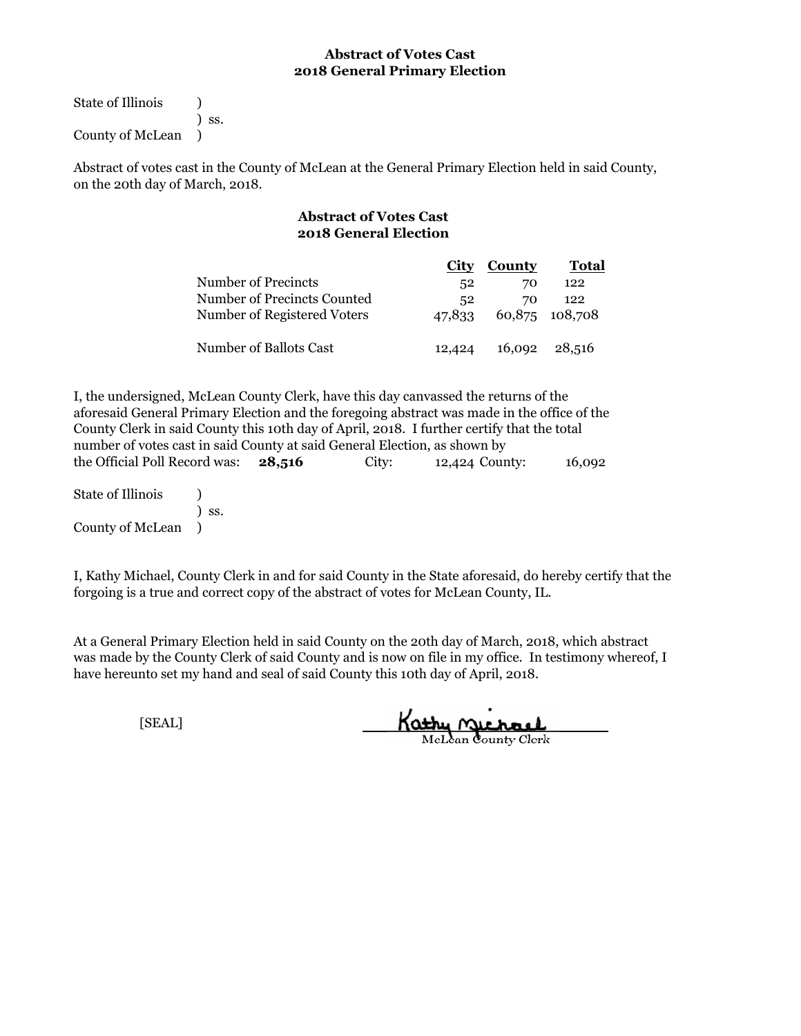**Abstract of Votes Cast**
**2018 General Primary Election**

State of Illinois )
) ss.
County of McLean )

Abstract of votes cast in the County of McLean at the General Primary Election held in said County, on the 20th day of March, 2018.

**Abstract of Votes Cast**
**2018 General Election**

| | **City** | **County** | **Total** |
|---|---|---|---|
| Number of Precincts | 52 | 70 | 122 |
| Number of Precincts Counted | 52 | 70 | 122 |
| Number of Registered Voters | 47,833 | 60,875 | 108,708 |
| Number of Ballots Cast | 12,424 | 16,092 | 28,516 |

I, the undersigned, McLean County Clerk, have this day canvassed the returns of the aforesaid General Primary Election and the foregoing abstract was made in the office of the County Clerk in said County this 10th day of April, 2018. I further certify that the total number of votes cast in said County at said General Election, as shown by the Official Poll Record was: **28,516** City: 12,424 County: 16,092

State of Illinois )
) ss.
County of McLean )

I, Kathy Michael, County Clerk in and for said County in the State aforesaid, do hereby certify that the forgoing is a true and correct copy of the abstract of votes for McLean County, IL.

At a General Primary Election held in said County on the 20th day of March, 2018, which abstract was made by the County Clerk of said County and is now on file in my office. In testimony whereof, I have hereunto set my hand and seal of said County this 10th day of April, 2018.

[SEAL]

Kathy Michael
McLean County Clerk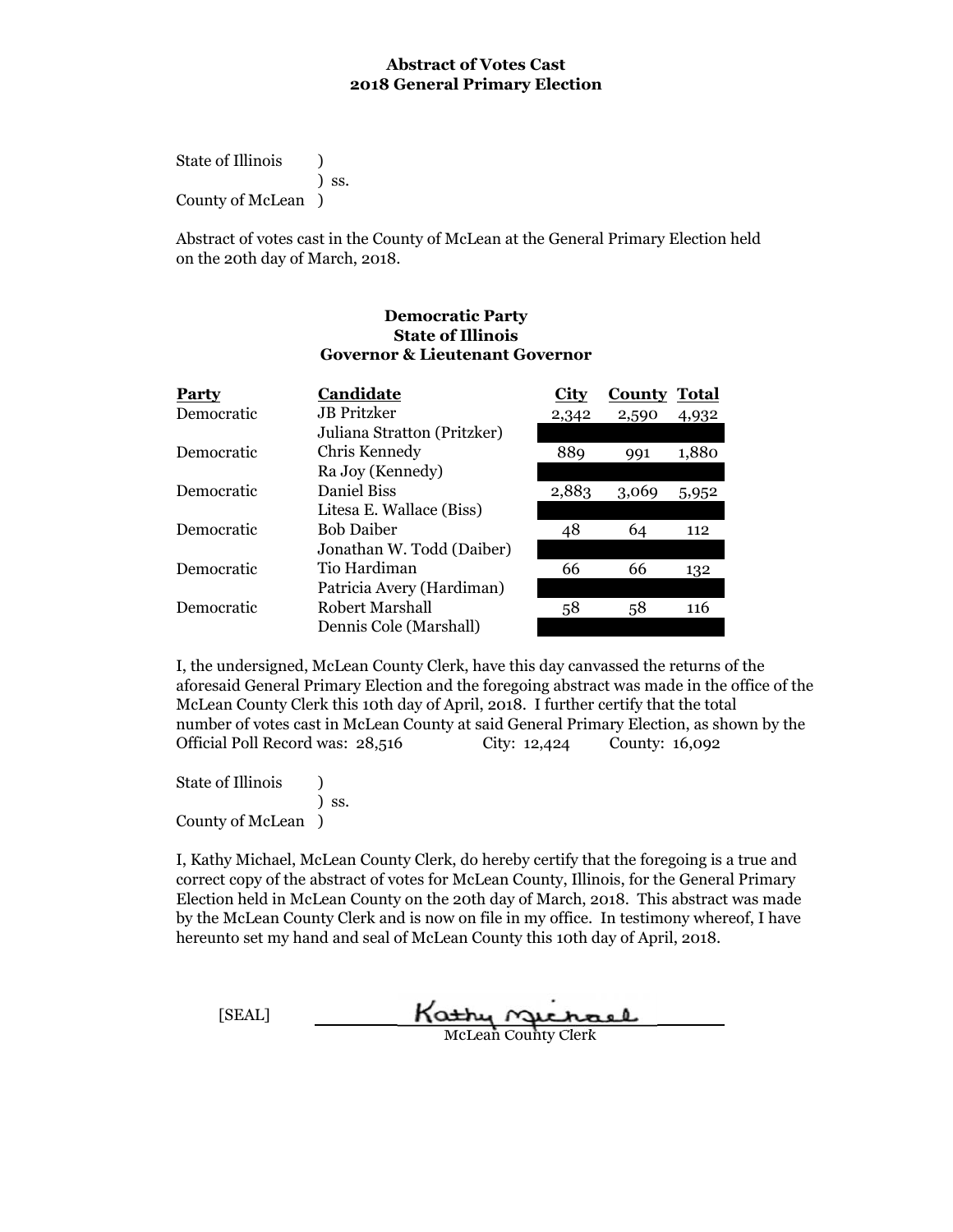**Abstract of Votes Cast**
**2018 General Primary Election**

State of Illinois )
) ss.
County of McLean )

Abstract of votes cast in the County of McLean at the General Primary Election held on the 20th day of March, 2018.

**Democratic Party**
**State of Illinois**
**Governor & Lieutenant Governor**

| Party | Candidate | City | County | Total |
|---|---|---|---|---|
| Democratic | JB Pritzker | 2,342 | 2,590 | 4,932 |
| | Juliana Stratton (Pritzker) | | | |
| Democratic | Chris Kennedy | 889 | 991 | 1,880 |
| | Ra Joy (Kennedy) | | | |
| Democratic | Daniel Biss | 2,883 | 3,069 | 5,952 |
| | Litesa E. Wallace (Biss) | | | |
| Democratic | Bob Daiber | 48 | 64 | 112 |
| | Jonathan W. Todd (Daiber) | | | |
| Democratic | Tio Hardiman | 66 | 66 | 132 |
| | Patricia Avery (Hardiman) | | | |
| Democratic | Robert Marshall | 58 | 58 | 116 |
| | Dennis Cole (Marshall) | | | |

I, the undersigned, McLean County Clerk, have this day canvassed the returns of the aforesaid General Primary Election and the foregoing abstract was made in the office of the McLean County Clerk this 10th day of April, 2018. I further certify that the total number of votes cast in McLean County at said General Primary Election, as shown by the Official Poll Record was: 28,516 City: 12,424 County: 16,092

State of Illinois )
) ss.
County of McLean )

I, Kathy Michael, McLean County Clerk, do hereby certify that the foregoing is a true and correct copy of the abstract of votes for McLean County, Illinois, for the General Primary Election held in McLean County on the 20th day of March, 2018. This abstract was made by the McLean County Clerk and is now on file in my office. In testimony whereof, I have hereunto set my hand and seal of McLean County this 10th day of April, 2018.

[SEAL] Kathy Michael
McLean County Clerk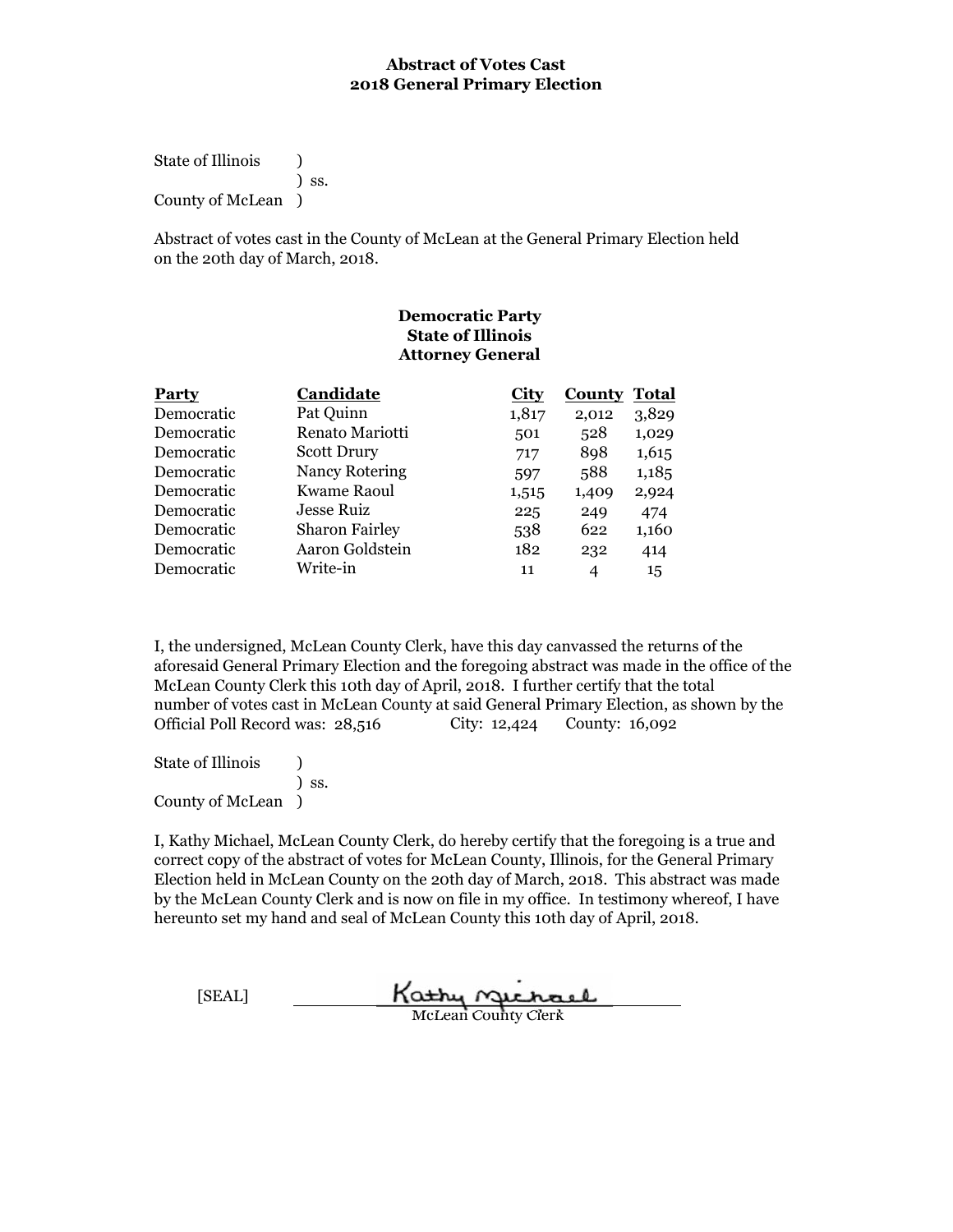**Abstract of Votes Cast**
**2018 General Primary Election**

State of Illinois )
) ss.
County of McLean )

Abstract of votes cast in the County of McLean at the General Primary Election held on the 20th day of March, 2018.

**Democratic Party**
**State of Illinois**
**Attorney General**

| Party | Candidate | City | County | Total |
|---|---|---|---|---|
| Democratic | Pat Quinn | 1,817 | 2,012 | 3,829 |
| Democratic | Renato Mariotti | 501 | 528 | 1,029 |
| Democratic | Scott Drury | 717 | 898 | 1,615 |
| Democratic | Nancy Rotering | 597 | 588 | 1,185 |
| Democratic | Kwame Raoul | 1,515 | 1,409 | 2,924 |
| Democratic | Jesse Ruiz | 225 | 249 | 474 |
| Democratic | Sharon Fairley | 538 | 622 | 1,160 |
| Democratic | Aaron Goldstein | 182 | 232 | 414 |
| Democratic | Write-in | 11 | 4 | 15 |

I, the undersigned, McLean County Clerk, have this day canvassed the returns of the aforesaid General Primary Election and the foregoing abstract was made in the office of the McLean County Clerk this 10th day of April, 2018. I further certify that the total number of votes cast in McLean County at said General Primary Election, as shown by the Official Poll Record was: 28,516 City: 12,424 County: 16,092

State of Illinois )
) ss.
County of McLean )

I, Kathy Michael, McLean County Clerk, do hereby certify that the foregoing is a true and correct copy of the abstract of votes for McLean County, Illinois, for the General Primary Election held in McLean County on the 20th day of March, 2018. This abstract was made by the McLean County Clerk and is now on file in my office. In testimony whereof, I have hereunto set my hand and seal of McLean County this 10th day of April, 2018.

[SEAL] Kathy Michael
McLean County Clerk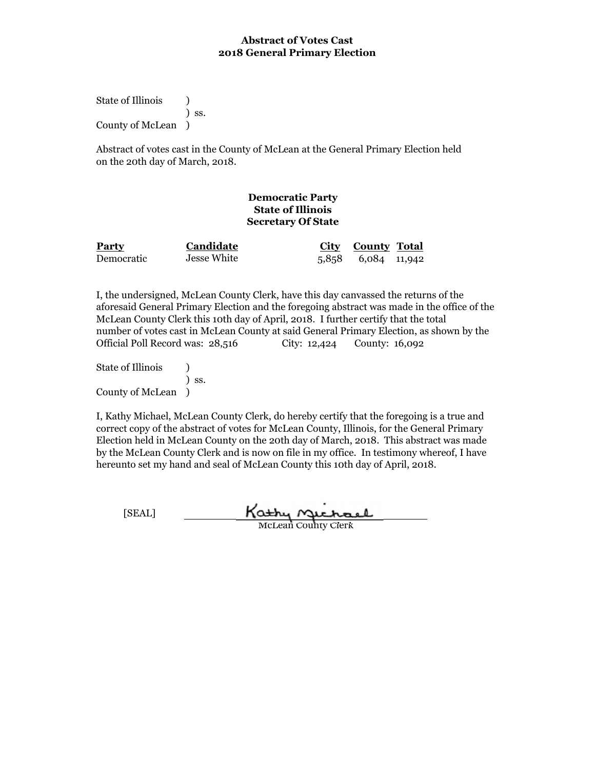**Abstract of Votes Cast**
**2018 General Primary Election**

State of Illinois )
) ss.
County of McLean )

Abstract of votes cast in the County of McLean at the General Primary Election held on the 20th day of March, 2018.

**Democratic Party**
**State of Illinois**
**Secretary Of State**

| Party | Candidate | City | County | Total |
|---|---|---|---|---|
| Democratic | Jesse White | 5,858 | 6,084 | 11,942 |

I, the undersigned, McLean County Clerk, have this day canvassed the returns of the aforesaid General Primary Election and the foregoing abstract was made in the office of the McLean County Clerk this 10th day of April, 2018. I further certify that the total number of votes cast in McLean County at said General Primary Election, as shown by the Official Poll Record was: 28,516 City: 12,424 County: 16,092

State of Illinois )
) ss.
County of McLean )

I, Kathy Michael, McLean County Clerk, do hereby certify that the foregoing is a true and correct copy of the abstract of votes for McLean County, Illinois, for the General Primary Election held in McLean County on the 20th day of March, 2018. This abstract was made by the McLean County Clerk and is now on file in my office. In testimony whereof, I have hereunto set my hand and seal of McLean County this 10th day of April, 2018.

[SEAL] Kathy Michael
McLean County Clerk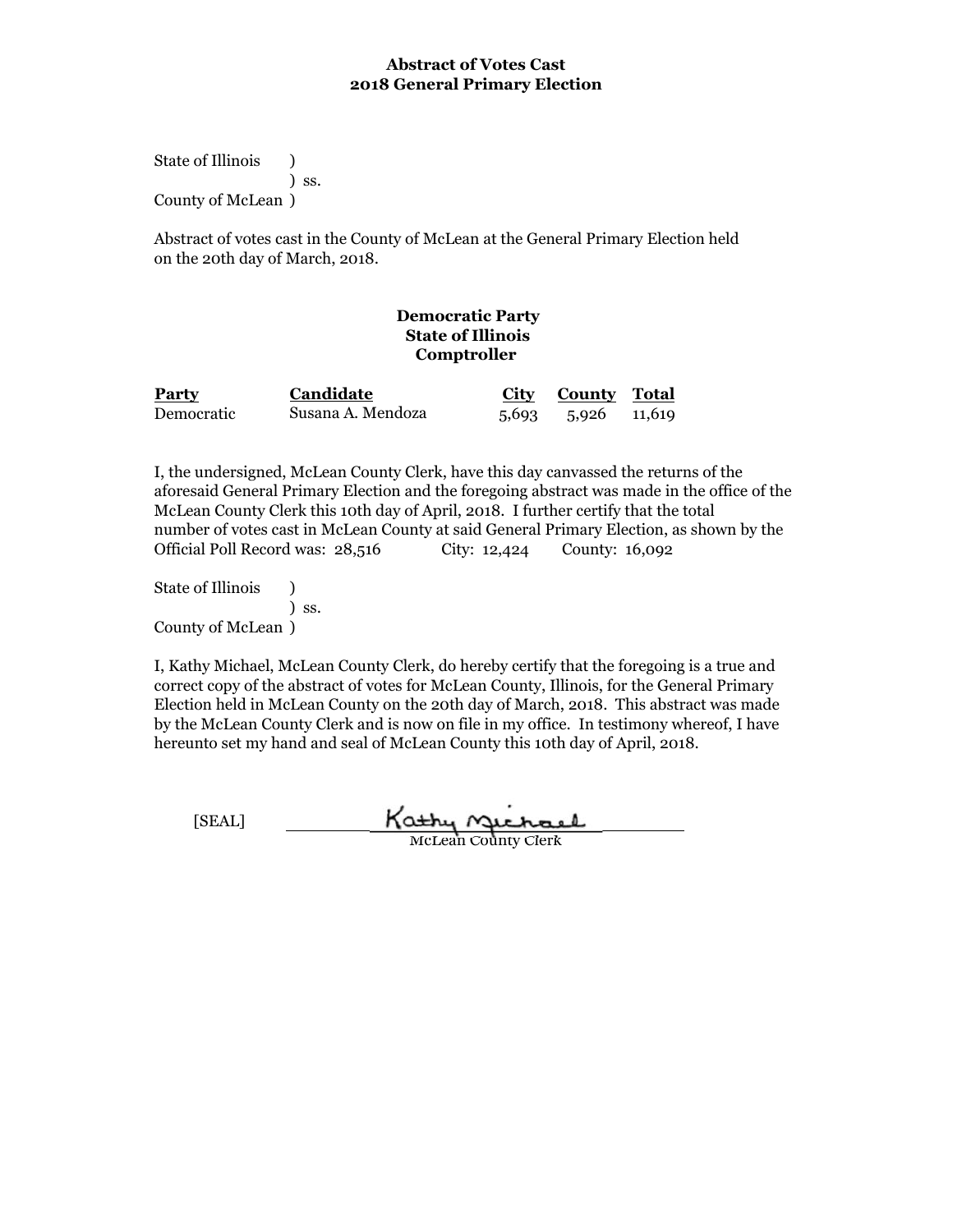**Abstract of Votes Cast**
**2018 General Primary Election**

State of Illinois )
) ss.
County of McLean )

Abstract of votes cast in the County of McLean at the General Primary Election held on the 20th day of March, 2018.

**Democratic Party**
**State of Illinois**
**Comptroller**

| Party | Candidate | City | County | Total |
|---|---|---|---|---|
| Democratic | Susana A. Mendoza | 5,693 | 5,926 | 11,619 |

I, the undersigned, McLean County Clerk, have this day canvassed the returns of the aforesaid General Primary Election and the foregoing abstract was made in the office of the McLean County Clerk this 10th day of April, 2018. I further certify that the total number of votes cast in McLean County at said General Primary Election, as shown by the Official Poll Record was: 28,516 City: 12,424 County: 16,092

State of Illinois )
) ss.
County of McLean )

I, Kathy Michael, McLean County Clerk, do hereby certify that the foregoing is a true and correct copy of the abstract of votes for McLean County, Illinois, for the General Primary Election held in McLean County on the 20th day of March, 2018. This abstract was made by the McLean County Clerk and is now on file in my office. In testimony whereof, I have hereunto set my hand and seal of McLean County this 10th day of April, 2018.

[SEAL] Kathy Michael
McLean County Clerk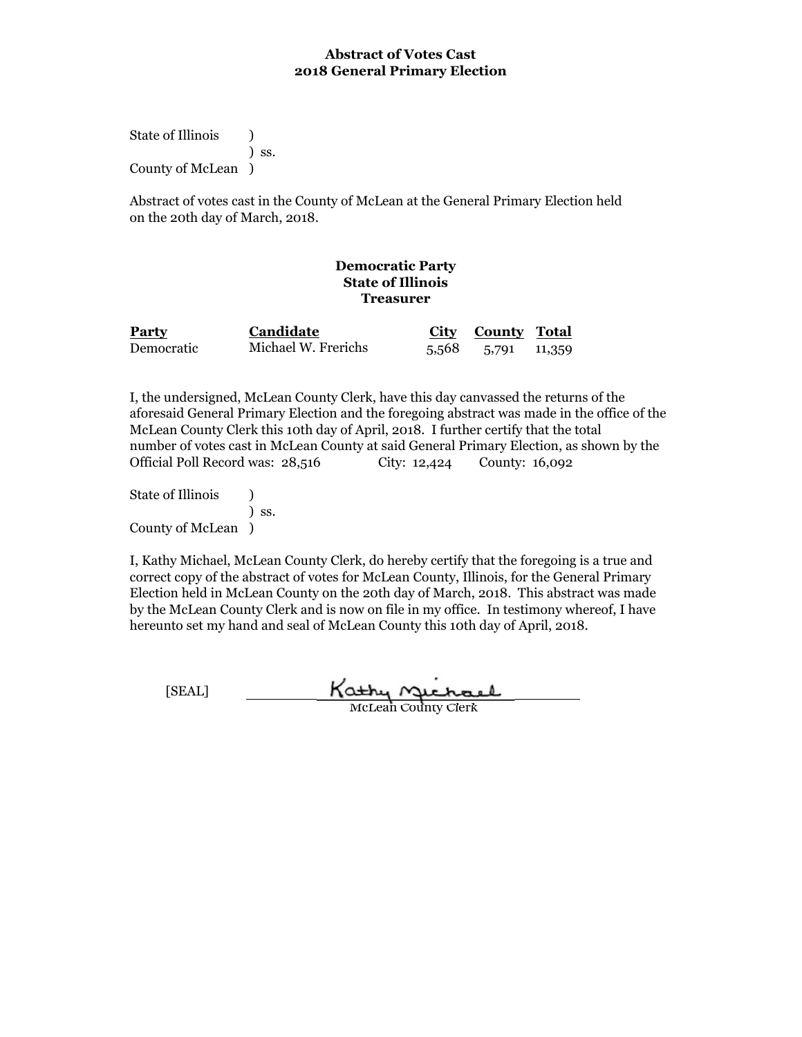**Abstract of Votes Cast**
**2018 General Primary Election**

State of Illinois )
) ss.
County of McLean )

Abstract of votes cast in the County of McLean at the General Primary Election held on the 20th day of March, 2018.

**Democratic Party**
**State of Illinois**
**Treasurer**

| Party | Candidate | City | County | Total |
|---|---|---|---|---|
| Democratic | Michael W. Frerichs | 5,568 | 5,791 | 11,359 |

I, the undersigned, McLean County Clerk, have this day canvassed the returns of the aforesaid General Primary Election and the foregoing abstract was made in the office of the McLean County Clerk this 10th day of April, 2018. I further certify that the total number of votes cast in McLean County at said General Primary Election, as shown by the Official Poll Record was: 28,516 City: 12,424 County: 16,092

State of Illinois )
) ss.
County of McLean )

I, Kathy Michael, McLean County Clerk, do hereby certify that the foregoing is a true and correct copy of the abstract of votes for McLean County, Illinois, for the General Primary Election held in McLean County on the 20th day of March, 2018. This abstract was made by the McLean County Clerk and is now on file in my office. In testimony whereof, I have hereunto set my hand and seal of McLean County this 10th day of April, 2018.

[SEAL] Kathy Michael
McLean County Clerk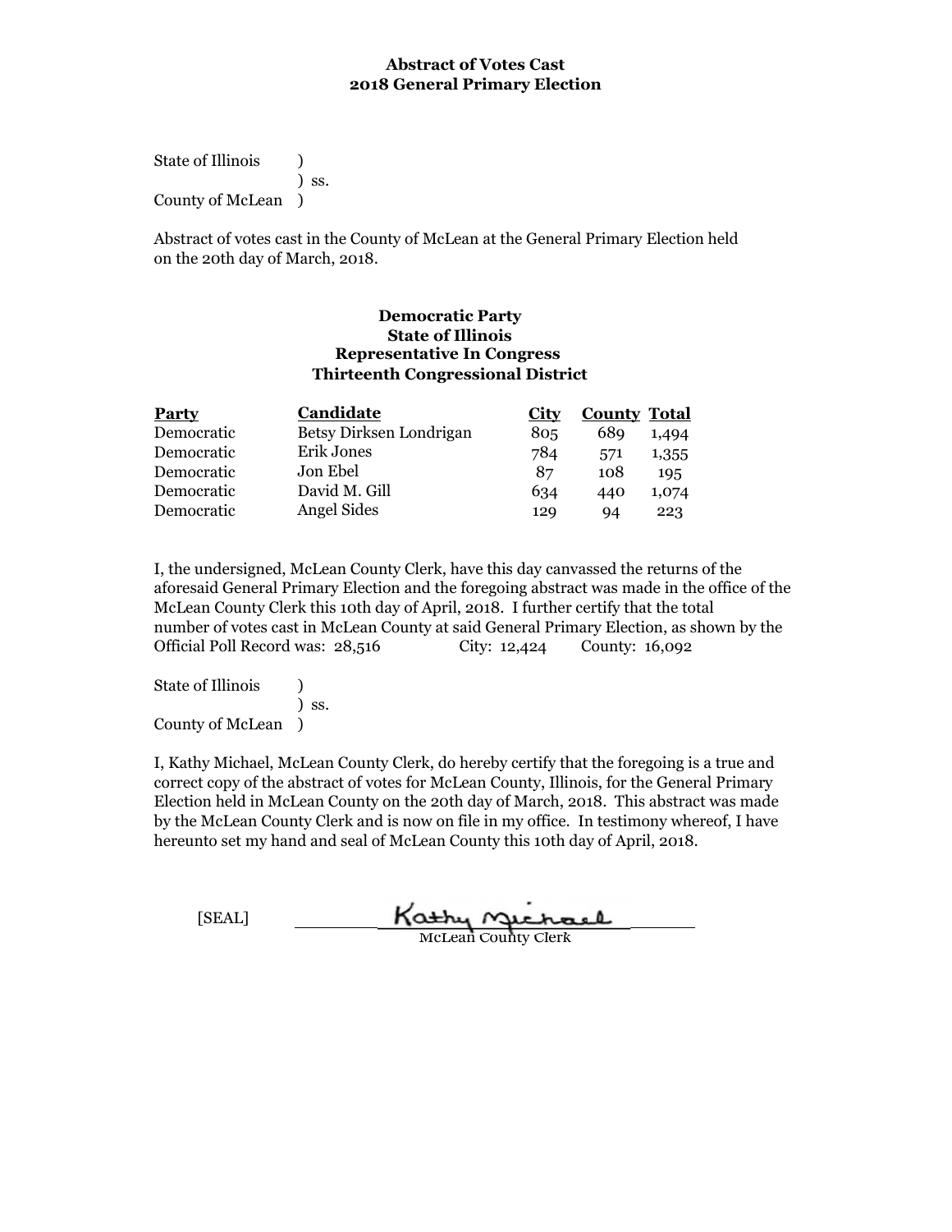**Abstract of Votes Cast**
**2018 General Primary Election**

State of Illinois )
) ss.
County of McLean )

Abstract of votes cast in the County of McLean at the General Primary Election held on the 20th day of March, 2018.

**Democratic Party**
**State of Illinois**
**Representative In Congress**
**Thirteenth Congressional District**

| Party | Candidate | City | County | Total |
|---|---|---|---|---|
| Democratic | Betsy Dirksen Londrigan | 805 | 689 | 1,494 |
| Democratic | Erik Jones | 784 | 571 | 1,355 |
| Democratic | Jon Ebel | 87 | 108 | 195 |
| Democratic | David M. Gill | 634 | 440 | 1,074 |
| Democratic | Angel Sides | 129 | 94 | 223 |

I, the undersigned, McLean County Clerk, have this day canvassed the returns of the aforesaid General Primary Election and the foregoing abstract was made in the office of the McLean County Clerk this 10th day of April, 2018. I further certify that the total number of votes cast in McLean County at said General Primary Election, as shown by the Official Poll Record was: 28,516 City: 12,424 County: 16,092

State of Illinois )
) ss.
County of McLean )

I, Kathy Michael, McLean County Clerk, do hereby certify that the foregoing is a true and correct copy of the abstract of votes for McLean County, Illinois, for the General Primary Election held in McLean County on the 20th day of March, 2018. This abstract was made by the McLean County Clerk and is now on file in my office. In testimony whereof, I have hereunto set my hand and seal of McLean County this 10th day of April, 2018.

[SEAL] Kathy Michael
McLean County Clerk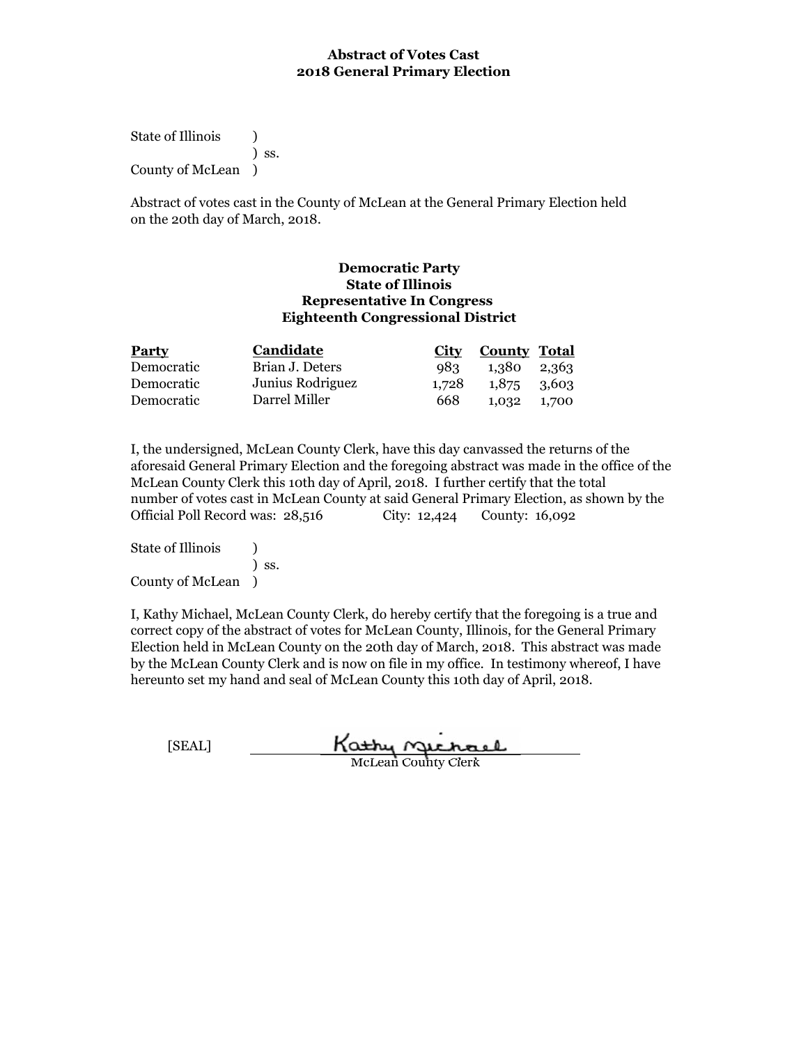**Abstract of Votes Cast**
**2018 General Primary Election**

State of Illinois )
) ss.
County of McLean )

Abstract of votes cast in the County of McLean at the General Primary Election held on the 20th day of March, 2018.

**Democratic Party**
**State of Illinois**
**Representative In Congress**
**Eighteenth Congressional District**

| Party | Candidate | City | County | Total |
|---|---|---|---|---|
| Democratic | Brian J. Deters | 983 | 1,380 | 2,363 |
| Democratic | Junius Rodriguez | 1,728 | 1,875 | 3,603 |
| Democratic | Darrel Miller | 668 | 1,032 | 1,700 |

I, the undersigned, McLean County Clerk, have this day canvassed the returns of the aforesaid General Primary Election and the foregoing abstract was made in the office of the McLean County Clerk this 10th day of April, 2018. I further certify that the total number of votes cast in McLean County at said General Primary Election, as shown by the Official Poll Record was: 28,516 City: 12,424 County: 16,092

State of Illinois )
) ss.
County of McLean )

I, Kathy Michael, McLean County Clerk, do hereby certify that the foregoing is a true and correct copy of the abstract of votes for McLean County, Illinois, for the General Primary Election held in McLean County on the 20th day of March, 2018. This abstract was made by the McLean County Clerk and is now on file in my office. In testimony whereof, I have hereunto set my hand and seal of McLean County this 10th day of April, 2018.

[SEAL] Kathy Michael
McLean County Clerk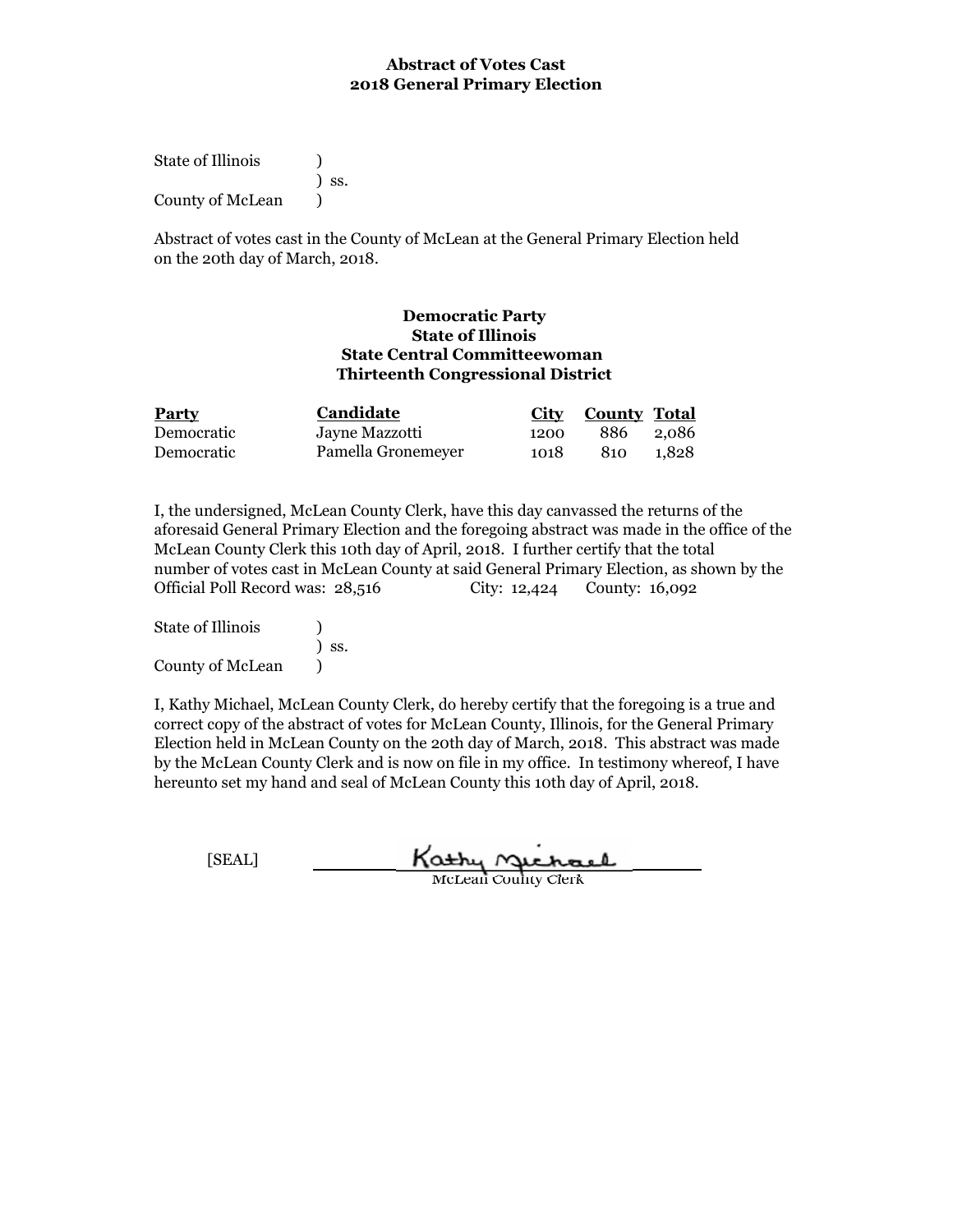**Abstract of Votes Cast**
**2018 General Primary Election**

State of Illinois )
) ss.
County of McLean )

Abstract of votes cast in the County of McLean at the General Primary Election held on the 20th day of March, 2018.

**Democratic Party**
**State of Illinois**
**State Central Committeewoman**
**Thirteenth Congressional District**

| Party | Candidate | City | County | Total |
|---|---|---|---|---|
| Democratic | Jayne Mazzotti | 1200 | 886 | 2,086 |
| Democratic | Pamella Gronemeyer | 1018 | 810 | 1,828 |

I, the undersigned, McLean County Clerk, have this day canvassed the returns of the aforesaid General Primary Election and the foregoing abstract was made in the office of the McLean County Clerk this 10th day of April, 2018. I further certify that the total number of votes cast in McLean County at said General Primary Election, as shown by the Official Poll Record was: 28,516 City: 12,424 County: 16,092

State of Illinois )
) ss.
County of McLean )

I, Kathy Michael, McLean County Clerk, do hereby certify that the foregoing is a true and correct copy of the abstract of votes for McLean County, Illinois, for the General Primary Election held in McLean County on the 20th day of March, 2018. This abstract was made by the McLean County Clerk and is now on file in my office. In testimony whereof, I have hereunto set my hand and seal of McLean County this 10th day of April, 2018.

[SEAL] Kathy Michael
McLean County Clerk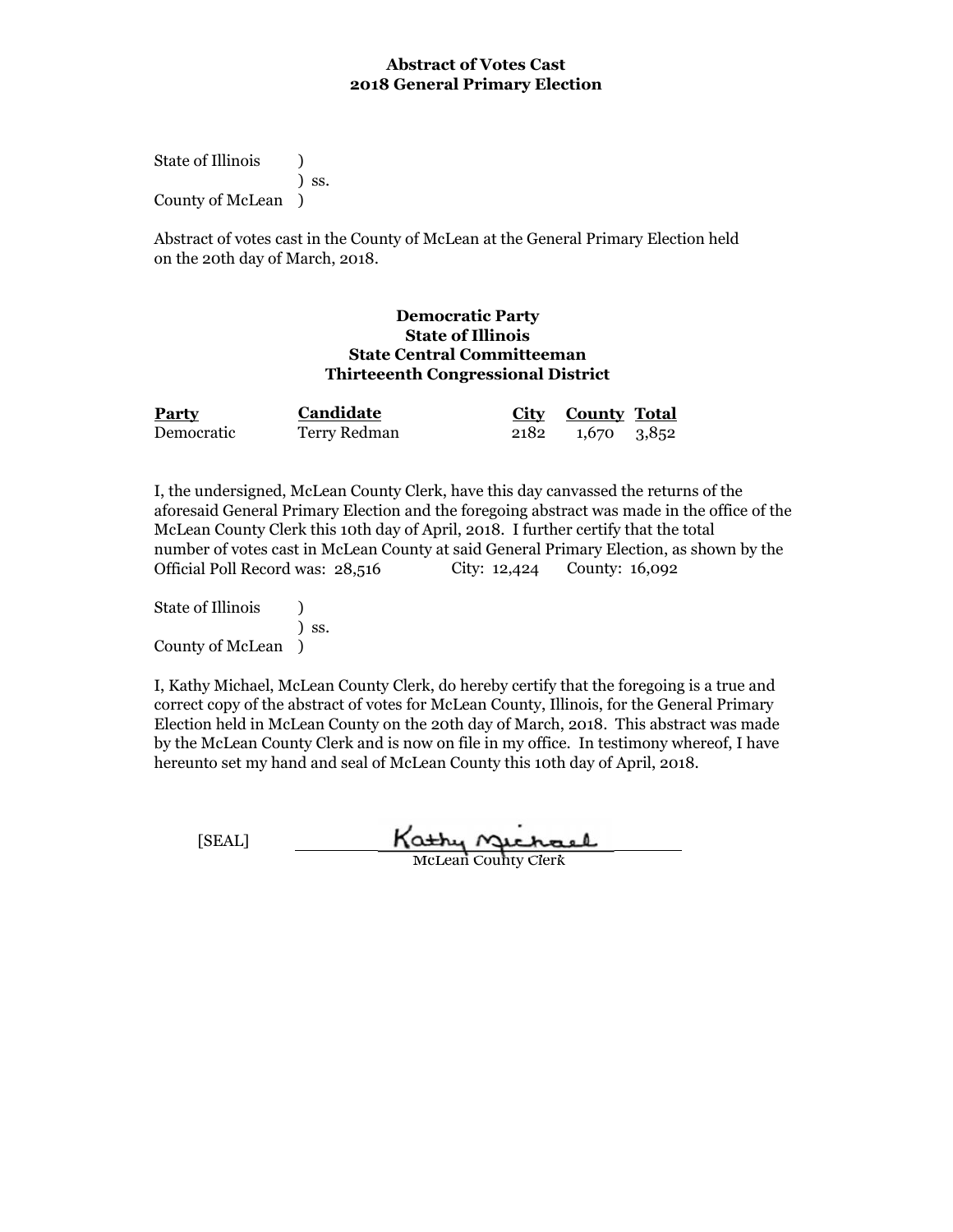**Abstract of Votes Cast**
**2018 General Primary Election**

State of Illinois )
) ss.
County of McLean )

Abstract of votes cast in the County of McLean at the General Primary Election held on the 20th day of March, 2018.

**Democratic Party**
**State of Illinois**
**State Central Committeeman**
**Thirteeenth Congressional District**

| Party | Candidate | City | County | Total |
|---|---|---|---|---|
| Democratic | Terry Redman | 2182 | 1,670 | 3,852 |

I, the undersigned, McLean County Clerk, have this day canvassed the returns of the aforesaid General Primary Election and the foregoing abstract was made in the office of the McLean County Clerk this 10th day of April, 2018. I further certify that the total number of votes cast in McLean County at said General Primary Election, as shown by the Official Poll Record was: 28,516 City: 12,424 County: 16,092

State of Illinois )
) ss.
County of McLean )

I, Kathy Michael, McLean County Clerk, do hereby certify that the foregoing is a true and correct copy of the abstract of votes for McLean County, Illinois, for the General Primary Election held in McLean County on the 20th day of March, 2018. This abstract was made by the McLean County Clerk and is now on file in my office. In testimony whereof, I have hereunto set my hand and seal of McLean County this 10th day of April, 2018.

[SEAL] Kathy Michael
McLean County Clerk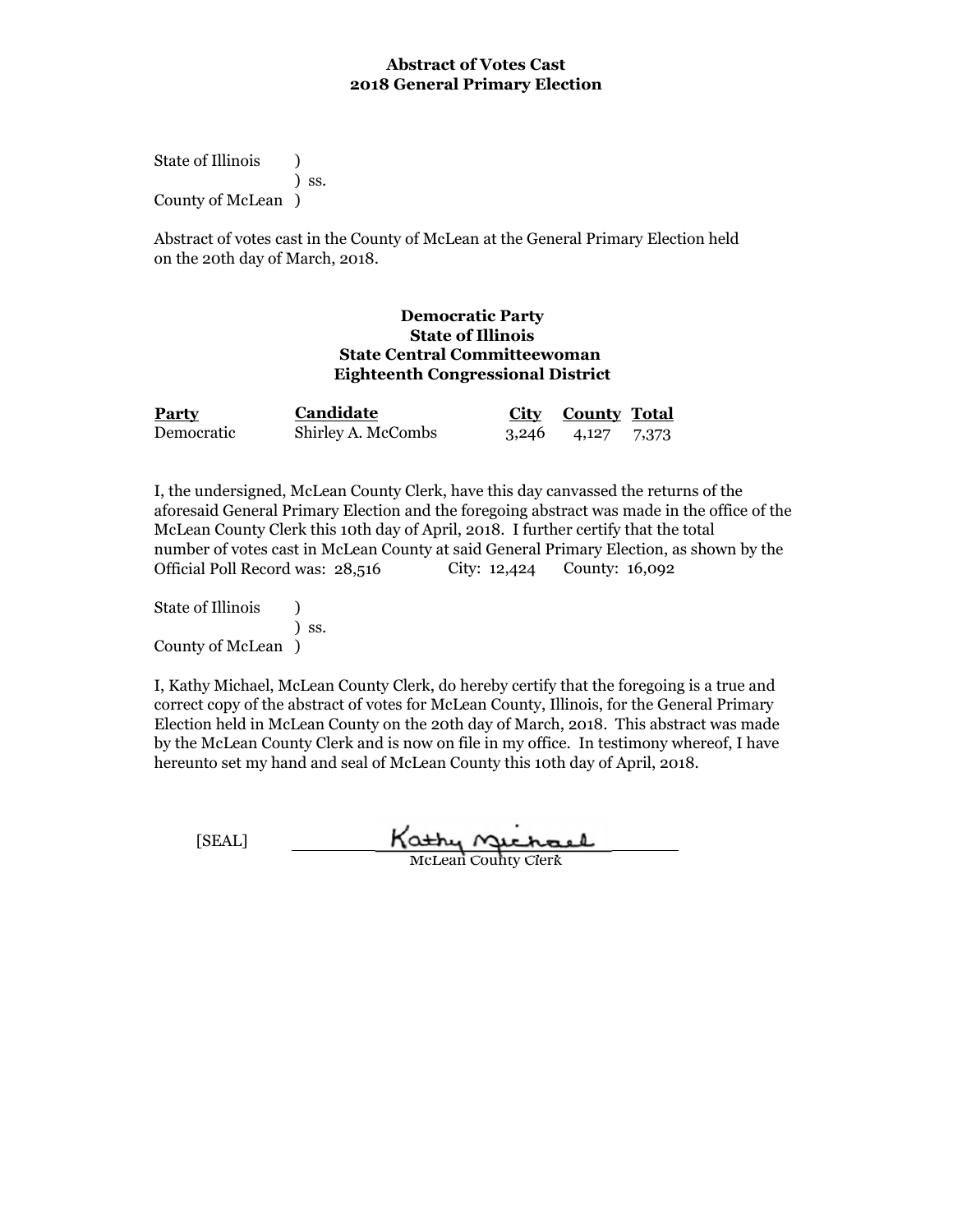**Abstract of Votes Cast**
**2018 General Primary Election**

State of Illinois )
) ss.
County of McLean )

Abstract of votes cast in the County of McLean at the General Primary Election held on the 20th day of March, 2018.

**Democratic Party**
**State of Illinois**
**State Central Committeewoman**
**Eighteenth Congressional District**

| Party | Candidate | City | County | Total |
|---|---|---|---|---|
| Democratic | Shirley A. McCombs | 3,246 | 4,127 | 7,373 |

I, the undersigned, McLean County Clerk, have this day canvassed the returns of the aforesaid General Primary Election and the foregoing abstract was made in the office of the McLean County Clerk this 10th day of April, 2018. I further certify that the total number of votes cast in McLean County at said General Primary Election, as shown by the Official Poll Record was: 28,516 City: 12,424 County: 16,092

State of Illinois )
) ss.
County of McLean )

I, Kathy Michael, McLean County Clerk, do hereby certify that the foregoing is a true and correct copy of the abstract of votes for McLean County, Illinois, for the General Primary Election held in McLean County on the 20th day of March, 2018. This abstract was made by the McLean County Clerk and is now on file in my office. In testimony whereof, I have hereunto set my hand and seal of McLean County this 10th day of April, 2018.

[SEAL] Kathy Michael
McLean County Clerk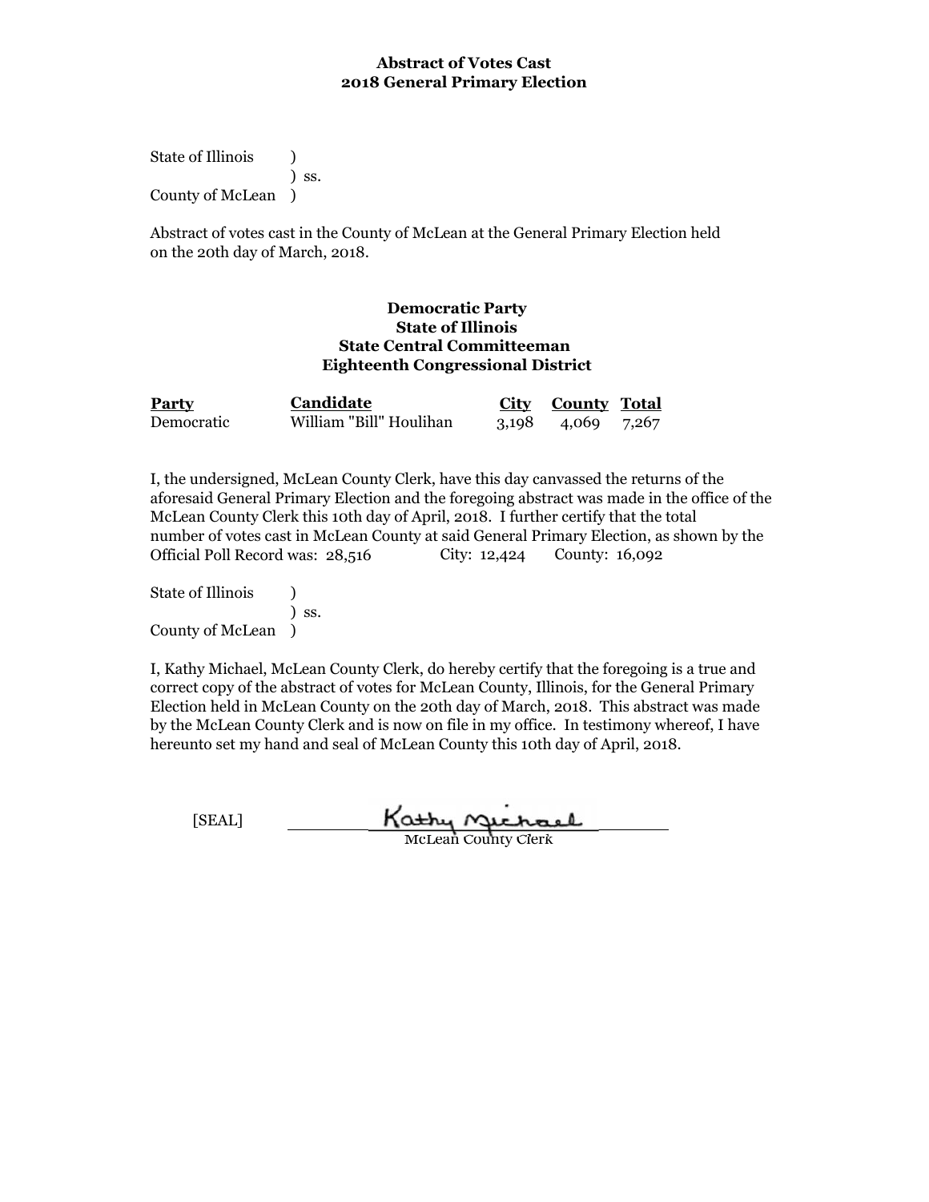**Abstract of Votes Cast**
**2018 General Primary Election**

State of Illinois )
) ss.
County of McLean )

Abstract of votes cast in the County of McLean at the General Primary Election held on the 20th day of March, 2018.

**Democratic Party**
**State of Illinois**
**State Central Committeeman**
**Eighteenth Congressional District**

| Party | Candidate | City | County | Total |
|---|---|---|---|---|
| Democratic | William "Bill" Houlihan | 3,198 | 4,069 | 7,267 |

I, the undersigned, McLean County Clerk, have this day canvassed the returns of the aforesaid General Primary Election and the foregoing abstract was made in the office of the McLean County Clerk this 10th day of April, 2018. I further certify that the total number of votes cast in McLean County at said General Primary Election, as shown by the Official Poll Record was: 28,516 City: 12,424 County: 16,092

State of Illinois )
) ss.
County of McLean )

I, Kathy Michael, McLean County Clerk, do hereby certify that the foregoing is a true and correct copy of the abstract of votes for McLean County, Illinois, for the General Primary Election held in McLean County on the 20th day of March, 2018. This abstract was made by the McLean County Clerk and is now on file in my office. In testimony whereof, I have hereunto set my hand and seal of McLean County this 10th day of April, 2018.

[SEAL] Kathy Michael
McLean County Clerk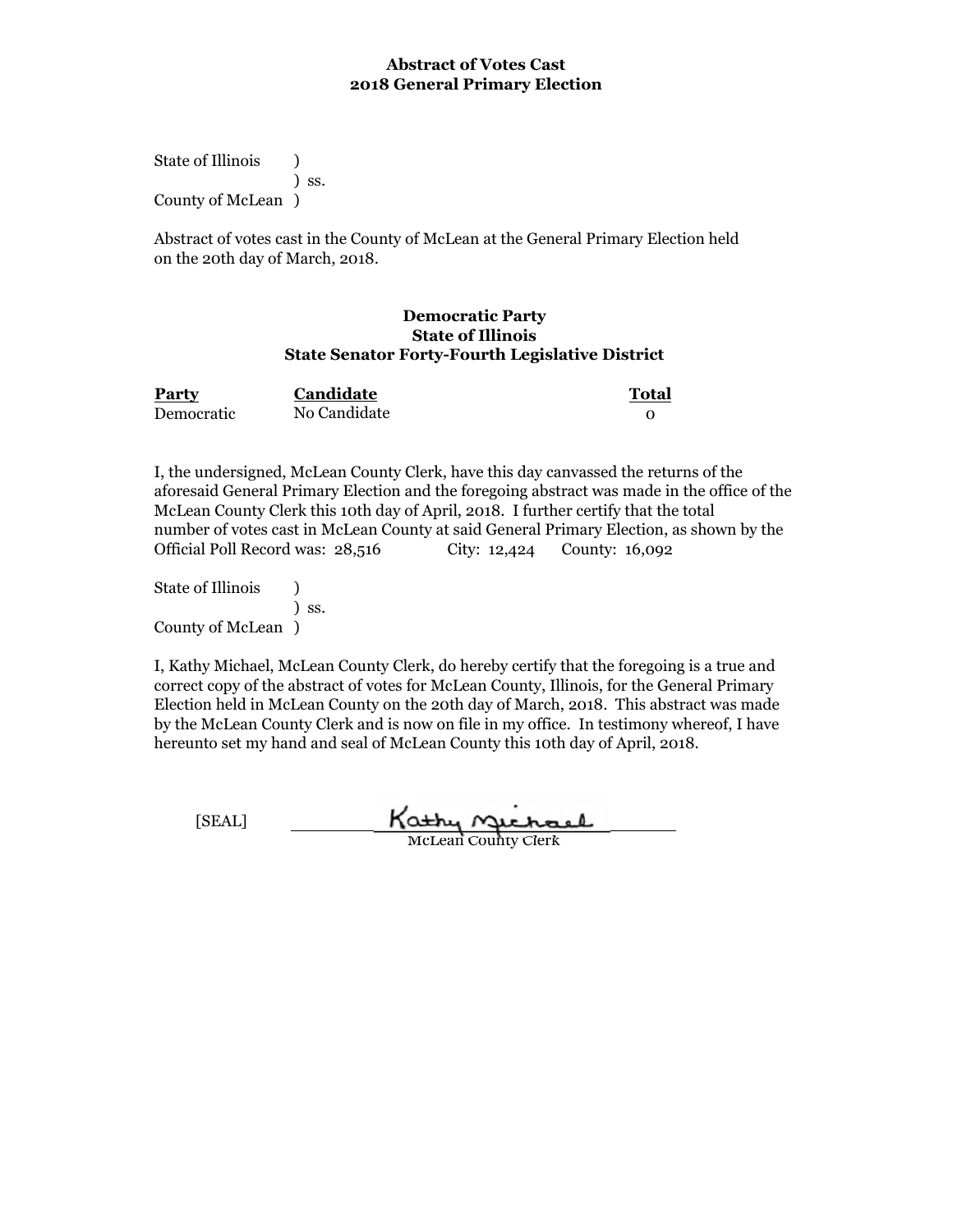**Abstract of Votes Cast**
**2018 General Primary Election**

State of Illinois )
) ss.
County of McLean )

Abstract of votes cast in the County of McLean at the General Primary Election held on the 20th day of March, 2018.

**Democratic Party**
**State of Illinois**
**State Senator Forty-Fourth Legislative District**

| Party | Candidate | Total |
|---|---|---|
| Democratic | No Candidate | 0 |

I, the undersigned, McLean County Clerk, have this day canvassed the returns of the aforesaid General Primary Election and the foregoing abstract was made in the office of the McLean County Clerk this 10th day of April, 2018. I further certify that the total number of votes cast in McLean County at said General Primary Election, as shown by the Official Poll Record was: 28,516 City: 12,424 County: 16,092

State of Illinois )
) ss.
County of McLean )

I, Kathy Michael, McLean County Clerk, do hereby certify that the foregoing is a true and correct copy of the abstract of votes for McLean County, Illinois, for the General Primary Election held in McLean County on the 20th day of March, 2018. This abstract was made by the McLean County Clerk and is now on file in my office. In testimony whereof, I have hereunto set my hand and seal of McLean County this 10th day of April, 2018.

[SEAL] Kathy Michael
McLean County Clerk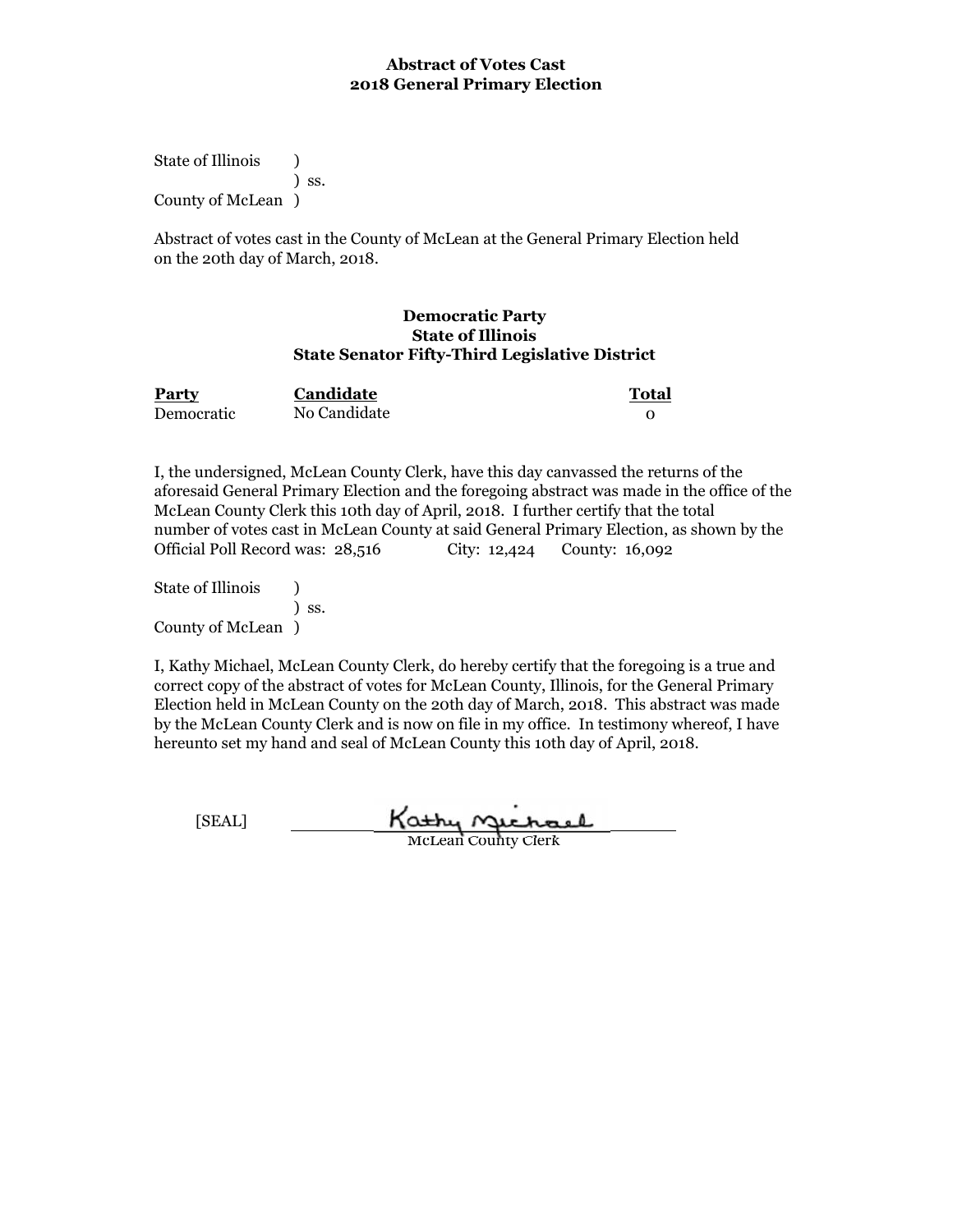**Abstract of Votes Cast**
**2018 General Primary Election**

State of Illinois )
) ss.
County of McLean )

Abstract of votes cast in the County of McLean at the General Primary Election held on the 20th day of March, 2018.

**Democratic Party**
**State of Illinois**
**State Senator Fifty-Third Legislative District**

| Party | Candidate | Total |
|---|---|---|
| Democratic | No Candidate | 0 |

I, the undersigned, McLean County Clerk, have this day canvassed the returns of the aforesaid General Primary Election and the foregoing abstract was made in the office of the McLean County Clerk this 10th day of April, 2018. I further certify that the total number of votes cast in McLean County at said General Primary Election, as shown by the Official Poll Record was: 28,516 City: 12,424 County: 16,092

State of Illinois )
) ss.
County of McLean )

I, Kathy Michael, McLean County Clerk, do hereby certify that the foregoing is a true and correct copy of the abstract of votes for McLean County, Illinois, for the General Primary Election held in McLean County on the 20th day of March, 2018. This abstract was made by the McLean County Clerk and is now on file in my office. In testimony whereof, I have hereunto set my hand and seal of McLean County this 10th day of April, 2018.

[SEAL] Kathy Michael
McLean County Clerk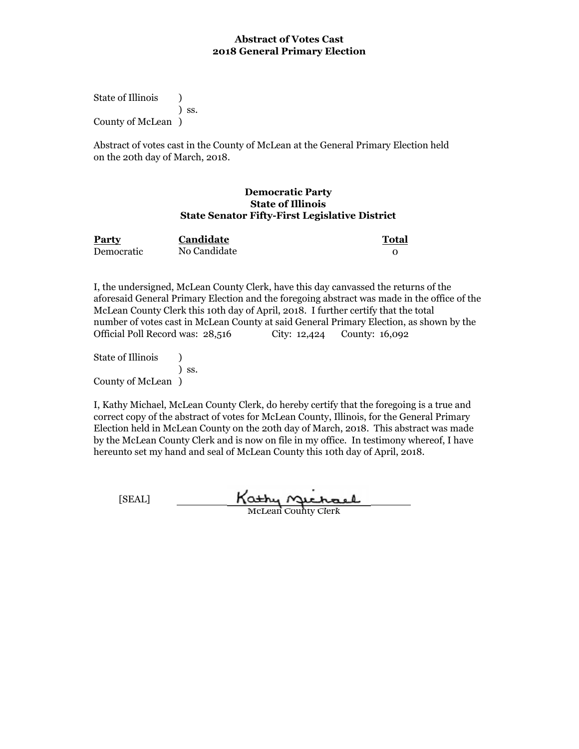**Abstract of Votes Cast**
**2018 General Primary Election**

State of Illinois )
) ss.
County of McLean )

Abstract of votes cast in the County of McLean at the General Primary Election held on the 20th day of March, 2018.

**Democratic Party**
**State of Illinois**
**State Senator Fifty-First Legislative District**

| Party | Candidate | Total |
|---|---|---|
| Democratic | No Candidate | 0 |

I, the undersigned, McLean County Clerk, have this day canvassed the returns of the aforesaid General Primary Election and the foregoing abstract was made in the office of the McLean County Clerk this 10th day of April, 2018. I further certify that the total number of votes cast in McLean County at said General Primary Election, as shown by the Official Poll Record was: 28,516 City: 12,424 County: 16,092

State of Illinois )
) ss.
County of McLean )

I, Kathy Michael, McLean County Clerk, do hereby certify that the foregoing is a true and correct copy of the abstract of votes for McLean County, Illinois, for the General Primary Election held in McLean County on the 20th day of March, 2018. This abstract was made by the McLean County Clerk and is now on file in my office. In testimony whereof, I have hereunto set my hand and seal of McLean County this 10th day of April, 2018.

[SEAL] Kathy Michael
McLean County Clerk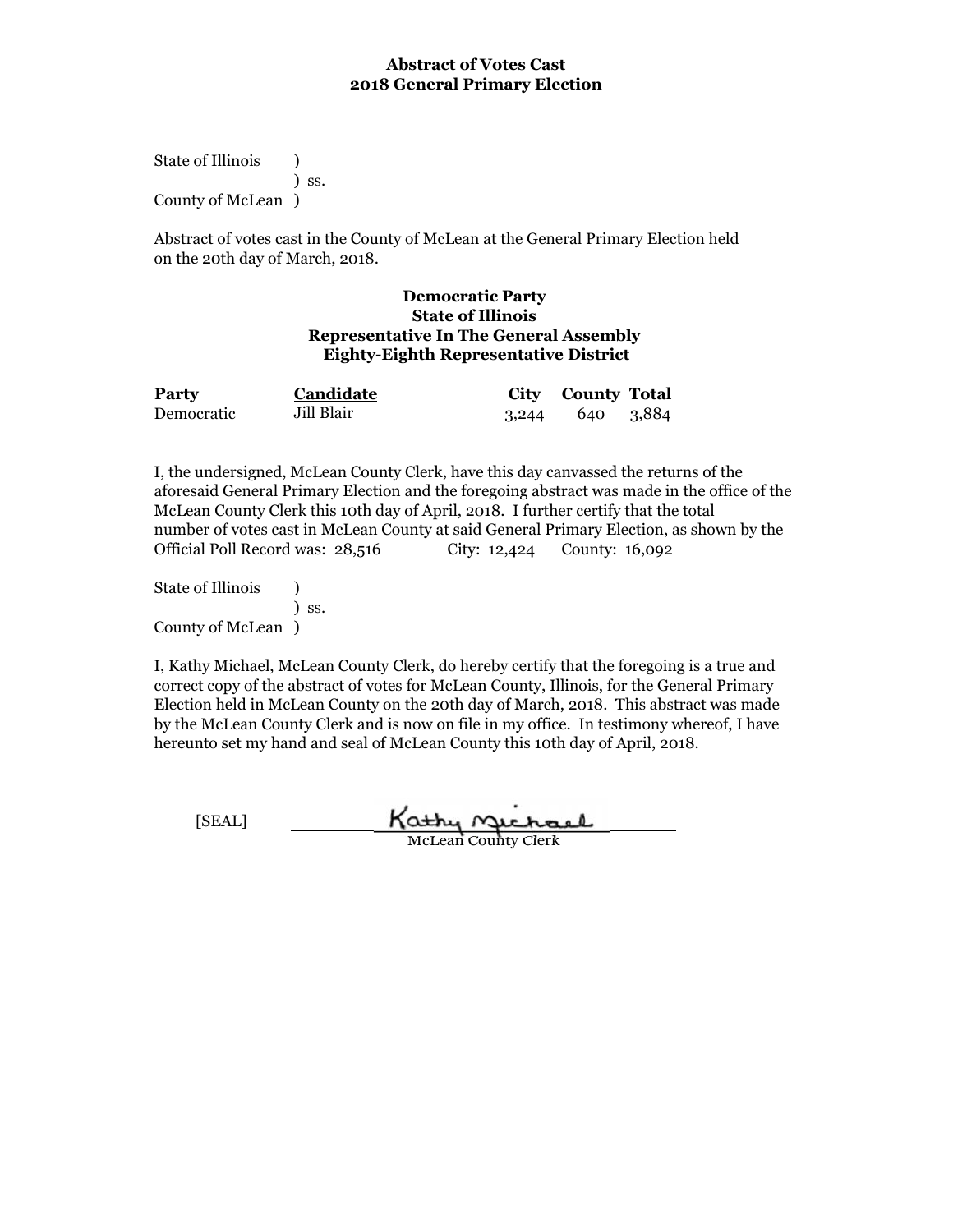**Abstract of Votes Cast**
**2018 General Primary Election**

State of Illinois )
) ss.
County of McLean )

Abstract of votes cast in the County of McLean at the General Primary Election held on the 20th day of March, 2018.

**Democratic Party**
**State of Illinois**
**Representative In The General Assembly**
**Eighty-Eighth Representative District**

| Party | Candidate | City | County | Total |
|---|---|---|---|---|
| Democratic | Jill Blair | 3,244 | 640 | 3,884 |

I, the undersigned, McLean County Clerk, have this day canvassed the returns of the aforesaid General Primary Election and the foregoing abstract was made in the office of the McLean County Clerk this 10th day of April, 2018. I further certify that the total number of votes cast in McLean County at said General Primary Election, as shown by the Official Poll Record was: 28,516 City: 12,424 County: 16,092

State of Illinois )
) ss.
County of McLean )

I, Kathy Michael, McLean County Clerk, do hereby certify that the foregoing is a true and correct copy of the abstract of votes for McLean County, Illinois, for the General Primary Election held in McLean County on the 20th day of March, 2018. This abstract was made by the McLean County Clerk and is now on file in my office. In testimony whereof, I have hereunto set my hand and seal of McLean County this 10th day of April, 2018.

[SEAL] Kathy Michael
McLean County Clerk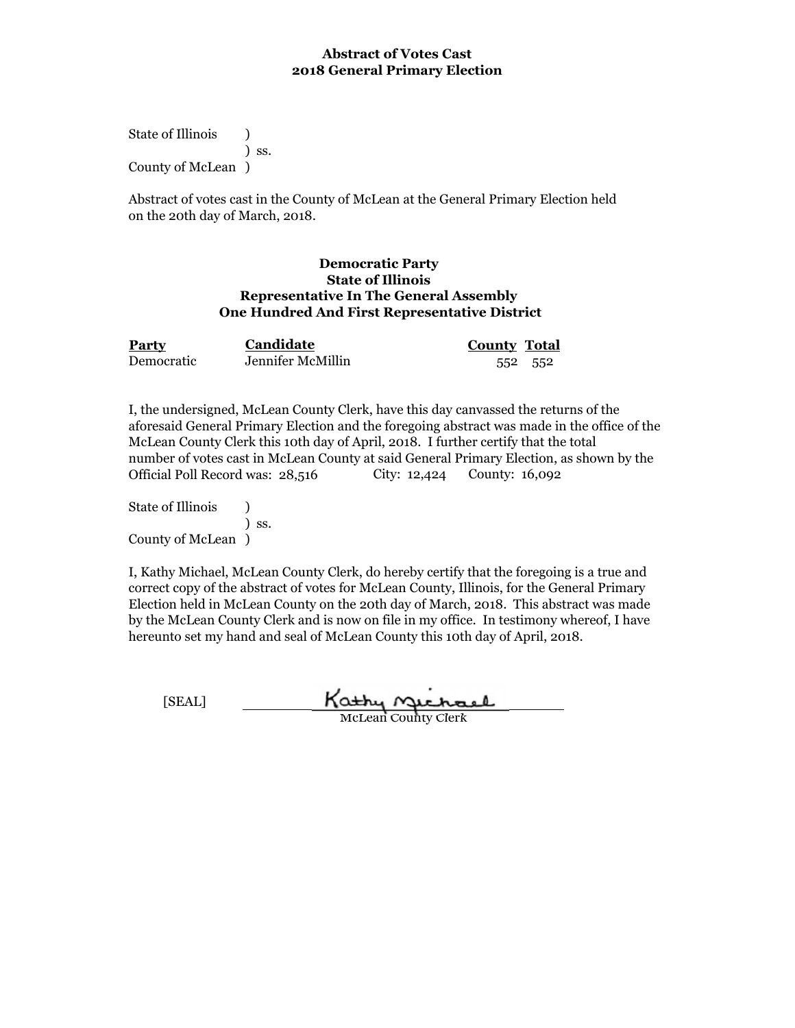**Abstract of Votes Cast**
**2018 General Primary Election**

State of Illinois )
) ss.
County of McLean )

Abstract of votes cast in the County of McLean at the General Primary Election held on the 20th day of March, 2018.

**Democratic Party**
**State of Illinois**
**Representative In The General Assembly**
**One Hundred And First Representative District**

| Party | Candidate | County | Total |
|---|---|---|---|
| Democratic | Jennifer McMillin | 552 | 552 |

I, the undersigned, McLean County Clerk, have this day canvassed the returns of the aforesaid General Primary Election and the foregoing abstract was made in the office of the McLean County Clerk this 10th day of April, 2018. I further certify that the total number of votes cast in McLean County at said General Primary Election, as shown by the Official Poll Record was: 28,516 City: 12,424 County: 16,092

State of Illinois )
) ss.
County of McLean )

I, Kathy Michael, McLean County Clerk, do hereby certify that the foregoing is a true and correct copy of the abstract of votes for McLean County, Illinois, for the General Primary Election held in McLean County on the 20th day of March, 2018. This abstract was made by the McLean County Clerk and is now on file in my office. In testimony whereof, I have hereunto set my hand and seal of McLean County this 10th day of April, 2018.

[SEAL] Kathy Michael
McLean County Clerk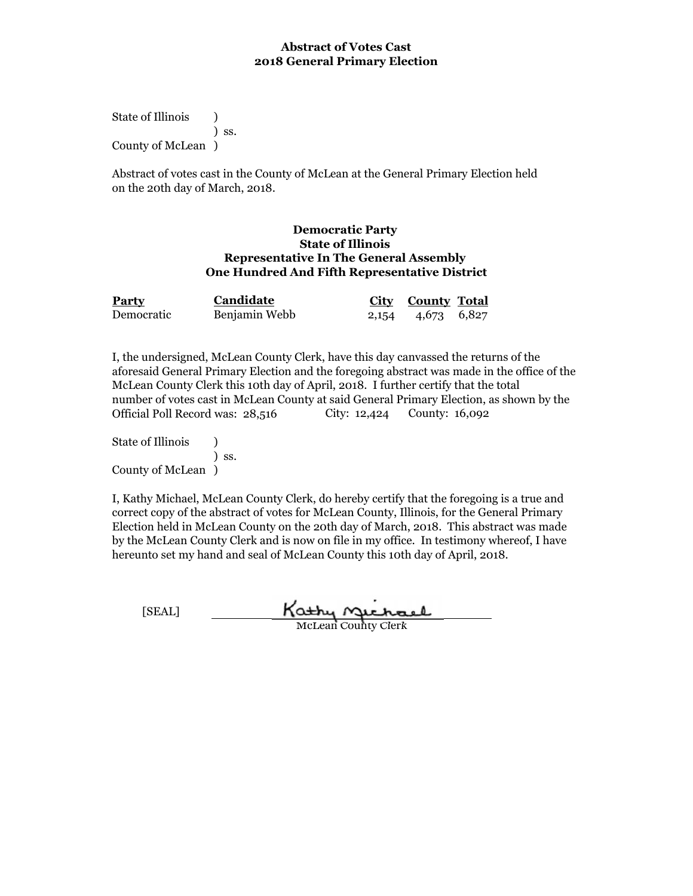**Abstract of Votes Cast**
**2018 General Primary Election**

State of Illinois )
) ss.
County of McLean )

Abstract of votes cast in the County of McLean at the General Primary Election held on the 20th day of March, 2018.

**Democratic Party**
**State of Illinois**
**Representative In The General Assembly**
**One Hundred And Fifth Representative District**

| Party | Candidate | City | County | Total |
|---|---|---|---|---|
| Democratic | Benjamin Webb | 2,154 | 4,673 | 6,827 |

I, the undersigned, McLean County Clerk, have this day canvassed the returns of the aforesaid General Primary Election and the foregoing abstract was made in the office of the McLean County Clerk this 10th day of April, 2018. I further certify that the total number of votes cast in McLean County at said General Primary Election, as shown by the Official Poll Record was: 28,516 City: 12,424 County: 16,092

State of Illinois )
) ss.
County of McLean )

I, Kathy Michael, McLean County Clerk, do hereby certify that the foregoing is a true and correct copy of the abstract of votes for McLean County, Illinois, for the General Primary Election held in McLean County on the 20th day of March, 2018. This abstract was made by the McLean County Clerk and is now on file in my office. In testimony whereof, I have hereunto set my hand and seal of McLean County this 10th day of April, 2018.

[SEAL] Kathy Michael
McLean County Clerk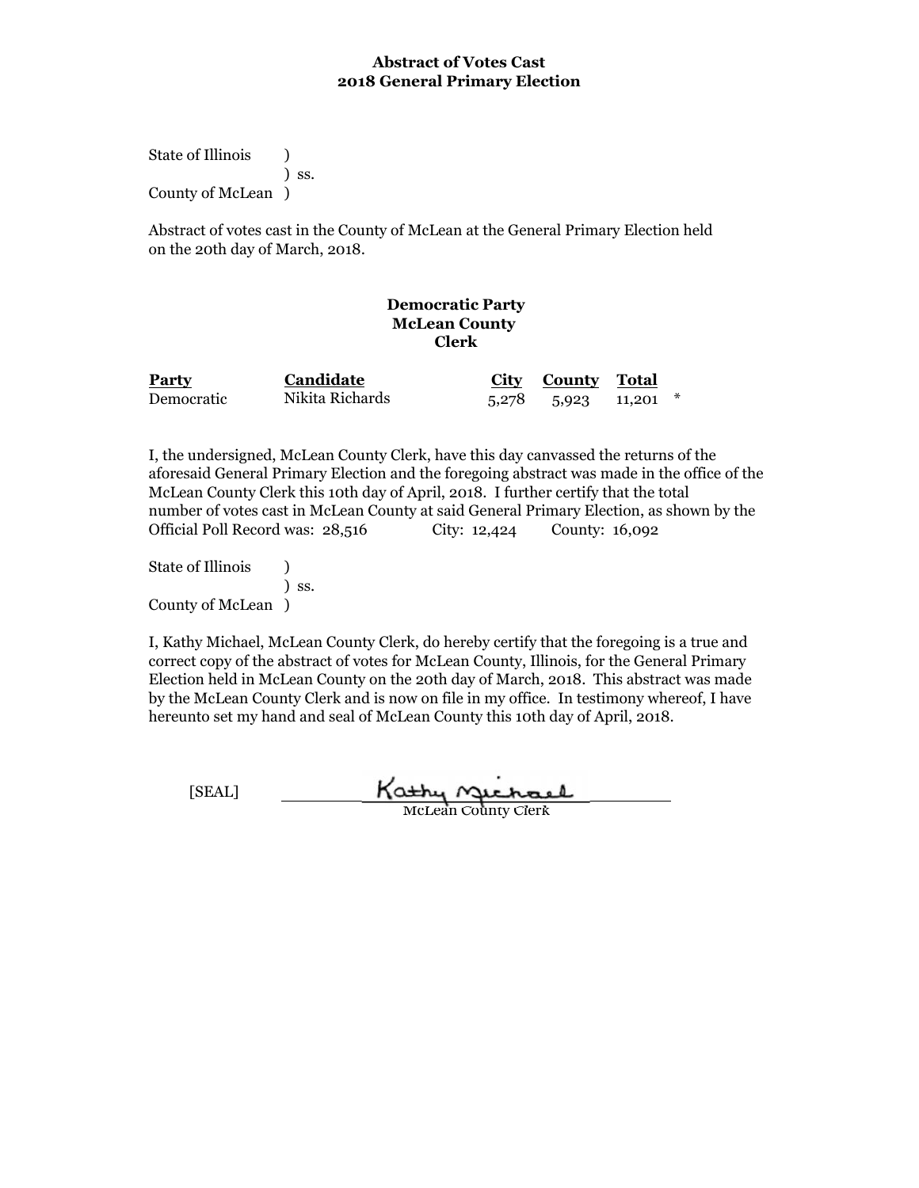**Abstract of Votes Cast**
**2018 General Primary Election**

State of Illinois )
) ss.
County of McLean )

Abstract of votes cast in the County of McLean at the General Primary Election held on the 20th day of March, 2018.

**Democratic Party**
**McLean County**
**Clerk**

| Party | Candidate | City | County | Total | |
|---|---|---|---|---|---|
| Democratic | Nikita Richards | 5,278 | 5,923 | 11,201 | * |

I, the undersigned, McLean County Clerk, have this day canvassed the returns of the aforesaid General Primary Election and the foregoing abstract was made in the office of the McLean County Clerk this 10th day of April, 2018. I further certify that the total number of votes cast in McLean County at said General Primary Election, as shown by the Official Poll Record was: 28,516 City: 12,424 County: 16,092

State of Illinois )
) ss.
County of McLean )

I, Kathy Michael, McLean County Clerk, do hereby certify that the foregoing is a true and correct copy of the abstract of votes for McLean County, Illinois, for the General Primary Election held in McLean County on the 20th day of March, 2018. This abstract was made by the McLean County Clerk and is now on file in my office. In testimony whereof, I have hereunto set my hand and seal of McLean County this 10th day of April, 2018.

[SEAL] Kathy Michael
McLean County Clerk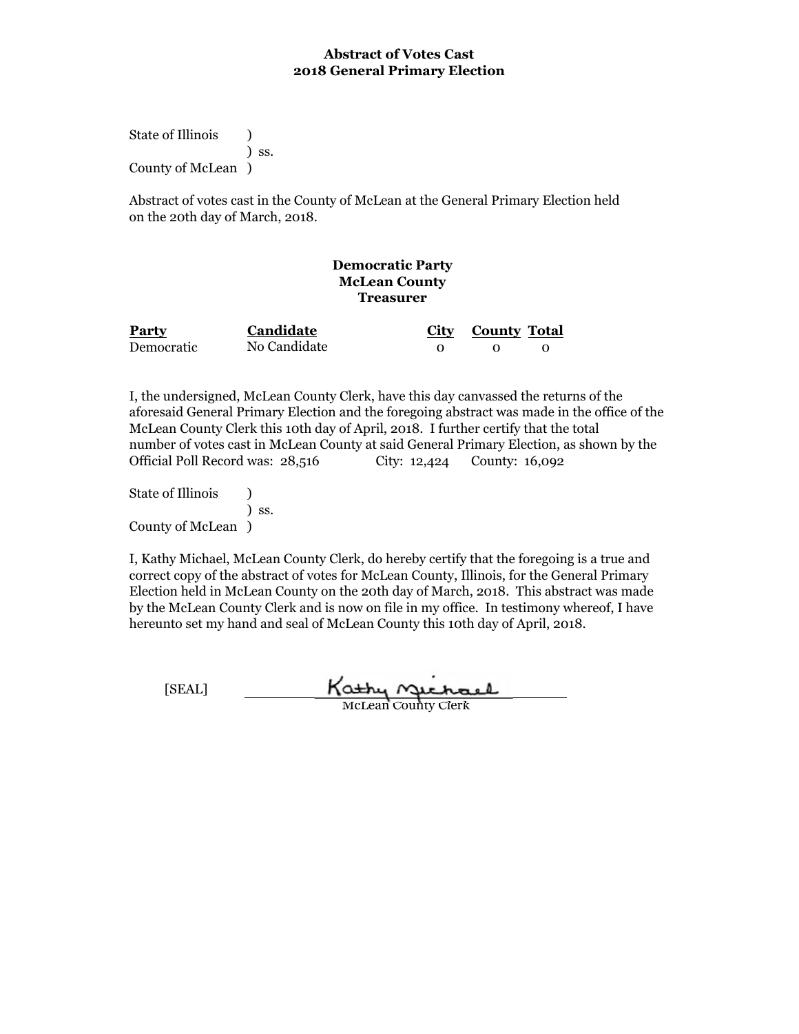**Abstract of Votes Cast**
**2018 General Primary Election**

State of Illinois )
) ss.
County of McLean )

Abstract of votes cast in the County of McLean at the General Primary Election held on the 20th day of March, 2018.

**Democratic Party**
**McLean County**
**Treasurer**

| Party | Candidate | City | County | Total |
|---|---|---|---|---|
| Democratic | No Candidate | 0 | 0 | 0 |

I, the undersigned, McLean County Clerk, have this day canvassed the returns of the aforesaid General Primary Election and the foregoing abstract was made in the office of the McLean County Clerk this 10th day of April, 2018. I further certify that the total number of votes cast in McLean County at said General Primary Election, as shown by the Official Poll Record was: 28,516 City: 12,424 County: 16,092

State of Illinois )
) ss.
County of McLean )

I, Kathy Michael, McLean County Clerk, do hereby certify that the foregoing is a true and correct copy of the abstract of votes for McLean County, Illinois, for the General Primary Election held in McLean County on the 20th day of March, 2018. This abstract was made by the McLean County Clerk and is now on file in my office. In testimony whereof, I have hereunto set my hand and seal of McLean County this 10th day of April, 2018.

[SEAL] Kathy Michael
McLean County Clerk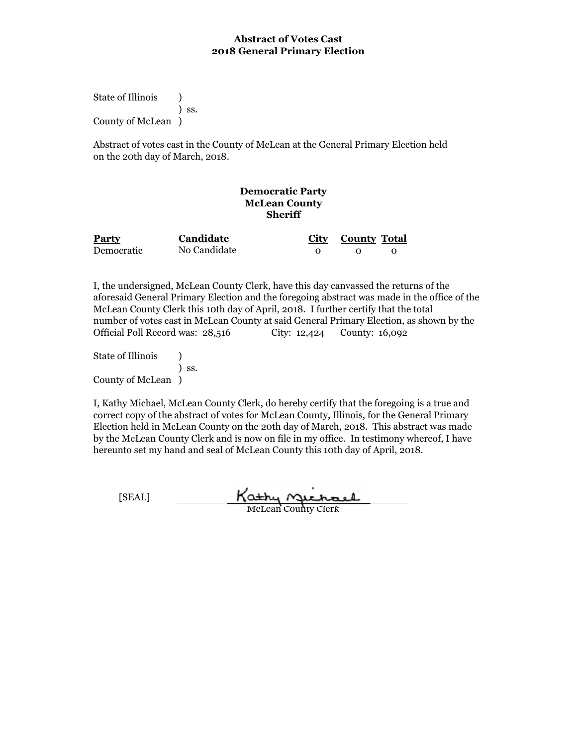**Abstract of Votes Cast**
**2018 General Primary Election**

State of Illinois )
) ss.
County of McLean )

Abstract of votes cast in the County of McLean at the General Primary Election held on the 20th day of March, 2018.

**Democratic Party**
**McLean County**
**Sheriff**

| Party | Candidate | City | County | Total |
|---|---|---|---|---|
| Democratic | No Candidate | 0 | 0 | 0 |

I, the undersigned, McLean County Clerk, have this day canvassed the returns of the aforesaid General Primary Election and the foregoing abstract was made in the office of the McLean County Clerk this 10th day of April, 2018. I further certify that the total number of votes cast in McLean County at said General Primary Election, as shown by the Official Poll Record was: 28,516 City: 12,424 County: 16,092

State of Illinois )
) ss.
County of McLean )

I, Kathy Michael, McLean County Clerk, do hereby certify that the foregoing is a true and correct copy of the abstract of votes for McLean County, Illinois, for the General Primary Election held in McLean County on the 20th day of March, 2018. This abstract was made by the McLean County Clerk and is now on file in my office. In testimony whereof, I have hereunto set my hand and seal of McLean County this 10th day of April, 2018.

[SEAL] Kathy Michael
McLean County Clerk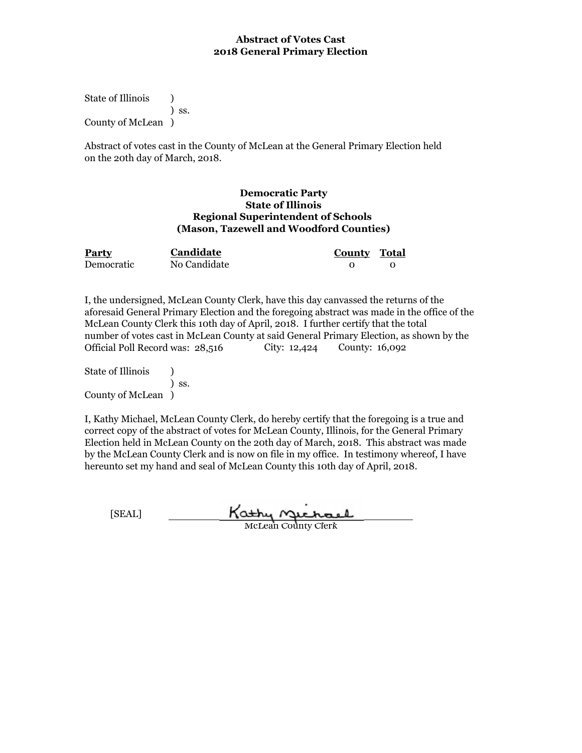**Abstract of Votes Cast**
**2018 General Primary Election**

State of Illinois )
) ss.
County of McLean )

Abstract of votes cast in the County of McLean at the General Primary Election held on the 20th day of March, 2018.

**Democratic Party**
**State of Illinois**
**Regional Superintendent of Schools**
**(Mason, Tazewell and Woodford Counties)**

| Party | Candidate | County | Total |
|---|---|---|---|
| Democratic | No Candidate | 0 | 0 |

I, the undersigned, McLean County Clerk, have this day canvassed the returns of the aforesaid General Primary Election and the foregoing abstract was made in the office of the McLean County Clerk this 10th day of April, 2018. I further certify that the total number of votes cast in McLean County at said General Primary Election, as shown by the Official Poll Record was: 28,516 City: 12,424 County: 16,092

State of Illinois )
) ss.
County of McLean )

I, Kathy Michael, McLean County Clerk, do hereby certify that the foregoing is a true and correct copy of the abstract of votes for McLean County, Illinois, for the General Primary Election held in McLean County on the 20th day of March, 2018. This abstract was made by the McLean County Clerk and is now on file in my office. In testimony whereof, I have hereunto set my hand and seal of McLean County this 10th day of April, 2018.

[SEAL] Kathy Michael
McLean County Clerk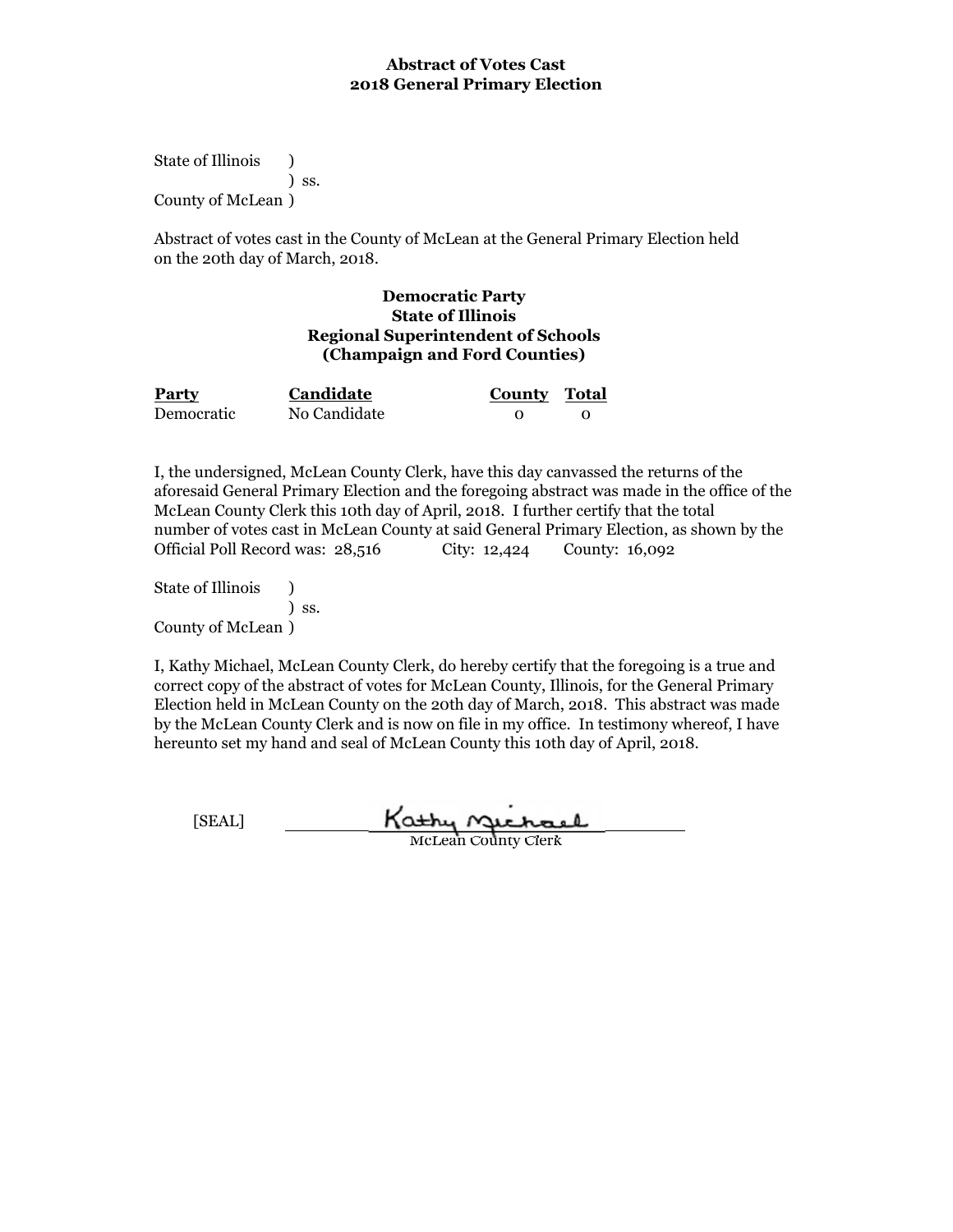**Abstract of Votes Cast**
**2018 General Primary Election**

State of Illinois )
) ss.
County of McLean )

Abstract of votes cast in the County of McLean at the General Primary Election held on the 20th day of March, 2018.

**Democratic Party**
**State of Illinois**
**Regional Superintendent of Schools**
**(Champaign and Ford Counties)**

| Party | Candidate | County | Total |
|---|---|---|---|
| Democratic | No Candidate | 0 | 0 |

I, the undersigned, McLean County Clerk, have this day canvassed the returns of the aforesaid General Primary Election and the foregoing abstract was made in the office of the McLean County Clerk this 10th day of April, 2018. I further certify that the total number of votes cast in McLean County at said General Primary Election, as shown by the Official Poll Record was: 28,516 City: 12,424 County: 16,092

State of Illinois )
) ss.
County of McLean )

I, Kathy Michael, McLean County Clerk, do hereby certify that the foregoing is a true and correct copy of the abstract of votes for McLean County, Illinois, for the General Primary Election held in McLean County on the 20th day of March, 2018. This abstract was made by the McLean County Clerk and is now on file in my office. In testimony whereof, I have hereunto set my hand and seal of McLean County this 10th day of April, 2018.

[SEAL] Kathy Michael
McLean County Clerk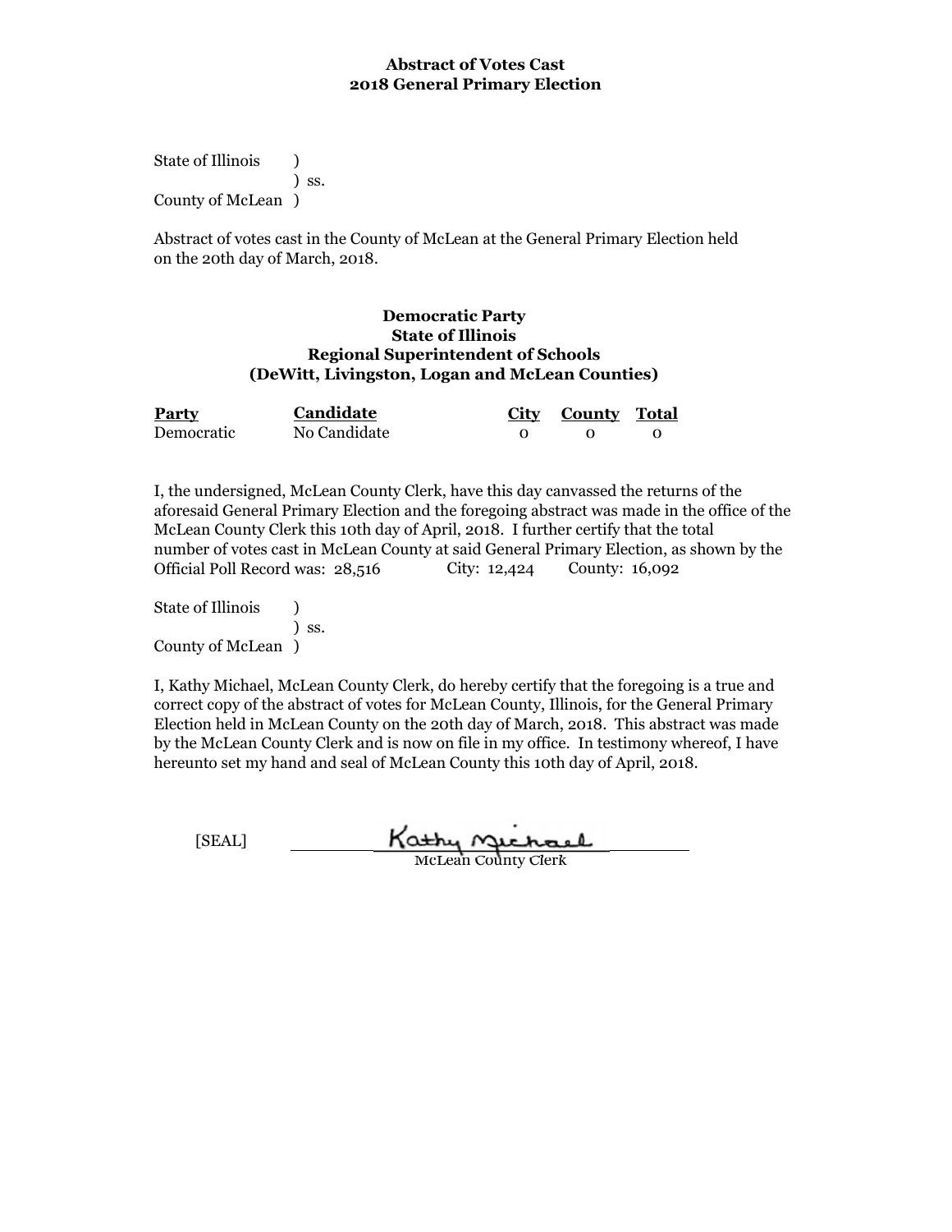**Abstract of Votes Cast**
**2018 General Primary Election**

State of Illinois )
) ss.
County of McLean )

Abstract of votes cast in the County of McLean at the General Primary Election held on the 20th day of March, 2018.

**Democratic Party**
**State of Illinois**
**Regional Superintendent of Schools**
**(DeWitt, Livingston, Logan and McLean Counties)**

| Party | Candidate | City | County | Total |
|---|---|---|---|---|
| Democratic | No Candidate | 0 | 0 | 0 |

I, the undersigned, McLean County Clerk, have this day canvassed the returns of the aforesaid General Primary Election and the foregoing abstract was made in the office of the McLean County Clerk this 10th day of April, 2018. I further certify that the total number of votes cast in McLean County at said General Primary Election, as shown by the Official Poll Record was: 28,516 City: 12,424 County: 16,092

State of Illinois )
) ss.
County of McLean )

I, Kathy Michael, McLean County Clerk, do hereby certify that the foregoing is a true and correct copy of the abstract of votes for McLean County, Illinois, for the General Primary Election held in McLean County on the 20th day of March, 2018. This abstract was made by the McLean County Clerk and is now on file in my office. In testimony whereof, I have hereunto set my hand and seal of McLean County this 10th day of April, 2018.

[SEAL] Kathy Michael
McLean County Clerk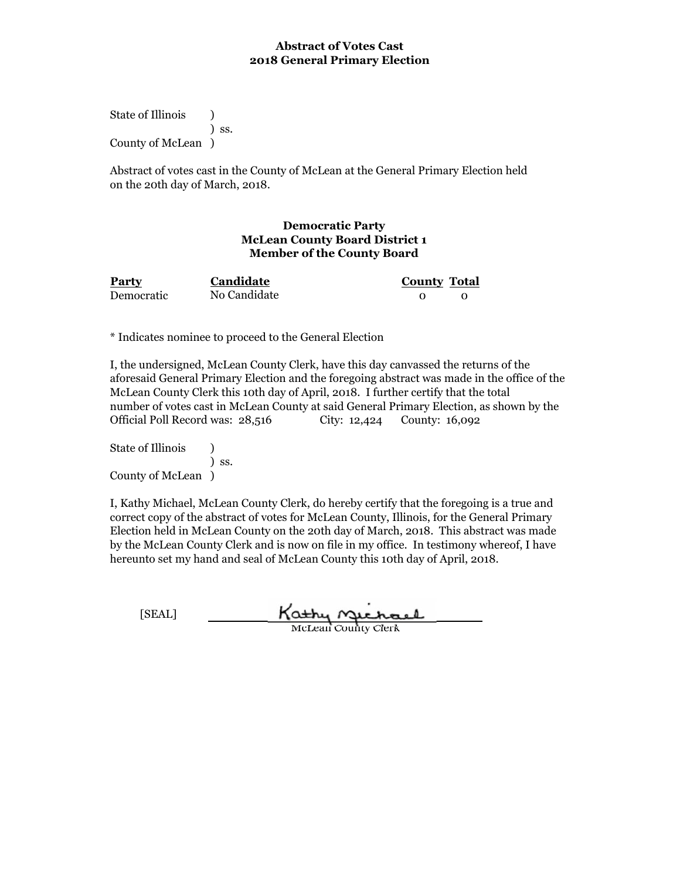# Abstract of Votes Cast
## 2018 General Primary Election

State of Illinois )
) ss.
County of McLean )

Abstract of votes cast in the County of McLean at the General Primary Election held on the 20th day of March, 2018.

### Democratic Party
### McLean County Board District 1
### Member of the County Board

| Party | Candidate | County | Total |
|---|---|---|---|
| Democratic | No Candidate | 0 | 0 |

* Indicates nominee to proceed to the General Election

I, the undersigned, McLean County Clerk, have this day canvassed the returns of the aforesaid General Primary Election and the foregoing abstract was made in the office of the McLean County Clerk this 10th day of April, 2018. I further certify that the total number of votes cast in McLean County at said General Primary Election, as shown by the Official Poll Record was: 28,516 City: 12,424 County: 16,092

State of Illinois )
) ss.
County of McLean )

I, Kathy Michael, McLean County Clerk, do hereby certify that the foregoing is a true and correct copy of the abstract of votes for McLean County, Illinois, for the General Primary Election held in McLean County on the 20th day of March, 2018. This abstract was made by the McLean County Clerk and is now on file in my office. In testimony whereof, I have hereunto set my hand and seal of McLean County this 10th day of April, 2018.

[SEAL] Kathy Michael
McLean County Clerk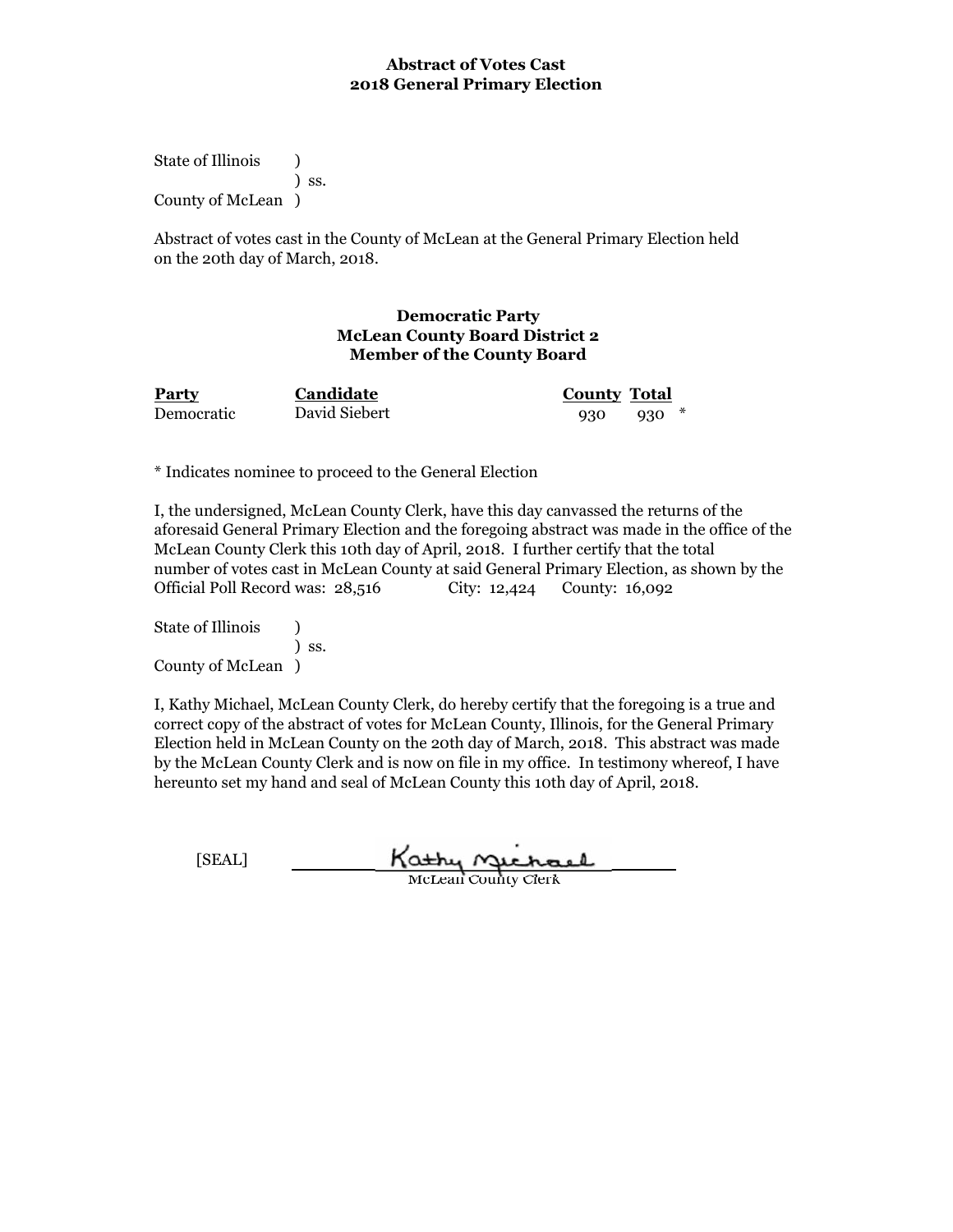**Abstract of Votes Cast**
**2018 General Primary Election**

State of Illinois )
) ss.
County of McLean )

Abstract of votes cast in the County of McLean at the General Primary Election held on the 20th day of March, 2018.

**Democratic Party**
**McLean County Board District 2**
**Member of the County Board**

| Party | Candidate | County | Total | |
|---|---|---|---|---|
| Democratic | David Siebert | 930 | 930 | * |

* Indicates nominee to proceed to the General Election

I, the undersigned, McLean County Clerk, have this day canvassed the returns of the aforesaid General Primary Election and the foregoing abstract was made in the office of the McLean County Clerk this 10th day of April, 2018. I further certify that the total number of votes cast in McLean County at said General Primary Election, as shown by the Official Poll Record was: 28,516 City: 12,424 County: 16,092

State of Illinois )
) ss.
County of McLean )

I, Kathy Michael, McLean County Clerk, do hereby certify that the foregoing is a true and correct copy of the abstract of votes for McLean County, Illinois, for the General Primary Election held in McLean County on the 20th day of March, 2018. This abstract was made by the McLean County Clerk and is now on file in my office. In testimony whereof, I have hereunto set my hand and seal of McLean County this 10th day of April, 2018.

[SEAL] Kathy Michael
McLean County Clerk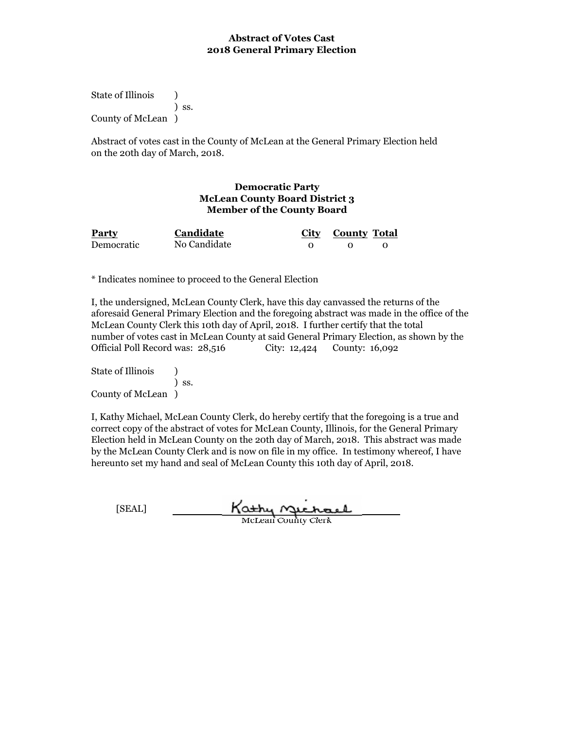**Abstract of Votes Cast**
**2018 General Primary Election**

State of Illinois )
) ss.
County of McLean )

Abstract of votes cast in the County of McLean at the General Primary Election held on the 20th day of March, 2018.

**Democratic Party**
**McLean County Board District 3**
**Member of the County Board**

| Party | Candidate | City | County | Total |
|---|---|---|---|---|
| Democratic | No Candidate | 0 | 0 | 0 |

* Indicates nominee to proceed to the General Election

I, the undersigned, McLean County Clerk, have this day canvassed the returns of the aforesaid General Primary Election and the foregoing abstract was made in the office of the McLean County Clerk this 10th day of April, 2018. I further certify that the total number of votes cast in McLean County at said General Primary Election, as shown by the Official Poll Record was: 28,516 City: 12,424 County: 16,092

State of Illinois )
) ss.
County of McLean )

I, Kathy Michael, McLean County Clerk, do hereby certify that the foregoing is a true and correct copy of the abstract of votes for McLean County, Illinois, for the General Primary Election held in McLean County on the 20th day of March, 2018. This abstract was made by the McLean County Clerk and is now on file in my office. In testimony whereof, I have hereunto set my hand and seal of McLean County this 10th day of April, 2018.

[SEAL] Kathy Michael
McLean County Clerk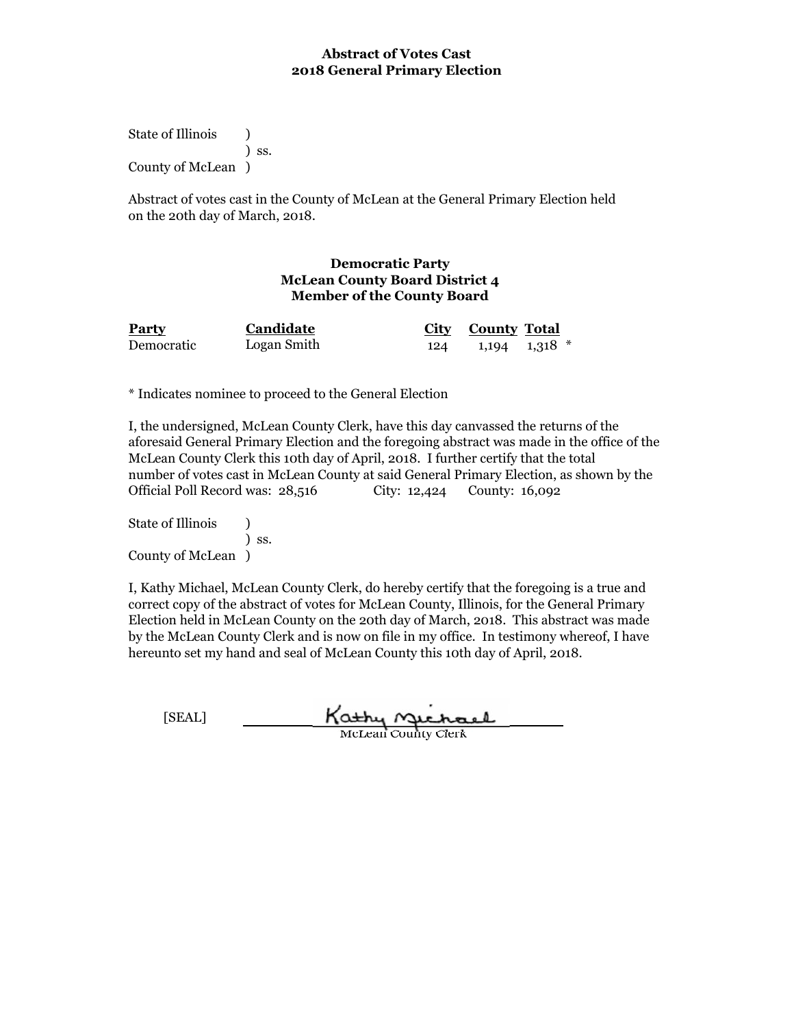**Abstract of Votes Cast**
**2018 General Primary Election**

State of Illinois )
) ss.
County of McLean )

Abstract of votes cast in the County of McLean at the General Primary Election held on the 20th day of March, 2018.

**Democratic Party**
**McLean County Board District 4**
**Member of the County Board**

| Party | Candidate | City | County | Total | |
|---|---|---|---|---|---|
| Democratic | Logan Smith | 124 | 1,194 | 1,318 | * |

* Indicates nominee to proceed to the General Election

I, the undersigned, McLean County Clerk, have this day canvassed the returns of the aforesaid General Primary Election and the foregoing abstract was made in the office of the McLean County Clerk this 10th day of April, 2018. I further certify that the total number of votes cast in McLean County at said General Primary Election, as shown by the Official Poll Record was: 28,516 City: 12,424 County: 16,092

State of Illinois )
) ss.
County of McLean )

I, Kathy Michael, McLean County Clerk, do hereby certify that the foregoing is a true and correct copy of the abstract of votes for McLean County, Illinois, for the General Primary Election held in McLean County on the 20th day of March, 2018. This abstract was made by the McLean County Clerk and is now on file in my office. In testimony whereof, I have hereunto set my hand and seal of McLean County this 10th day of April, 2018.

[SEAL] Kathy Michael
McLean County Clerk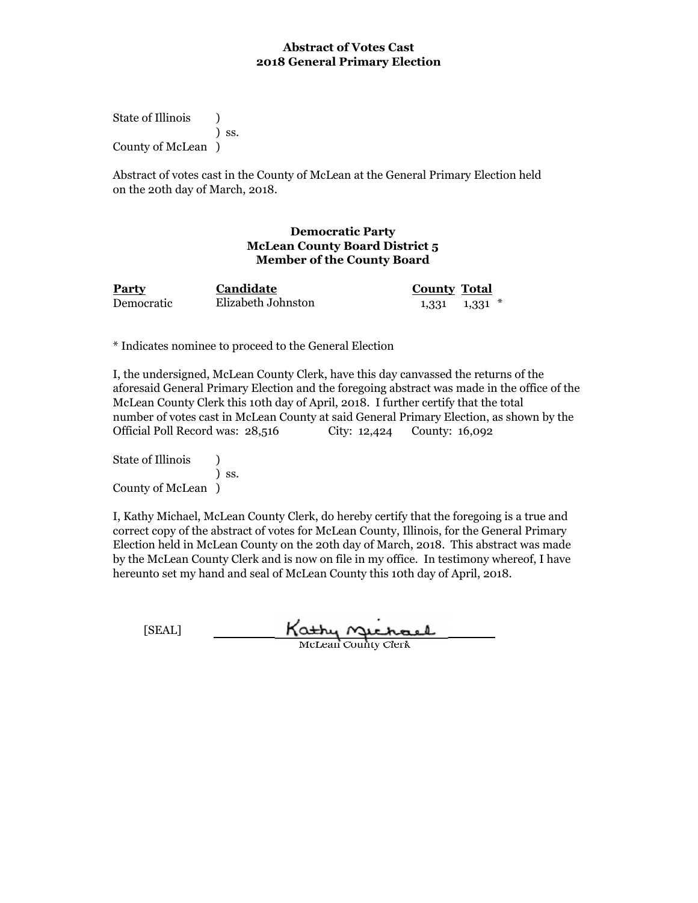**Abstract of Votes Cast**
**2018 General Primary Election**

State of Illinois )
) ss.
County of McLean )

Abstract of votes cast in the County of McLean at the General Primary Election held on the 20th day of March, 2018.

**Democratic Party**
**McLean County Board District 5**
**Member of the County Board**

| Party | Candidate | County | Total | |
|---|---|---|---|---|
| Democratic | Elizabeth Johnston | 1,331 | 1,331 | * |

* Indicates nominee to proceed to the General Election

I, the undersigned, McLean County Clerk, have this day canvassed the returns of the aforesaid General Primary Election and the foregoing abstract was made in the office of the McLean County Clerk this 10th day of April, 2018. I further certify that the total number of votes cast in McLean County at said General Primary Election, as shown by the Official Poll Record was: 28,516 City: 12,424 County: 16,092

State of Illinois )
) ss.
County of McLean )

I, Kathy Michael, McLean County Clerk, do hereby certify that the foregoing is a true and correct copy of the abstract of votes for McLean County, Illinois, for the General Primary Election held in McLean County on the 20th day of March, 2018. This abstract was made by the McLean County Clerk and is now on file in my office. In testimony whereof, I have hereunto set my hand and seal of McLean County this 10th day of April, 2018.

[SEAL] Kathy Michael
McLean County Clerk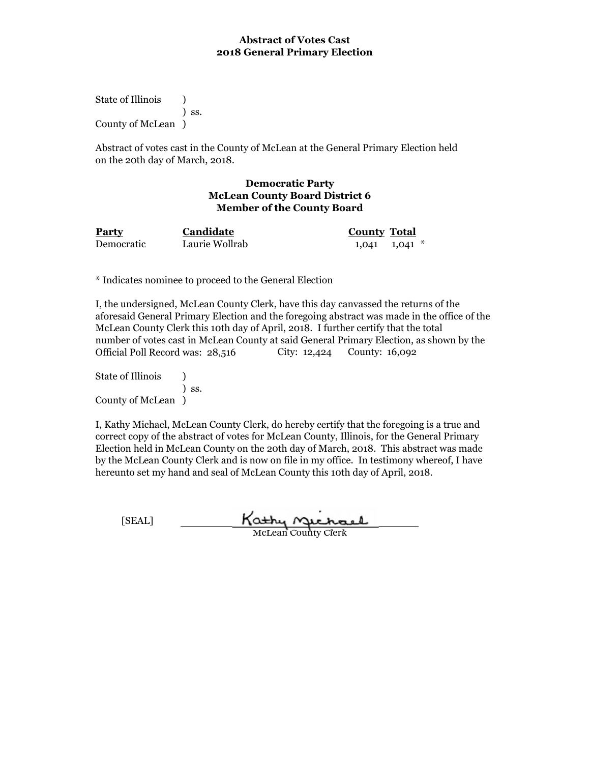**Abstract of Votes Cast**
**2018 General Primary Election**

State of Illinois )
) ss.
County of McLean )

Abstract of votes cast in the County of McLean at the General Primary Election held on the 20th day of March, 2018.

**Democratic Party**
**McLean County Board District 6**
**Member of the County Board**

| Party | Candidate | County | Total |
|---|---|---|---|
| Democratic | Laurie Wollrab | 1,041 | 1,041 * |

* Indicates nominee to proceed to the General Election

I, the undersigned, McLean County Clerk, have this day canvassed the returns of the aforesaid General Primary Election and the foregoing abstract was made in the office of the McLean County Clerk this 10th day of April, 2018. I further certify that the total number of votes cast in McLean County at said General Primary Election, as shown by the Official Poll Record was: 28,516 City: 12,424 County: 16,092

State of Illinois )
) ss.
County of McLean )

I, Kathy Michael, McLean County Clerk, do hereby certify that the foregoing is a true and correct copy of the abstract of votes for McLean County, Illinois, for the General Primary Election held in McLean County on the 20th day of March, 2018. This abstract was made by the McLean County Clerk and is now on file in my office. In testimony whereof, I have hereunto set my hand and seal of McLean County this 10th day of April, 2018.

[SEAL] Kathy Michael
McLean County Clerk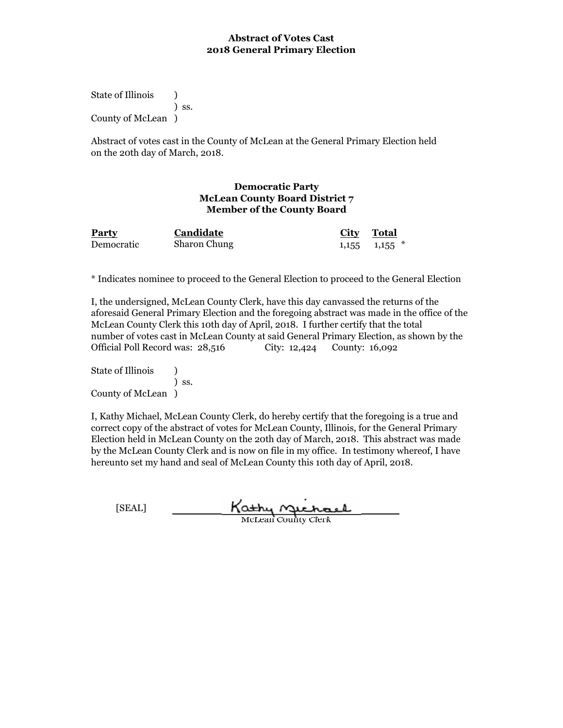**Abstract of Votes Cast**
**2018 General Primary Election**

State of Illinois )
) ss.
County of McLean )

Abstract of votes cast in the County of McLean at the General Primary Election held on the 20th day of March, 2018.

**Democratic Party**
**McLean County Board District 7**
**Member of the County Board**

| Party | Candidate | City | Total | |
|---|---|---|---|---|
| Democratic | Sharon Chung | 1,155 | 1,155 | * |

* Indicates nominee to proceed to the General Election to proceed to the General Election

I, the undersigned, McLean County Clerk, have this day canvassed the returns of the aforesaid General Primary Election and the foregoing abstract was made in the office of the McLean County Clerk this 10th day of April, 2018. I further certify that the total number of votes cast in McLean County at said General Primary Election, as shown by the Official Poll Record was: 28,516 City: 12,424 County: 16,092

State of Illinois )
) ss.
County of McLean )

I, Kathy Michael, McLean County Clerk, do hereby certify that the foregoing is a true and correct copy of the abstract of votes for McLean County, Illinois, for the General Primary Election held in McLean County on the 20th day of March, 2018. This abstract was made by the McLean County Clerk and is now on file in my office. In testimony whereof, I have hereunto set my hand and seal of McLean County this 10th day of April, 2018.

[SEAL] Kathy Michael
McLean County Clerk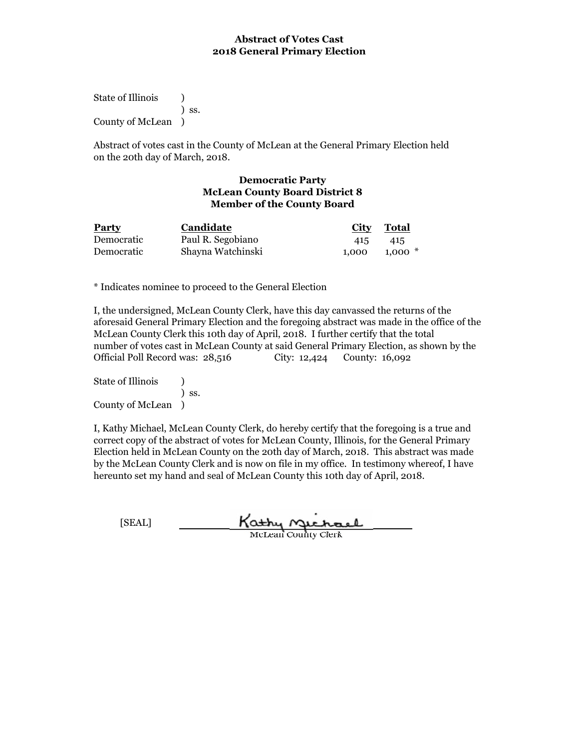**Abstract of Votes Cast**
**2018 General Primary Election**

State of Illinois )
) ss.
County of McLean )

Abstract of votes cast in the County of McLean at the General Primary Election held on the 20th day of March, 2018.

**Democratic Party**
**McLean County Board District 8**
**Member of the County Board**

| Party | Candidate | City | Total |
|---|---|---|---|
| Democratic | Paul R. Segobiano | 415 | 415 |
| Democratic | Shayna Watchinski | 1,000 | 1,000 * |

* Indicates nominee to proceed to the General Election

I, the undersigned, McLean County Clerk, have this day canvassed the returns of the aforesaid General Primary Election and the foregoing abstract was made in the office of the McLean County Clerk this 10th day of April, 2018. I further certify that the total number of votes cast in McLean County at said General Primary Election, as shown by the Official Poll Record was: 28,516 City: 12,424 County: 16,092

State of Illinois )
) ss.
County of McLean )

I, Kathy Michael, McLean County Clerk, do hereby certify that the foregoing is a true and correct copy of the abstract of votes for McLean County, Illinois, for the General Primary Election held in McLean County on the 20th day of March, 2018. This abstract was made by the McLean County Clerk and is now on file in my office. In testimony whereof, I have hereunto set my hand and seal of McLean County this 10th day of April, 2018.

[SEAL] Kathy Michael
McLean County Clerk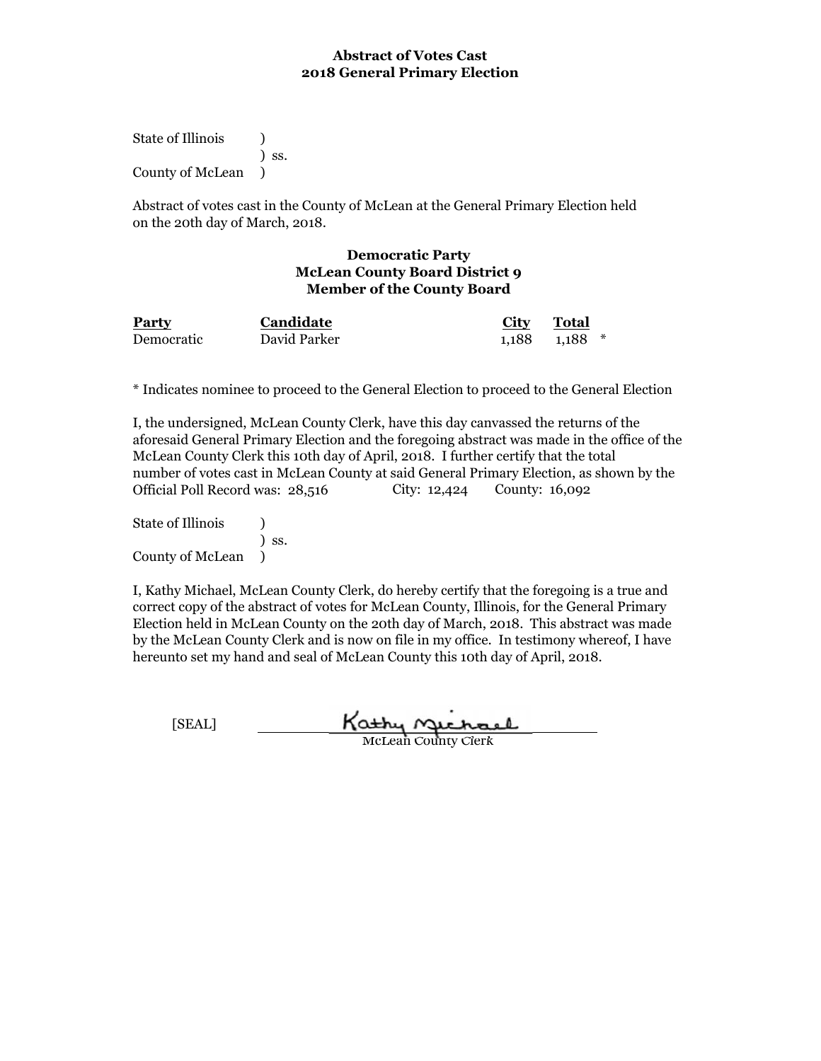**Abstract of Votes Cast**
**2018 General Primary Election**

State of Illinois )
) ss.
County of McLean )

Abstract of votes cast in the County of McLean at the General Primary Election held on the 20th day of March, 2018.

**Democratic Party**
**McLean County Board District 9**
**Member of the County Board**

| Party | Candidate | City | Total | |
|---|---|---|---|---|
| Democratic | David Parker | 1,188 | 1,188 | * |

* Indicates nominee to proceed to the General Election to proceed to the General Election

I, the undersigned, McLean County Clerk, have this day canvassed the returns of the aforesaid General Primary Election and the foregoing abstract was made in the office of the McLean County Clerk this 10th day of April, 2018. I further certify that the total number of votes cast in McLean County at said General Primary Election, as shown by the Official Poll Record was: 28,516 City: 12,424 County: 16,092

State of Illinois )
) ss.
County of McLean )

I, Kathy Michael, McLean County Clerk, do hereby certify that the foregoing is a true and correct copy of the abstract of votes for McLean County, Illinois, for the General Primary Election held in McLean County on the 20th day of March, 2018. This abstract was made by the McLean County Clerk and is now on file in my office. In testimony whereof, I have hereunto set my hand and seal of McLean County this 10th day of April, 2018.

[SEAL] Kathy Michael
McLean County Clerk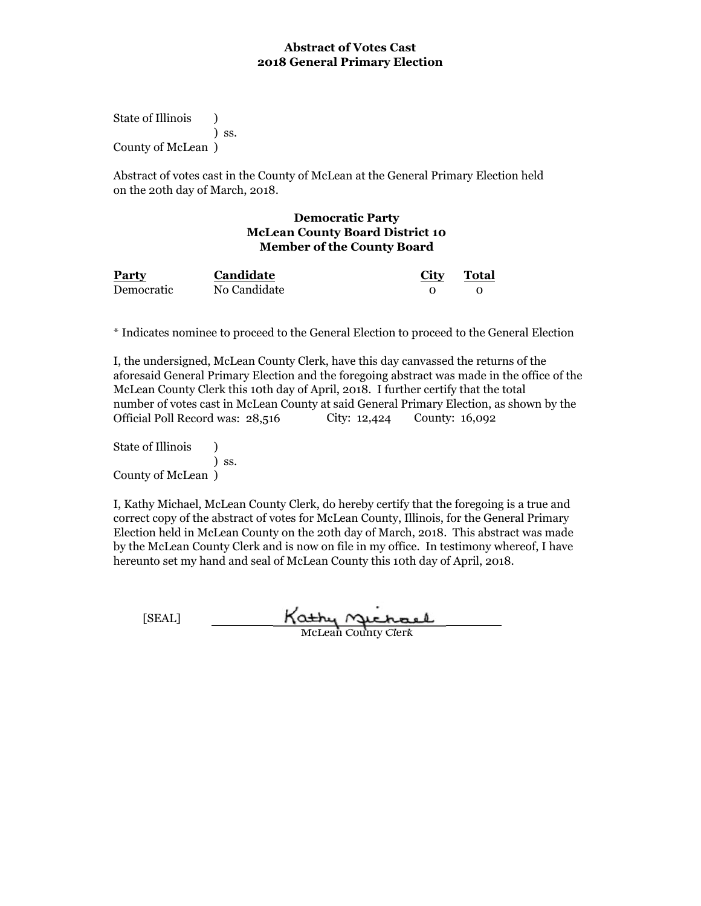**Abstract of Votes Cast**
**2018 General Primary Election**

State of Illinois )
) ss.
County of McLean )

Abstract of votes cast in the County of McLean at the General Primary Election held on the 20th day of March, 2018.

**Democratic Party**
**McLean County Board District 10**
**Member of the County Board**

| Party | Candidate | City | Total |
|---|---|---|---|
| Democratic | No Candidate | 0 | 0 |

* Indicates nominee to proceed to the General Election to proceed to the General Election

I, the undersigned, McLean County Clerk, have this day canvassed the returns of the aforesaid General Primary Election and the foregoing abstract was made in the office of the McLean County Clerk this 10th day of April, 2018. I further certify that the total number of votes cast in McLean County at said General Primary Election, as shown by the Official Poll Record was: 28,516 City: 12,424 County: 16,092

State of Illinois )
) ss.
County of McLean )

I, Kathy Michael, McLean County Clerk, do hereby certify that the foregoing is a true and correct copy of the abstract of votes for McLean County, Illinois, for the General Primary Election held in McLean County on the 20th day of March, 2018. This abstract was made by the McLean County Clerk and is now on file in my office. In testimony whereof, I have hereunto set my hand and seal of McLean County this 10th day of April, 2018.

[SEAL] Kathy Michael
McLean County Clerk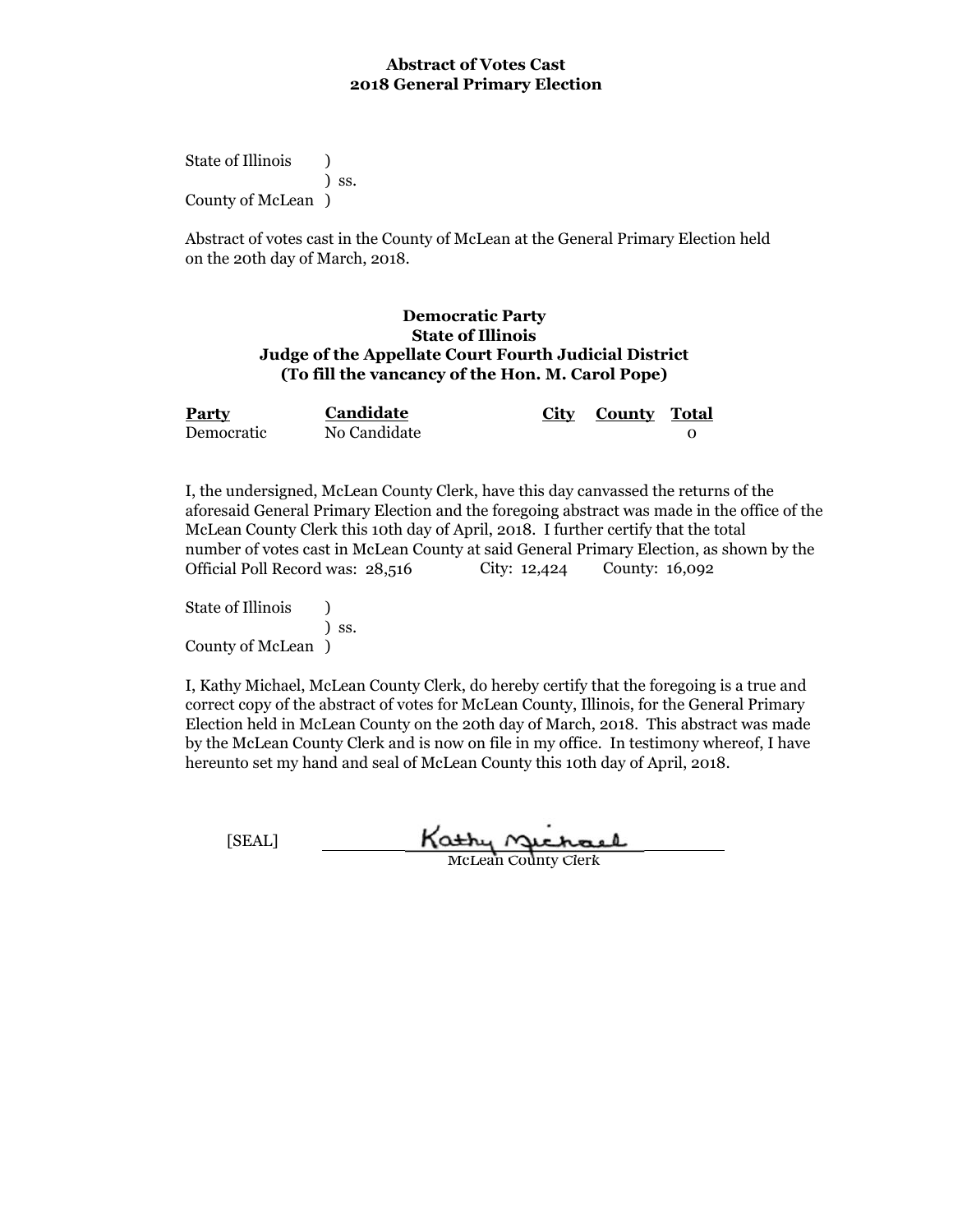**Abstract of Votes Cast**
**2018 General Primary Election**

State of Illinois )
) ss.
County of McLean )

Abstract of votes cast in the County of McLean at the General Primary Election held on the 20th day of March, 2018.

**Democratic Party**
**State of Illinois**
**Judge of the Appellate Court Fourth Judicial District**
**(To fill the vancancy of the Hon. M. Carol Pope)**

| Party | Candidate | City | County | Total |
|---|---|---|---|---|
| Democratic | No Candidate | | | 0 |

I, the undersigned, McLean County Clerk, have this day canvassed the returns of the aforesaid General Primary Election and the foregoing abstract was made in the office of the McLean County Clerk this 10th day of April, 2018. I further certify that the total number of votes cast in McLean County at said General Primary Election, as shown by the Official Poll Record was: 28,516 City: 12,424 County: 16,092

State of Illinois )
) ss.
County of McLean )

I, Kathy Michael, McLean County Clerk, do hereby certify that the foregoing is a true and correct copy of the abstract of votes for McLean County, Illinois, for the General Primary Election held in McLean County on the 20th day of March, 2018. This abstract was made by the McLean County Clerk and is now on file in my office. In testimony whereof, I have hereunto set my hand and seal of McLean County this 10th day of April, 2018.

[SEAL] Kathy Michael
McLean County Clerk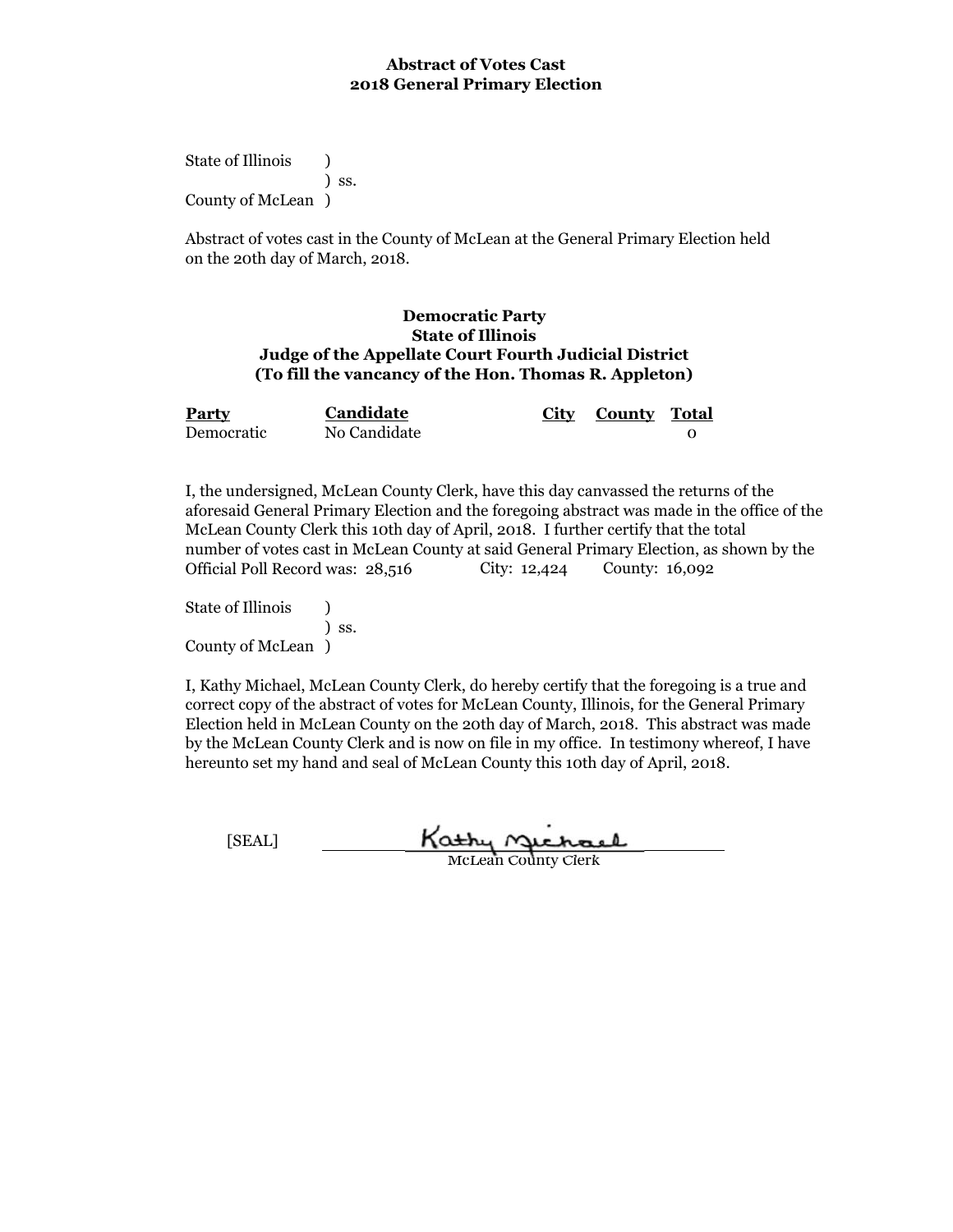**Abstract of Votes Cast**
**2018 General Primary Election**

State of Illinois )
) ss.
County of McLean )

Abstract of votes cast in the County of McLean at the General Primary Election held on the 20th day of March, 2018.

**Democratic Party**
**State of Illinois**
**Judge of the Appellate Court Fourth Judicial District**
**(To fill the vancancy of the Hon. Thomas R. Appleton)**

| Party | Candidate | City | County | Total |
| --- | --- | --- | --- | --- |
| Democratic | No Candidate | | | 0 |

I, the undersigned, McLean County Clerk, have this day canvassed the returns of the aforesaid General Primary Election and the foregoing abstract was made in the office of the McLean County Clerk this 10th day of April, 2018. I further certify that the total number of votes cast in McLean County at said General Primary Election, as shown by the Official Poll Record was: 28,516 City: 12,424 County: 16,092

State of Illinois )
) ss.
County of McLean )

I, Kathy Michael, McLean County Clerk, do hereby certify that the foregoing is a true and correct copy of the abstract of votes for McLean County, Illinois, for the General Primary Election held in McLean County on the 20th day of March, 2018. This abstract was made by the McLean County Clerk and is now on file in my office. In testimony whereof, I have hereunto set my hand and seal of McLean County this 10th day of April, 2018.

[SEAL] Kathy Michael
McLean County Clerk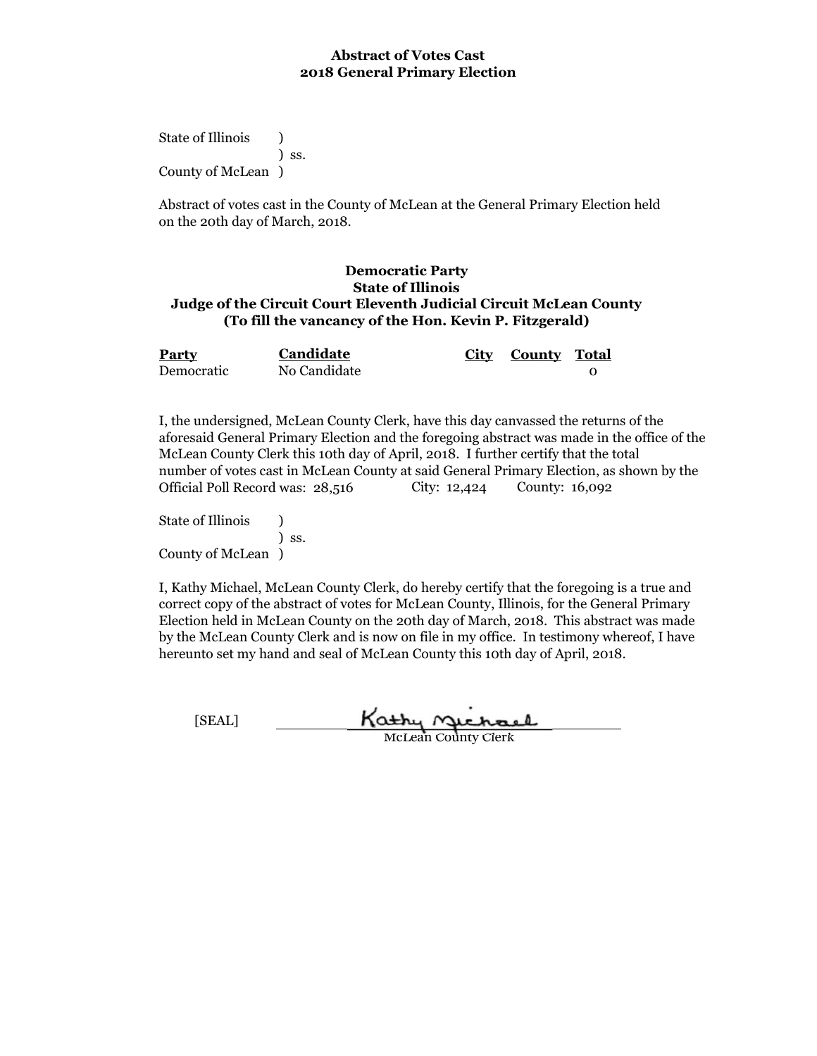**Abstract of Votes Cast**
**2018 General Primary Election**

State of Illinois )
) ss.
County of McLean )

Abstract of votes cast in the County of McLean at the General Primary Election held on the 20th day of March, 2018.

**Democratic Party**
**State of Illinois**
**Judge of the Circuit Court Eleventh Judicial Circuit McLean County**
**(To fill the vancancy of the Hon. Kevin P. Fitzgerald)**

| Party | Candidate | City | County | Total |
|---|---|---|---|---|
| Democratic | No Candidate | | | 0 |

I, the undersigned, McLean County Clerk, have this day canvassed the returns of the aforesaid General Primary Election and the foregoing abstract was made in the office of the McLean County Clerk this 10th day of April, 2018. I further certify that the total number of votes cast in McLean County at said General Primary Election, as shown by the Official Poll Record was: 28,516 City: 12,424 County: 16,092

State of Illinois )
) ss.
County of McLean )

I, Kathy Michael, McLean County Clerk, do hereby certify that the foregoing is a true and correct copy of the abstract of votes for McLean County, Illinois, for the General Primary Election held in McLean County on the 20th day of March, 2018. This abstract was made by the McLean County Clerk and is now on file in my office. In testimony whereof, I have hereunto set my hand and seal of McLean County this 10th day of April, 2018.

[SEAL] Kathy Michael
McLean County Clerk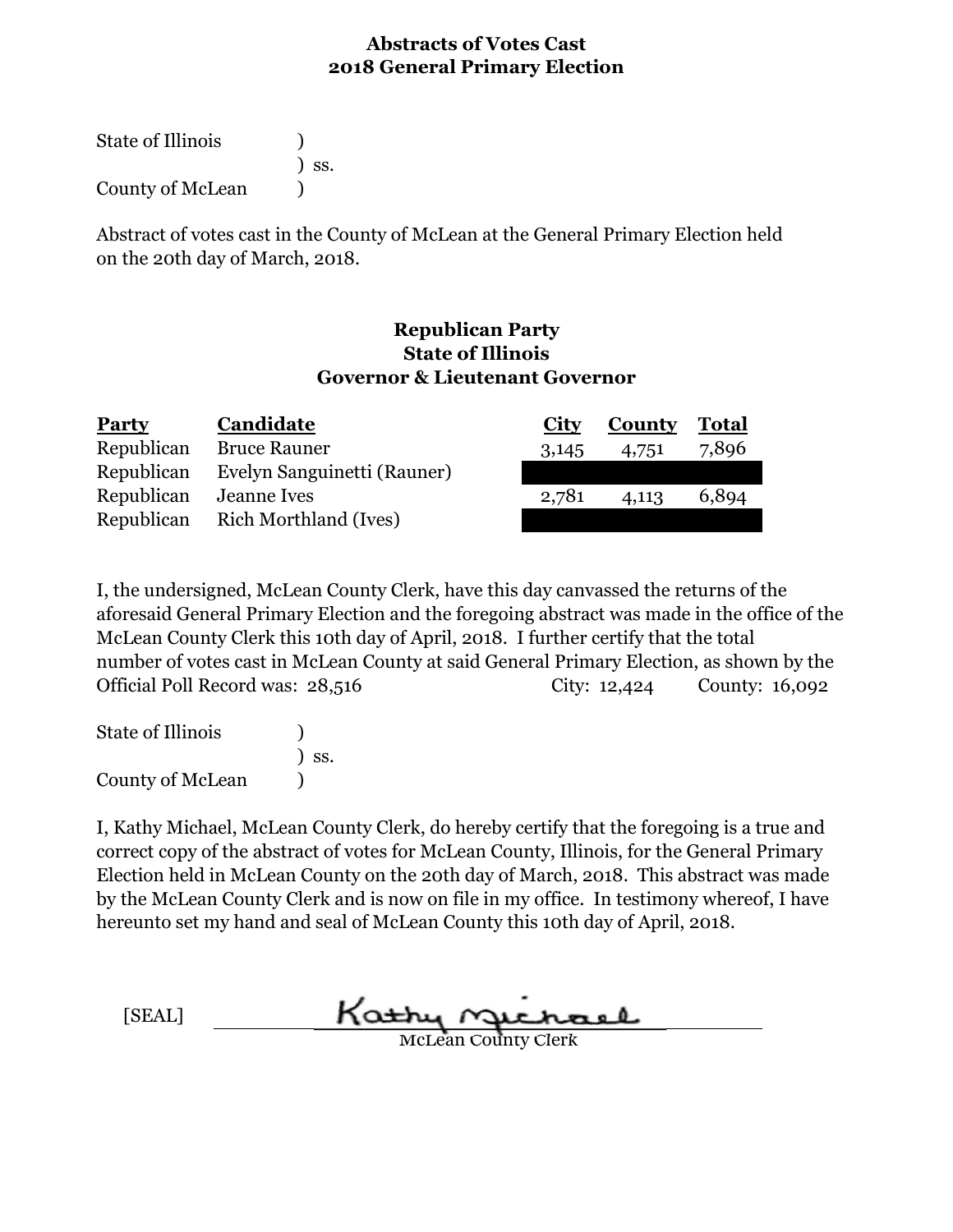# Abstracts of Votes Cast
# 2018 General Primary Election

State of Illinois )
) ss.
County of McLean )

Abstract of votes cast in the County of McLean at the General Primary Election held on the 20th day of March, 2018.

### Republican Party
### State of Illinois
### Governor & Lieutenant Governor

| Party | Candidate | City | County | Total |
|---|---|---|---|---|
| Republican | Bruce Rauner | 3,145 | 4,751 | 7,896 |
| Republican | Evelyn Sanguinetti (Rauner) | | | |
| Republican | Jeanne Ives | 2,781 | 4,113 | 6,894 |
| Republican | Rich Morthland (Ives) | | | |

I, the undersigned, McLean County Clerk, have this day canvassed the returns of the aforesaid General Primary Election and the foregoing abstract was made in the office of the McLean County Clerk this 10th day of April, 2018. I further certify that the total number of votes cast in McLean County at said General Primary Election, as shown by the Official Poll Record was: 28,516 City: 12,424 County: 16,092

State of Illinois )
) ss.
County of McLean )

I, Kathy Michael, McLean County Clerk, do hereby certify that the foregoing is a true and correct copy of the abstract of votes for McLean County, Illinois, for the General Primary Election held in McLean County on the 20th day of March, 2018. This abstract was made by the McLean County Clerk and is now on file in my office. In testimony whereof, I have hereunto set my hand and seal of McLean County this 10th day of April, 2018.

[SEAL] Kathy Michael

McLean County Clerk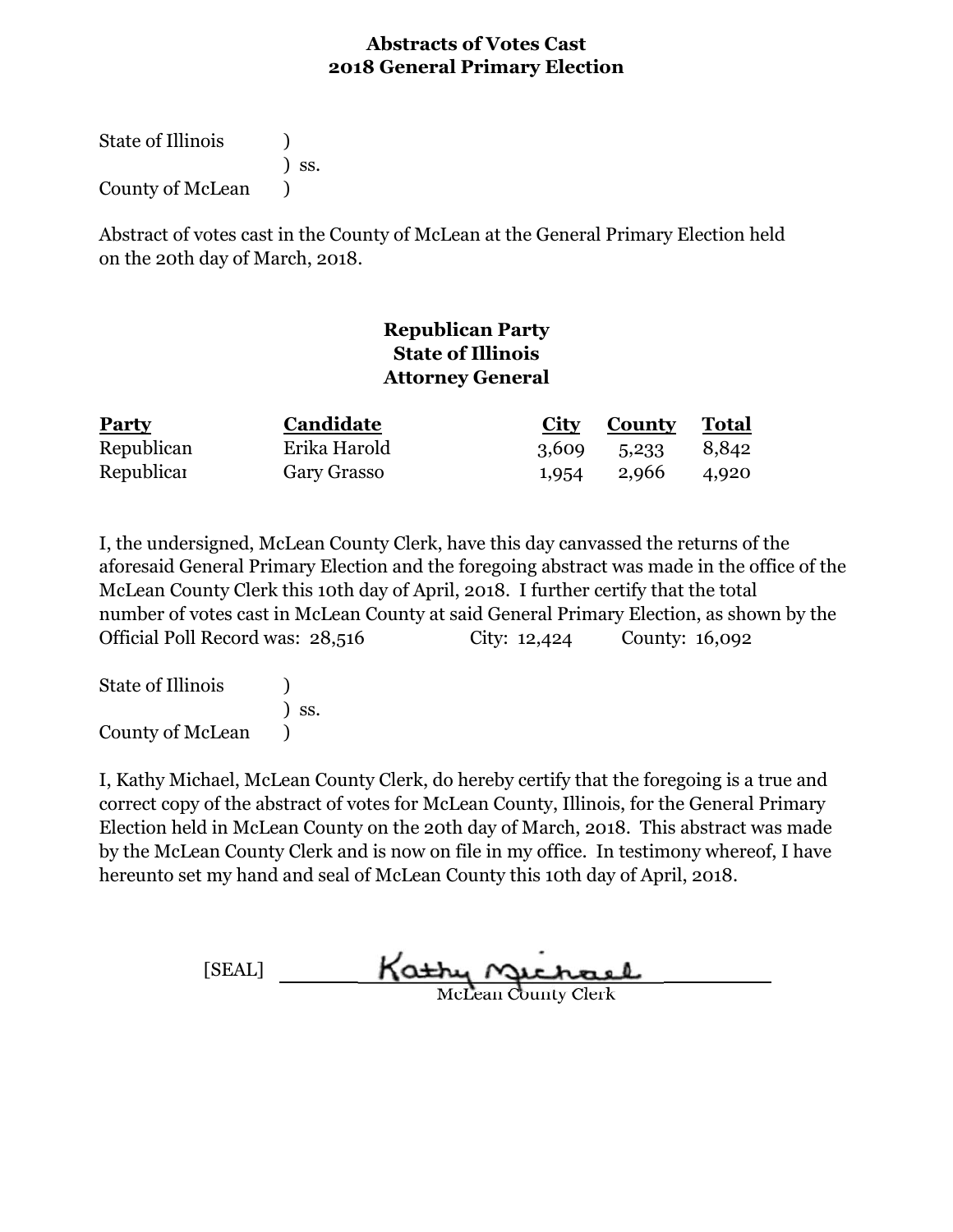**Abstracts of Votes Cast**
**2018 General Primary Election**

State of Illinois )
) ss.
County of McLean )

Abstract of votes cast in the County of McLean at the General Primary Election held on the 20th day of March, 2018.

**Republican Party**
**State of Illinois**
**Attorney General**

| Party | Candidate | City | County | Total |
|---|---|---|---|---|
| Republican | Erika Harold | 3,609 | 5,233 | 8,842 |
| Republicar | Gary Grasso | 1,954 | 2,966 | 4,920 |

I, the undersigned, McLean County Clerk, have this day canvassed the returns of the aforesaid General Primary Election and the foregoing abstract was made in the office of the McLean County Clerk this 10th day of April, 2018. I further certify that the total number of votes cast in McLean County at said General Primary Election, as shown by the Official Poll Record was: 28,516 City: 12,424 County: 16,092

State of Illinois )
) ss.
County of McLean )

I, Kathy Michael, McLean County Clerk, do hereby certify that the foregoing is a true and correct copy of the abstract of votes for McLean County, Illinois, for the General Primary Election held in McLean County on the 20th day of March, 2018. This abstract was made by the McLean County Clerk and is now on file in my office. In testimony whereof, I have hereunto set my hand and seal of McLean County this 10th day of April, 2018.

[SEAL] Kathy Michael
McLean County Clerk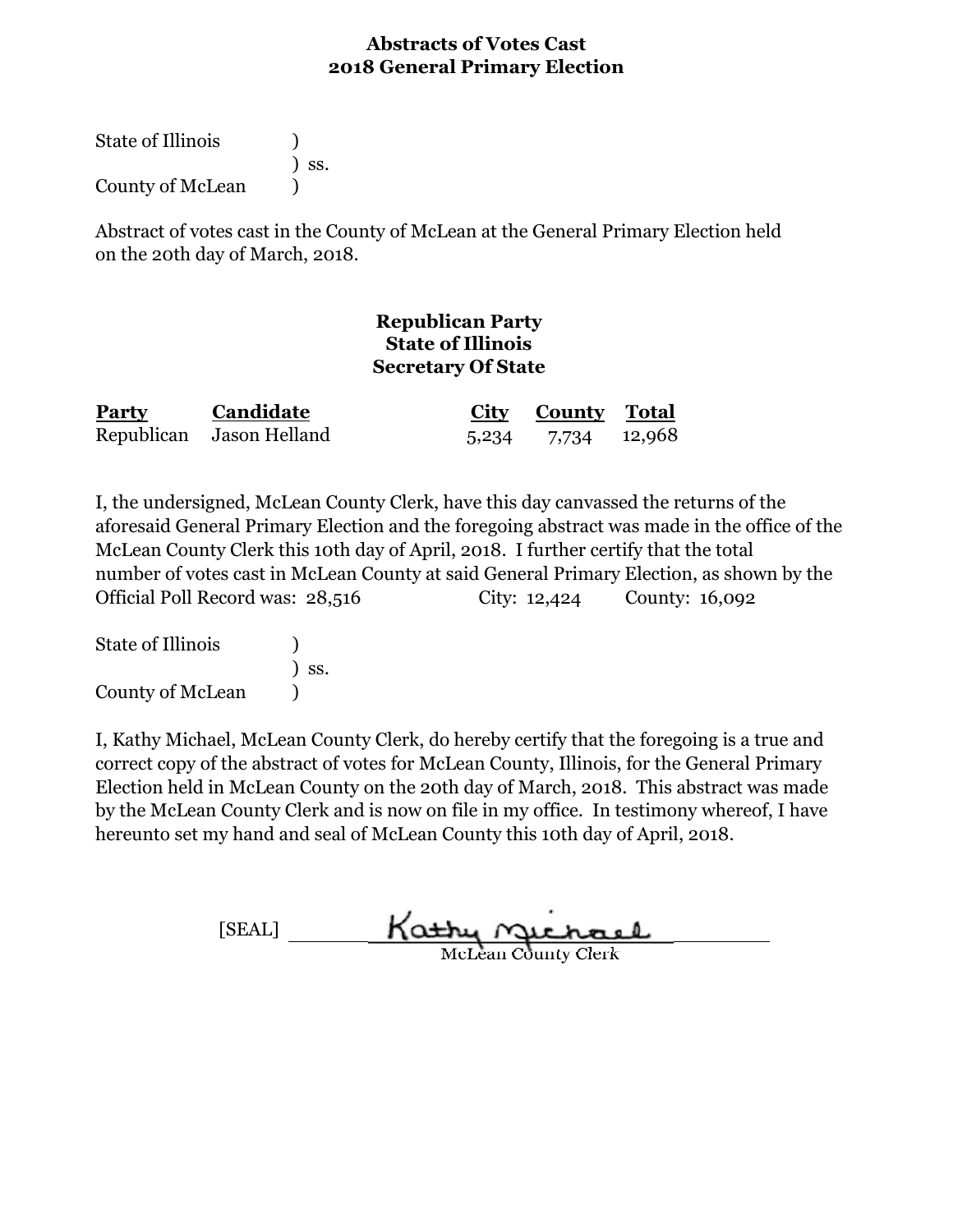# Abstracts of Votes Cast
# 2018 General Primary Election

State of Illinois )
) ss.
County of McLean )

Abstract of votes cast in the County of McLean at the General Primary Election held on the 20th day of March, 2018.

### Republican Party
### State of Illinois
### Secretary Of State

| Party | Candidate | City | County | Total |
|---|---|---|---|---|
| Republican | Jason Helland | 5,234 | 7,734 | 12,968 |

I, the undersigned, McLean County Clerk, have this day canvassed the returns of the aforesaid General Primary Election and the foregoing abstract was made in the office of the McLean County Clerk this 10th day of April, 2018. I further certify that the total number of votes cast in McLean County at said General Primary Election, as shown by the Official Poll Record was: 28,516 City: 12,424 County: 16,092

State of Illinois )
) ss.
County of McLean )

I, Kathy Michael, McLean County Clerk, do hereby certify that the foregoing is a true and correct copy of the abstract of votes for McLean County, Illinois, for the General Primary Election held in McLean County on the 20th day of March, 2018. This abstract was made by the McLean County Clerk and is now on file in my office. In testimony whereof, I have hereunto set my hand and seal of McLean County this 10th day of April, 2018.

[SEAL] Kathy Michael
McLean County Clerk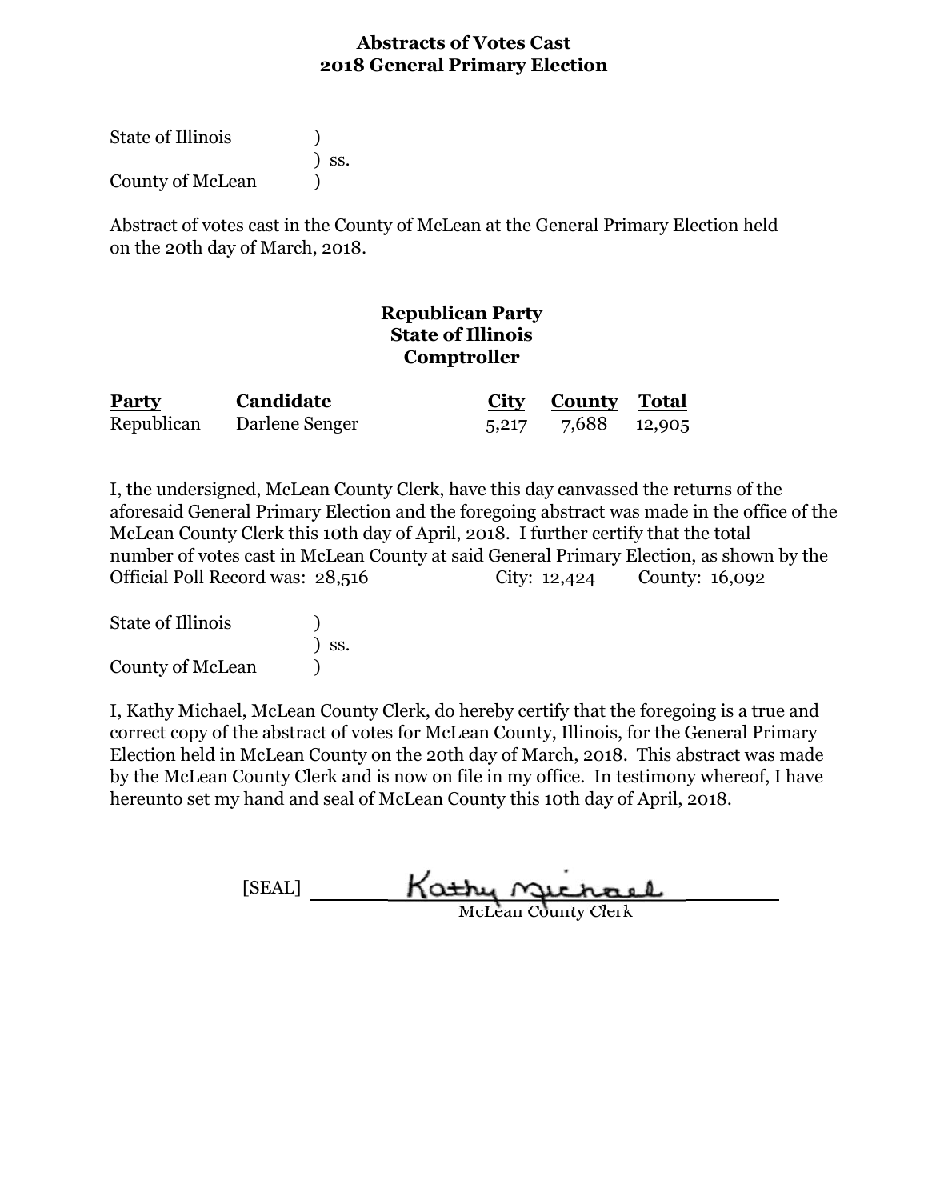## Abstracts of Votes Cast
## 2018 General Primary Election

State of Illinois )
) ss.
County of McLean )

Abstract of votes cast in the County of McLean at the General Primary Election held on the 20th day of March, 2018.

### Republican Party
### State of Illinois
### Comptroller

| Party | Candidate | City | County | Total |
|---|---|---|---|---|
| Republican | Darlene Senger | 5,217 | 7,688 | 12,905 |

I, the undersigned, McLean County Clerk, have this day canvassed the returns of the aforesaid General Primary Election and the foregoing abstract was made in the office of the McLean County Clerk this 10th day of April, 2018. I further certify that the total number of votes cast in McLean County at said General Primary Election, as shown by the Official Poll Record was: 28,516 City: 12,424 County: 16,092

State of Illinois )
) ss.
County of McLean )

I, Kathy Michael, McLean County Clerk, do hereby certify that the foregoing is a true and correct copy of the abstract of votes for McLean County, Illinois, for the General Primary Election held in McLean County on the 20th day of March, 2018. This abstract was made by the McLean County Clerk and is now on file in my office. In testimony whereof, I have hereunto set my hand and seal of McLean County this 10th day of April, 2018.

[SEAL] Kathy Michael
McLean County Clerk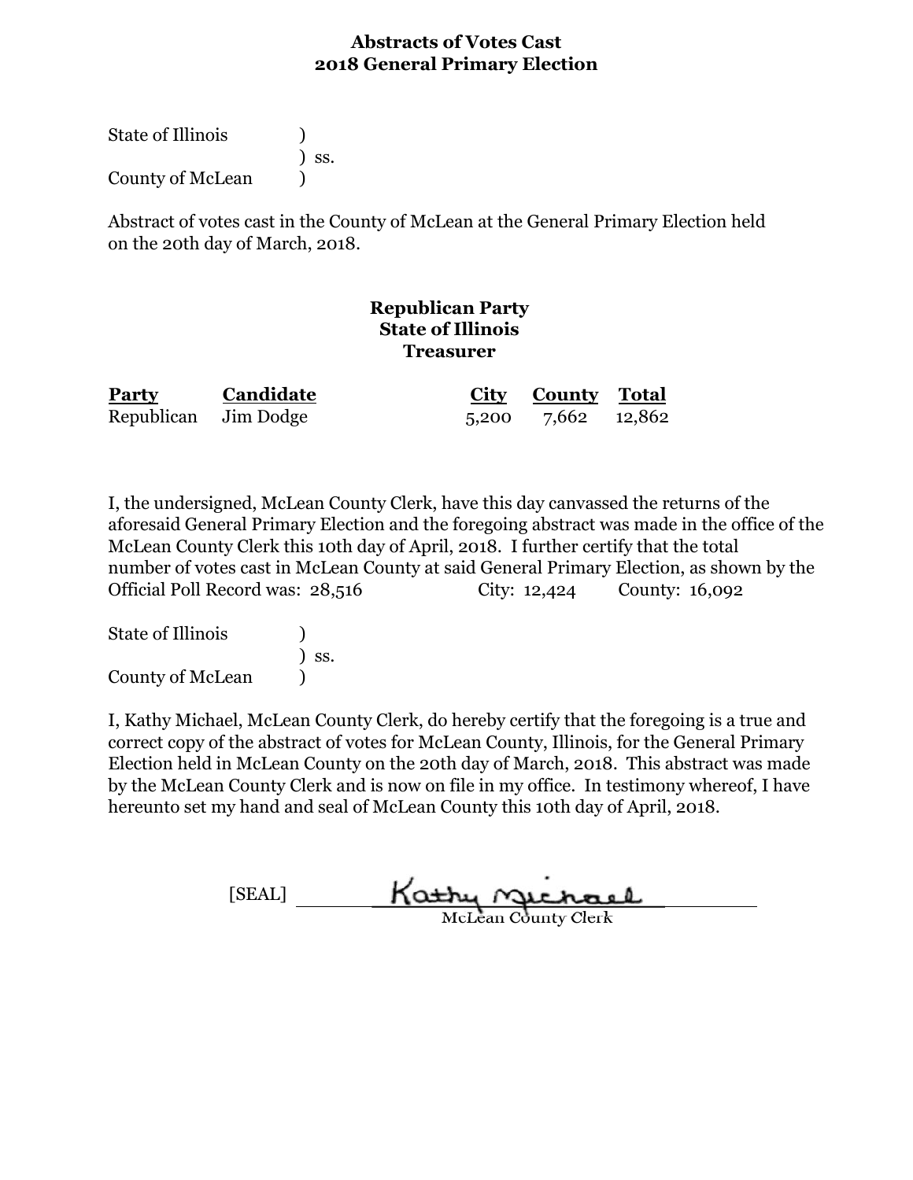**Abstracts of Votes Cast**
**2018 General Primary Election**

State of Illinois )
) ss.
County of McLean )

Abstract of votes cast in the County of McLean at the General Primary Election held on the 20th day of March, 2018.

**Republican Party**
**State of Illinois**
**Treasurer**

| Party | Candidate | City | County | Total |
|---|---|---|---|---|
| Republican | Jim Dodge | 5,200 | 7,662 | 12,862 |

I, the undersigned, McLean County Clerk, have this day canvassed the returns of the aforesaid General Primary Election and the foregoing abstract was made in the office of the McLean County Clerk this 10th day of April, 2018. I further certify that the total number of votes cast in McLean County at said General Primary Election, as shown by the Official Poll Record was: 28,516 City: 12,424 County: 16,092

State of Illinois )
) ss.
County of McLean )

I, Kathy Michael, McLean County Clerk, do hereby certify that the foregoing is a true and correct copy of the abstract of votes for McLean County, Illinois, for the General Primary Election held in McLean County on the 20th day of March, 2018. This abstract was made by the McLean County Clerk and is now on file in my office. In testimony whereof, I have hereunto set my hand and seal of McLean County this 10th day of April, 2018.

[SEAL] Kathy Michael
McLean County Clerk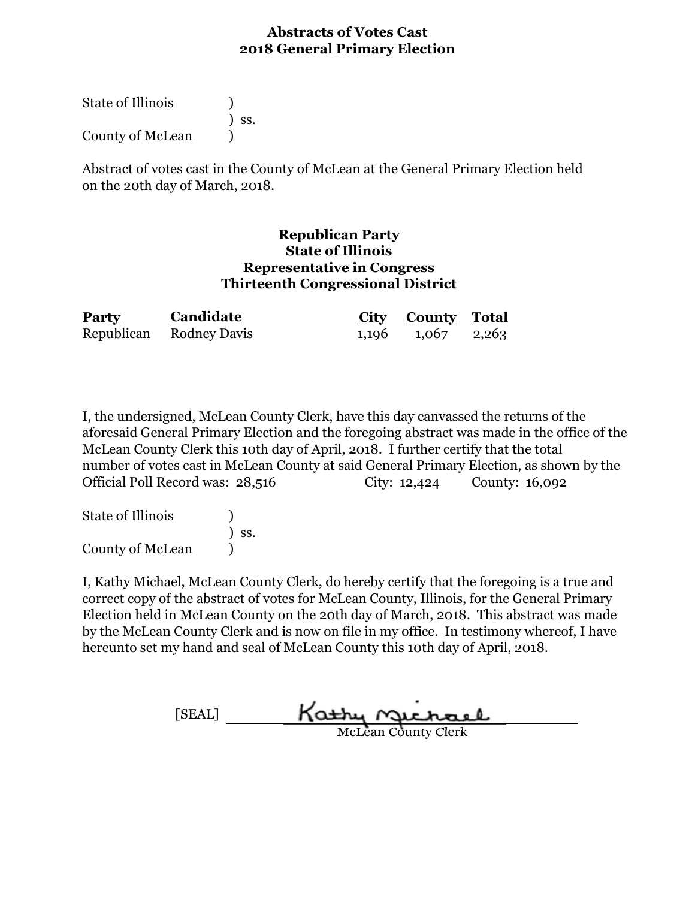# Abstracts of Votes Cast
# 2018 General Primary Election

State of Illinois )
) ss.
County of McLean )

Abstract of votes cast in the County of McLean at the General Primary Election held on the 20th day of March, 2018.

### Republican Party
### State of Illinois
### Representative in Congress
### Thirteenth Congressional District

| Party | Candidate | City | County | Total |
|---|---|---|---|---|
| Republican | Rodney Davis | 1,196 | 1,067 | 2,263 |

I, the undersigned, McLean County Clerk, have this day canvassed the returns of the aforesaid General Primary Election and the foregoing abstract was made in the office of the McLean County Clerk this 10th day of April, 2018. I further certify that the total number of votes cast in McLean County at said General Primary Election, as shown by the Official Poll Record was: 28,516 City: 12,424 County: 16,092

State of Illinois )
) ss.
County of McLean )

I, Kathy Michael, McLean County Clerk, do hereby certify that the foregoing is a true and correct copy of the abstract of votes for McLean County, Illinois, for the General Primary Election held in McLean County on the 20th day of March, 2018. This abstract was made by the McLean County Clerk and is now on file in my office. In testimony whereof, I have hereunto set my hand and seal of McLean County this 10th day of April, 2018.

[SEAL] Kathy Michael
McLean County Clerk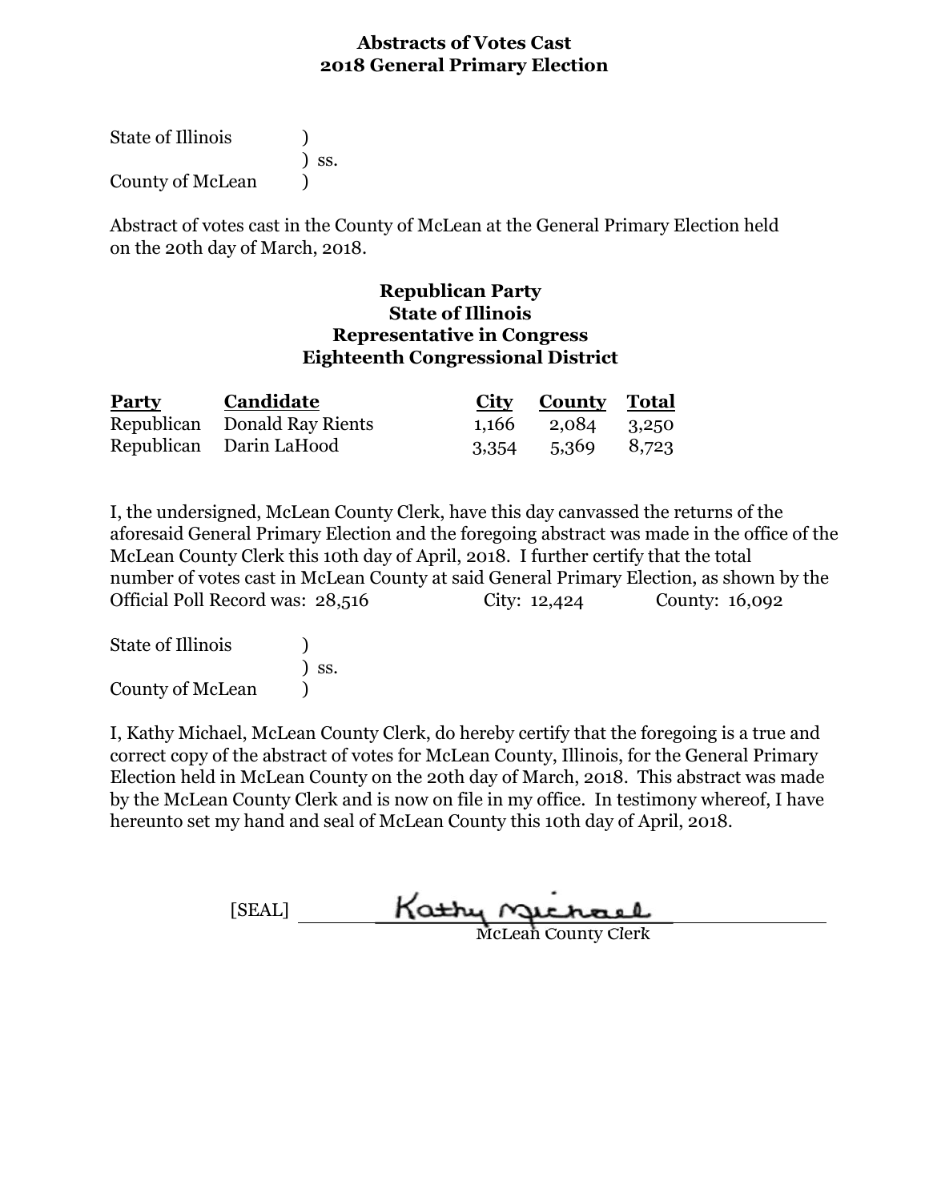# Abstracts of Votes Cast
# 2018 General Primary Election

State of Illinois )
) ss.
County of McLean )

Abstract of votes cast in the County of McLean at the General Primary Election held on the 20th day of March, 2018.

**Republican Party**
**State of Illinois**
**Representative in Congress**
**Eighteenth Congressional District**

| Party | Candidate | City | County | Total |
|---|---|---|---|---|
| Republican | Donald Ray Rients | 1,166 | 2,084 | 3,250 |
| Republican | Darin LaHood | 3,354 | 5,369 | 8,723 |

I, the undersigned, McLean County Clerk, have this day canvassed the returns of the aforesaid General Primary Election and the foregoing abstract was made in the office of the McLean County Clerk this 10th day of April, 2018. I further certify that the total number of votes cast in McLean County at said General Primary Election, as shown by the Official Poll Record was: 28,516 City: 12,424 County: 16,092

State of Illinois )
) ss.
County of McLean )

I, Kathy Michael, McLean County Clerk, do hereby certify that the foregoing is a true and correct copy of the abstract of votes for McLean County, Illinois, for the General Primary Election held in McLean County on the 20th day of March, 2018. This abstract was made by the McLean County Clerk and is now on file in my office. In testimony whereof, I have hereunto set my hand and seal of McLean County this 10th day of April, 2018.

[SEAL] Kathy Michael
McLean County Clerk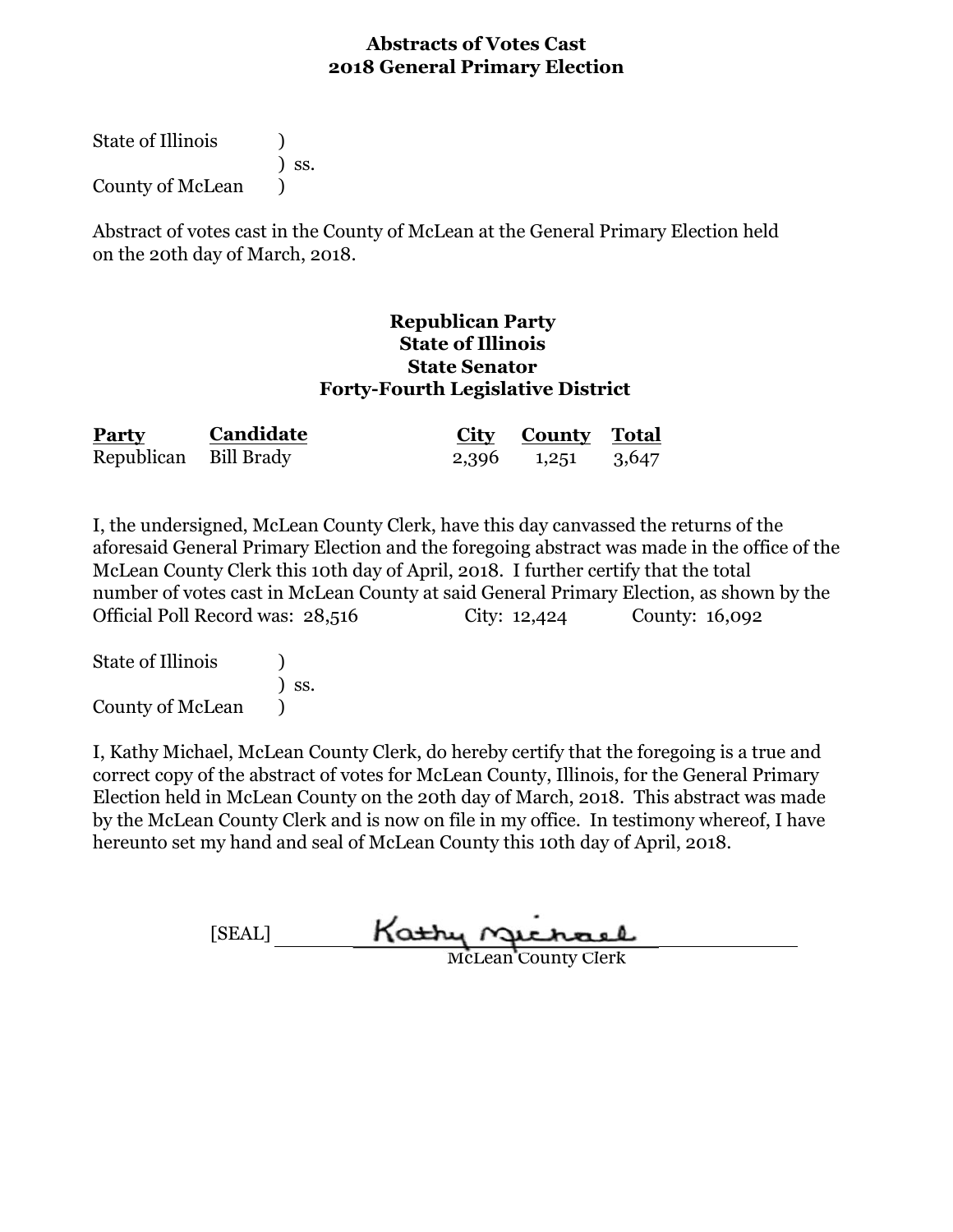# Abstracts of Votes Cast
## 2018 General Primary Election

State of Illinois )
) ss.
County of McLean )

Abstract of votes cast in the County of McLean at the General Primary Election held on the 20th day of March, 2018.

### Republican Party
### State of Illinois
### State Senator
### Forty-Fourth Legislative District

| Party | Candidate | City | County | Total |
|---|---|---|---|---|
| Republican | Bill Brady | 2,396 | 1,251 | 3,647 |

I, the undersigned, McLean County Clerk, have this day canvassed the returns of the aforesaid General Primary Election and the foregoing abstract was made in the office of the McLean County Clerk this 10th day of April, 2018. I further certify that the total number of votes cast in McLean County at said General Primary Election, as shown by the Official Poll Record was: 28,516 City: 12,424 County: 16,092

State of Illinois )
) ss.
County of McLean )

I, Kathy Michael, McLean County Clerk, do hereby certify that the foregoing is a true and correct copy of the abstract of votes for McLean County, Illinois, for the General Primary Election held in McLean County on the 20th day of March, 2018. This abstract was made by the McLean County Clerk and is now on file in my office. In testimony whereof, I have hereunto set my hand and seal of McLean County this 10th day of April, 2018.

[SEAL] Kathy Michael
McLean County Clerk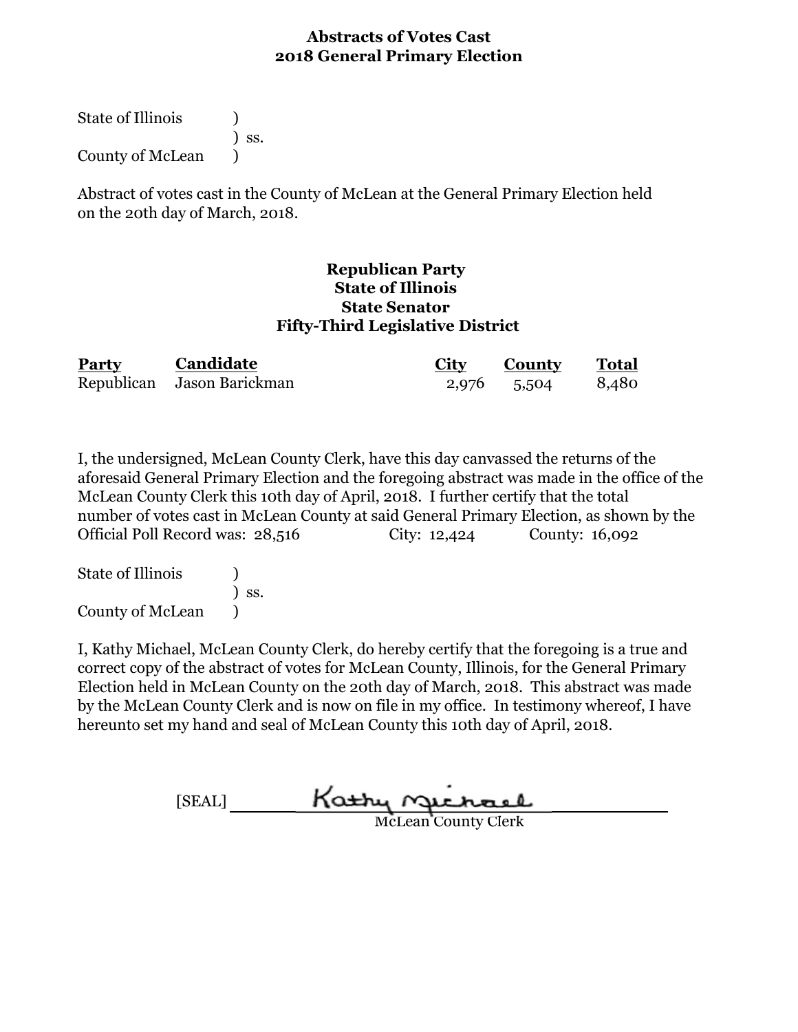**Abstracts of Votes Cast**
**2018 General Primary Election**

State of Illinois )
) ss.
County of McLean )

Abstract of votes cast in the County of McLean at the General Primary Election held on the 20th day of March, 2018.

**Republican Party**
**State of Illinois**
**State Senator**
**Fifty-Third Legislative District**

| Party | Candidate | City | County | Total |
|---|---|---|---|---|
| Republican | Jason Barickman | 2,976 | 5,504 | 8,480 |

I, the undersigned, McLean County Clerk, have this day canvassed the returns of the aforesaid General Primary Election and the foregoing abstract was made in the office of the McLean County Clerk this 10th day of April, 2018. I further certify that the total number of votes cast in McLean County at said General Primary Election, as shown by the Official Poll Record was: 28,516 City: 12,424 County: 16,092

State of Illinois )
) ss.
County of McLean )

I, Kathy Michael, McLean County Clerk, do hereby certify that the foregoing is a true and correct copy of the abstract of votes for McLean County, Illinois, for the General Primary Election held in McLean County on the 20th day of March, 2018. This abstract was made by the McLean County Clerk and is now on file in my office. In testimony whereof, I have hereunto set my hand and seal of McLean County this 10th day of April, 2018.

[SEAL] Kathy Michael
McLean County Clerk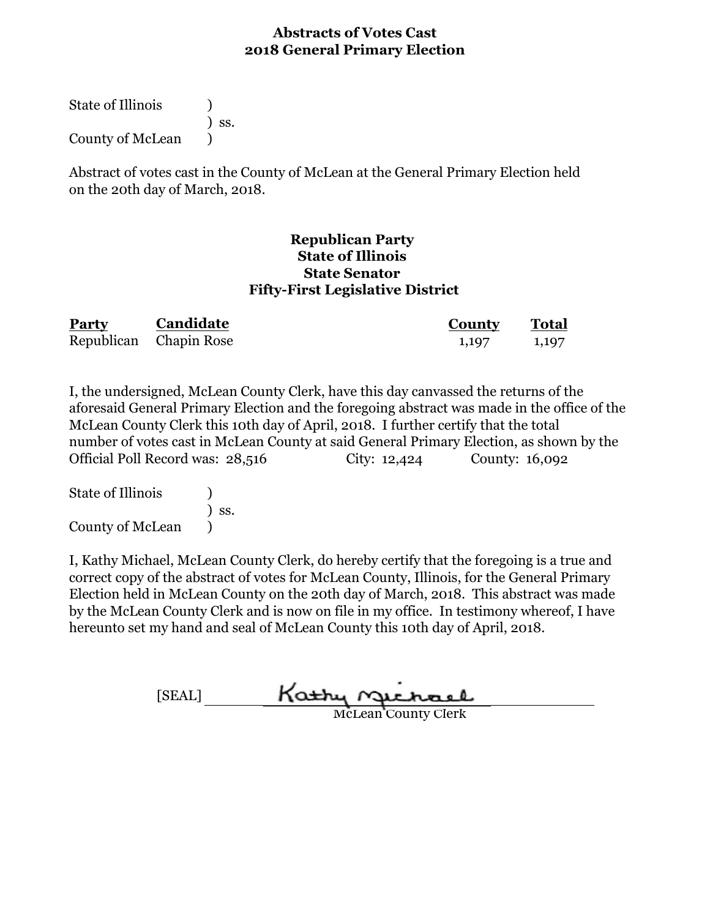# Abstracts of Votes Cast
# 2018 General Primary Election

State of Illinois )
) ss.
County of McLean )

Abstract of votes cast in the County of McLean at the General Primary Election held on the 20th day of March, 2018.

**Republican Party**
**State of Illinois**
**State Senator**
**Fifty-First Legislative District**

| Party | Candidate | County | Total |
|---|---|---|---|
| Republican | Chapin Rose | 1,197 | 1,197 |

I, the undersigned, McLean County Clerk, have this day canvassed the returns of the aforesaid General Primary Election and the foregoing abstract was made in the office of the McLean County Clerk this 10th day of April, 2018. I further certify that the total number of votes cast in McLean County at said General Primary Election, as shown by the Official Poll Record was: 28,516 City: 12,424 County: 16,092

State of Illinois )
) ss.
County of McLean )

I, Kathy Michael, McLean County Clerk, do hereby certify that the foregoing is a true and correct copy of the abstract of votes for McLean County, Illinois, for the General Primary Election held in McLean County on the 20th day of March, 2018. This abstract was made by the McLean County Clerk and is now on file in my office. In testimony whereof, I have hereunto set my hand and seal of McLean County this 10th day of April, 2018.

[SEAL] Kathy Michael
McLean County Clerk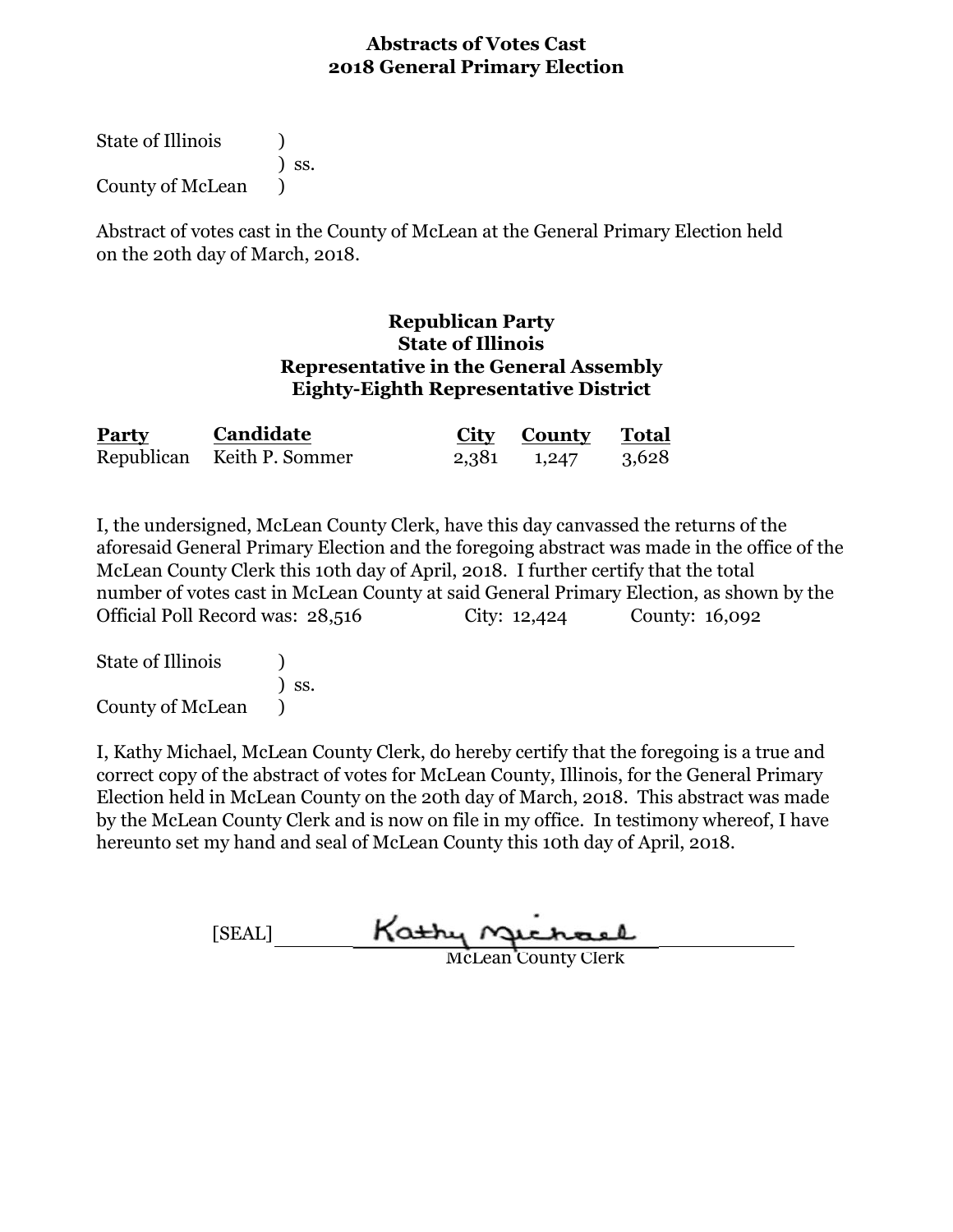## Abstracts of Votes Cast
## 2018 General Primary Election

State of Illinois )
) ss.
County of McLean )

Abstract of votes cast in the County of McLean at the General Primary Election held on the 20th day of March, 2018.

### Republican Party
### State of Illinois
### Representative in the General Assembly
### Eighty-Eighth Representative District

| Party | Candidate | City | County | Total |
|---|---|---|---|---|
| Republican | Keith P. Sommer | 2,381 | 1,247 | 3,628 |

I, the undersigned, McLean County Clerk, have this day canvassed the returns of the aforesaid General Primary Election and the foregoing abstract was made in the office of the McLean County Clerk this 10th day of April, 2018. I further certify that the total number of votes cast in McLean County at said General Primary Election, as shown by the Official Poll Record was: 28,516 City: 12,424 County: 16,092

State of Illinois )
) ss.
County of McLean )

I, Kathy Michael, McLean County Clerk, do hereby certify that the foregoing is a true and correct copy of the abstract of votes for McLean County, Illinois, for the General Primary Election held in McLean County on the 20th day of March, 2018. This abstract was made by the McLean County Clerk and is now on file in my office. In testimony whereof, I have hereunto set my hand and seal of McLean County this 10th day of April, 2018.

[SEAL] Kathy Michael
McLean County Clerk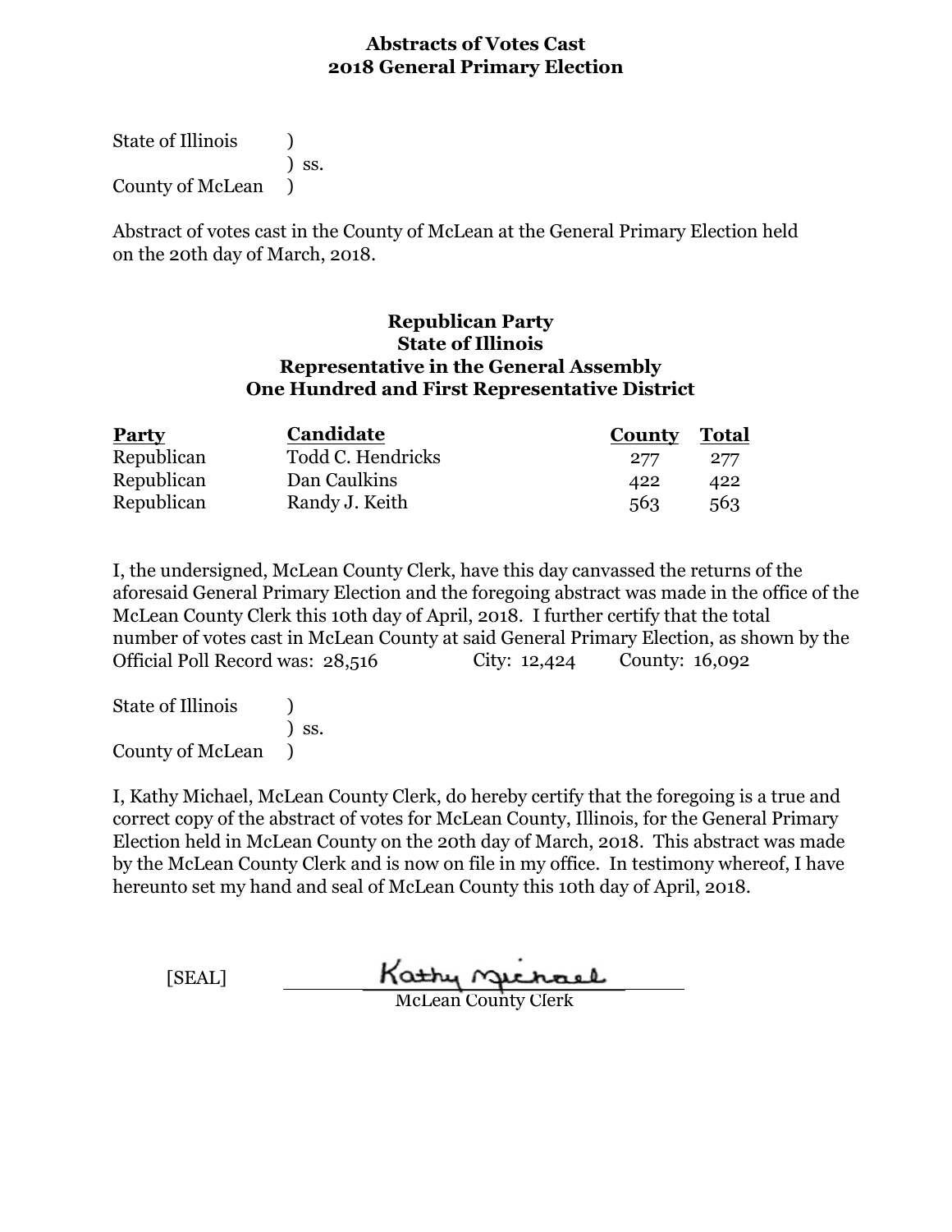# Abstracts of Votes Cast
# 2018 General Primary Election

State of Illinois )
) ss.
County of McLean )

Abstract of votes cast in the County of McLean at the General Primary Election held on the 20th day of March, 2018.

## Republican Party
## State of Illinois
## Representative in the General Assembly
## One Hundred and First Representative District

| Party | Candidate | County | Total |
|---|---|---|---|
| Republican | Todd C. Hendricks | 277 | 277 |
| Republican | Dan Caulkins | 422 | 422 |
| Republican | Randy J. Keith | 563 | 563 |

I, the undersigned, McLean County Clerk, have this day canvassed the returns of the aforesaid General Primary Election and the foregoing abstract was made in the office of the McLean County Clerk this 10th day of April, 2018. I further certify that the total number of votes cast in McLean County at said General Primary Election, as shown by the Official Poll Record was: 28,516 City: 12,424 County: 16,092

State of Illinois )
) ss.
County of McLean )

I, Kathy Michael, McLean County Clerk, do hereby certify that the foregoing is a true and correct copy of the abstract of votes for McLean County, Illinois, for the General Primary Election held in McLean County on the 20th day of March, 2018. This abstract was made by the McLean County Clerk and is now on file in my office. In testimony whereof, I have hereunto set my hand and seal of McLean County this 10th day of April, 2018.

[SEAL] Kathy Michael
McLean County Clerk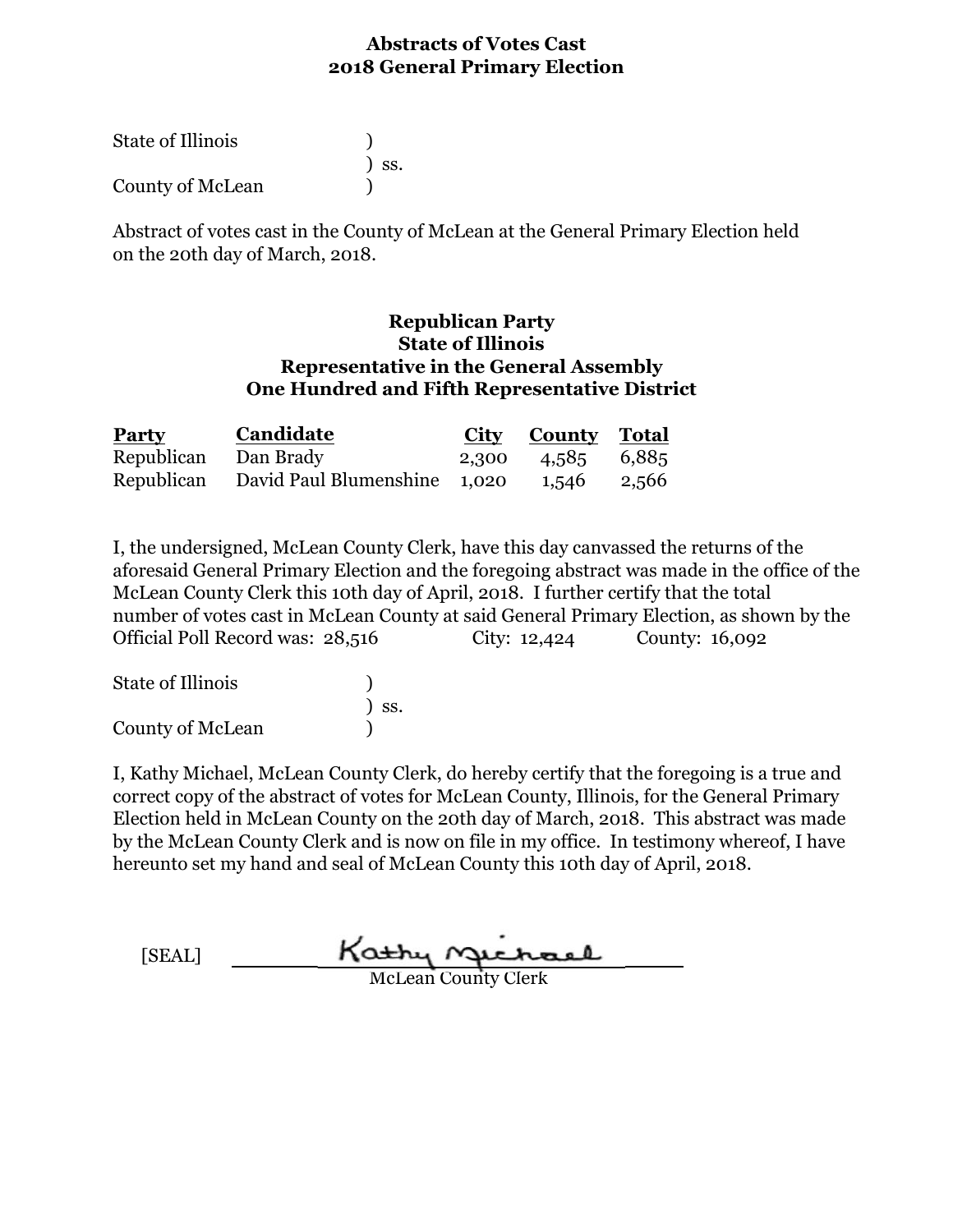# Abstracts of Votes Cast
# 2018 General Primary Election

State of Illinois )
) ss.
County of McLean )

Abstract of votes cast in the County of McLean at the General Primary Election held on the 20th day of March, 2018.

## Republican Party
## State of Illinois
## Representative in the General Assembly
## One Hundred and Fifth Representative District

| Party | Candidate | City | County | Total |
|---|---|---|---|---|
| Republican | Dan Brady | 2,300 | 4,585 | 6,885 |
| Republican | David Paul Blumenshine | 1,020 | 1,546 | 2,566 |

I, the undersigned, McLean County Clerk, have this day canvassed the returns of the aforesaid General Primary Election and the foregoing abstract was made in the office of the McLean County Clerk this 10th day of April, 2018. I further certify that the total number of votes cast in McLean County at said General Primary Election, as shown by the Official Poll Record was: 28,516 City: 12,424 County: 16,092

State of Illinois )
) ss.
County of McLean )

I, Kathy Michael, McLean County Clerk, do hereby certify that the foregoing is a true and correct copy of the abstract of votes for McLean County, Illinois, for the General Primary Election held in McLean County on the 20th day of March, 2018. This abstract was made by the McLean County Clerk and is now on file in my office. In testimony whereof, I have hereunto set my hand and seal of McLean County this 10th day of April, 2018.

[SEAL] Kathy Michael
McLean County Clerk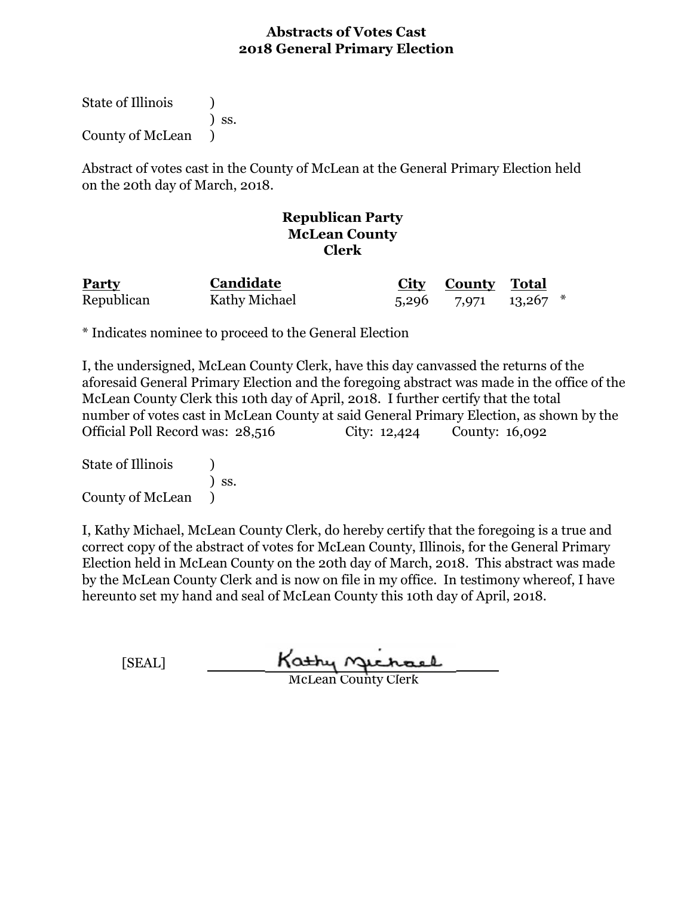**Abstracts of Votes Cast**
**2018 General Primary Election**

State of Illinois )
) ss.
County of McLean )

Abstract of votes cast in the County of McLean at the General Primary Election held on the 20th day of March, 2018.

**Republican Party**
**McLean County**
**Clerk**

| Party | Candidate | City | County | Total | |
|---|---|---|---|---|---|
| Republican | Kathy Michael | 5,296 | 7,971 | 13,267 | * |

* Indicates nominee to proceed to the General Election

I, the undersigned, McLean County Clerk, have this day canvassed the returns of the aforesaid General Primary Election and the foregoing abstract was made in the office of the McLean County Clerk this 10th day of April, 2018. I further certify that the total number of votes cast in McLean County at said General Primary Election, as shown by the Official Poll Record was: 28,516 City: 12,424 County: 16,092

State of Illinois )
) ss.
County of McLean )

I, Kathy Michael, McLean County Clerk, do hereby certify that the foregoing is a true and correct copy of the abstract of votes for McLean County, Illinois, for the General Primary Election held in McLean County on the 20th day of March, 2018. This abstract was made by the McLean County Clerk and is now on file in my office. In testimony whereof, I have hereunto set my hand and seal of McLean County this 10th day of April, 2018.

[SEAL] Kathy Michael
McLean County Clerk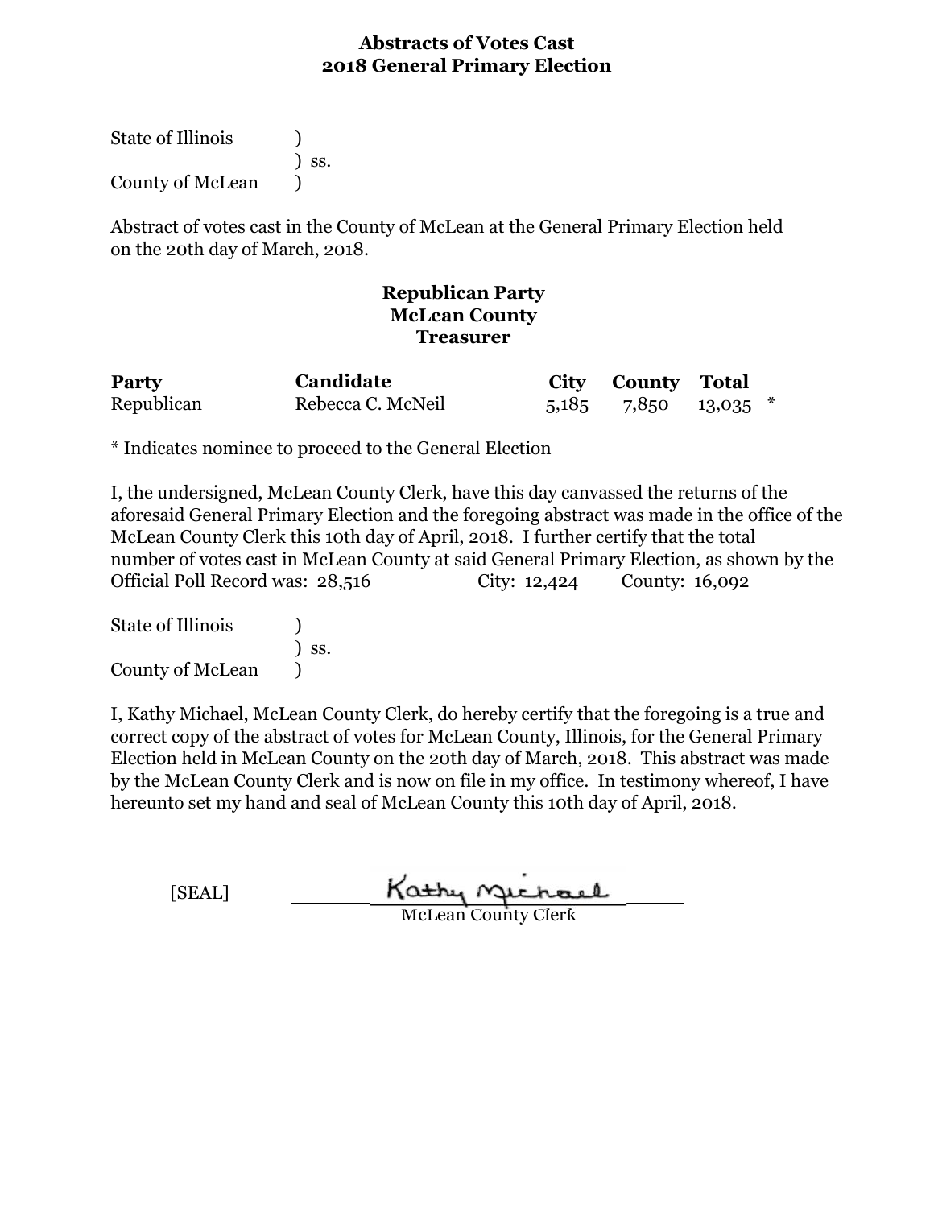## Abstracts of Votes Cast
## 2018 General Primary Election

State of Illinois )
) ss.
County of McLean )

Abstract of votes cast in the County of McLean at the General Primary Election held on the 20th day of March, 2018.

### Republican Party
### McLean County
### Treasurer

| Party | Candidate | City | County | Total | |
|---|---|---|---|---|---|
| Republican | Rebecca C. McNeil | 5,185 | 7,850 | 13,035 | * |

* Indicates nominee to proceed to the General Election

I, the undersigned, McLean County Clerk, have this day canvassed the returns of the aforesaid General Primary Election and the foregoing abstract was made in the office of the McLean County Clerk this 10th day of April, 2018. I further certify that the total number of votes cast in McLean County at said General Primary Election, as shown by the Official Poll Record was: 28,516 City: 12,424 County: 16,092

State of Illinois )
) ss.
County of McLean )

I, Kathy Michael, McLean County Clerk, do hereby certify that the foregoing is a true and correct copy of the abstract of votes for McLean County, Illinois, for the General Primary Election held in McLean County on the 20th day of March, 2018. This abstract was made by the McLean County Clerk and is now on file in my office. In testimony whereof, I have hereunto set my hand and seal of McLean County this 10th day of April, 2018.

[SEAL] Kathy Michael
McLean County Clerk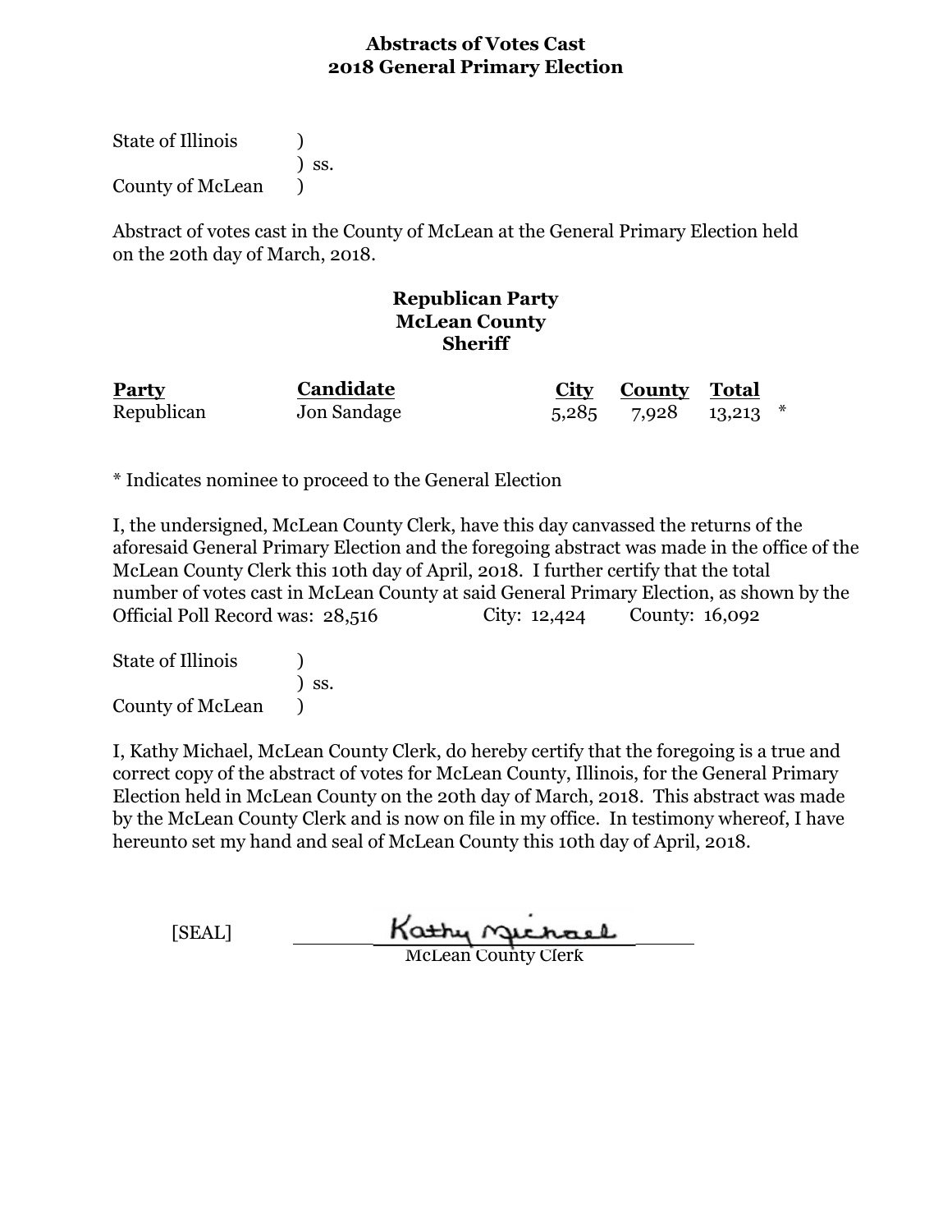**Abstracts of Votes Cast**
**2018 General Primary Election**

State of Illinois )
) ss.
County of McLean )

Abstract of votes cast in the County of McLean at the General Primary Election held on the 20th day of March, 2018.

**Republican Party**
**McLean County**
**Sheriff**

| Party | Candidate | City | County | Total | |
|---|---|---|---|---|---|
| Republican | Jon Sandage | 5,285 | 7,928 | 13,213 | * |

* Indicates nominee to proceed to the General Election

I, the undersigned, McLean County Clerk, have this day canvassed the returns of the aforesaid General Primary Election and the foregoing abstract was made in the office of the McLean County Clerk this 10th day of April, 2018. I further certify that the total number of votes cast in McLean County at said General Primary Election, as shown by the Official Poll Record was: 28,516 City: 12,424 County: 16,092

State of Illinois )
) ss.
County of McLean )

I, Kathy Michael, McLean County Clerk, do hereby certify that the foregoing is a true and correct copy of the abstract of votes for McLean County, Illinois, for the General Primary Election held in McLean County on the 20th day of March, 2018. This abstract was made by the McLean County Clerk and is now on file in my office. In testimony whereof, I have hereunto set my hand and seal of McLean County this 10th day of April, 2018.

[SEAL] Kathy Michael
McLean County Clerk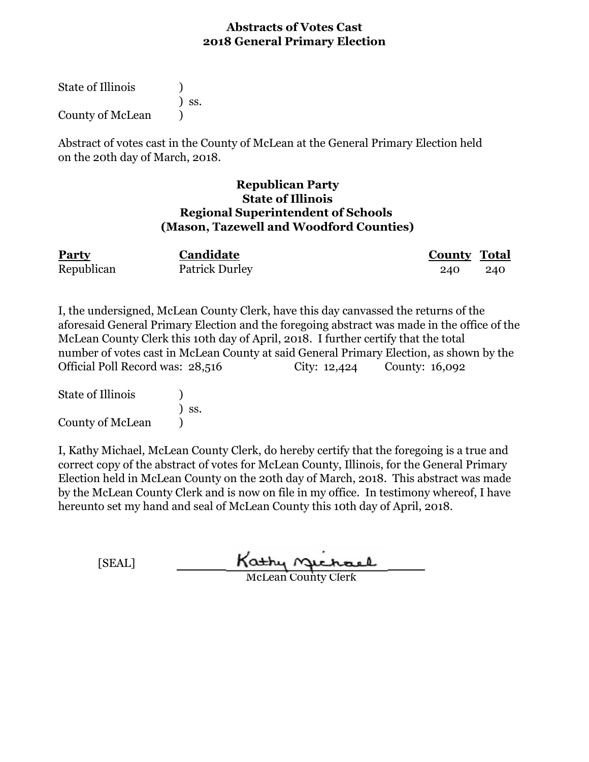## Abstracts of Votes Cast
## 2018 General Primary Election

State of Illinois )
) ss.
County of McLean )

Abstract of votes cast in the County of McLean at the General Primary Election held on the 20th day of March, 2018.

### Republican Party
### State of Illinois
### Regional Superintendent of Schools
### (Mason, Tazewell and Woodford Counties)

| Party | Candidate | County | Total |
|---|---|---|---|
| Republican | Patrick Durley | 240 | 240 |

I, the undersigned, McLean County Clerk, have this day canvassed the returns of the aforesaid General Primary Election and the foregoing abstract was made in the office of the McLean County Clerk this 10th day of April, 2018. I further certify that the total number of votes cast in McLean County at said General Primary Election, as shown by the Official Poll Record was: 28,516 City: 12,424 County: 16,092

State of Illinois )
) ss.
County of McLean )

I, Kathy Michael, McLean County Clerk, do hereby certify that the foregoing is a true and correct copy of the abstract of votes for McLean County, Illinois, for the General Primary Election held in McLean County on the 20th day of March, 2018. This abstract was made by the McLean County Clerk and is now on file in my office. In testimony whereof, I have hereunto set my hand and seal of McLean County this 10th day of April, 2018.

[SEAL] Kathy Michael
McLean County Clerk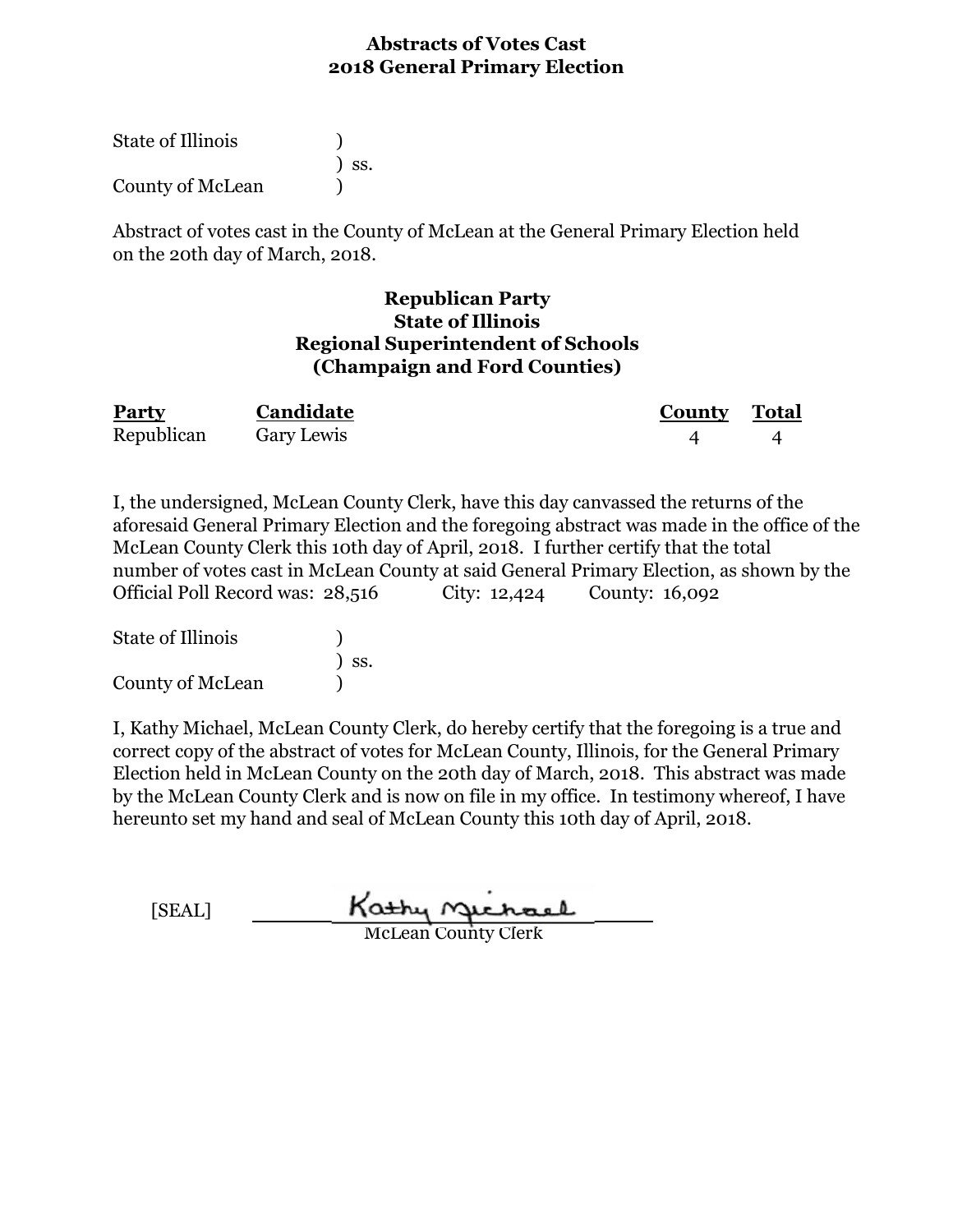# Abstracts of Votes Cast
## 2018 General Primary Election

State of Illinois )
) ss.
County of McLean )

Abstract of votes cast in the County of McLean at the General Primary Election held on the 20th day of March, 2018.

### Republican Party
### State of Illinois
### Regional Superintendent of Schools
### (Champaign and Ford Counties)

| Party | Candidate | County | Total |
|---|---|---|---|
| Republican | Gary Lewis | 4 | 4 |

I, the undersigned, McLean County Clerk, have this day canvassed the returns of the aforesaid General Primary Election and the foregoing abstract was made in the office of the McLean County Clerk this 10th day of April, 2018. I further certify that the total number of votes cast in McLean County at said General Primary Election, as shown by the Official Poll Record was: 28,516 City: 12,424 County: 16,092

State of Illinois )
) ss.
County of McLean )

I, Kathy Michael, McLean County Clerk, do hereby certify that the foregoing is a true and correct copy of the abstract of votes for McLean County, Illinois, for the General Primary Election held in McLean County on the 20th day of March, 2018. This abstract was made by the McLean County Clerk and is now on file in my office. In testimony whereof, I have hereunto set my hand and seal of McLean County this 10th day of April, 2018.

[SEAL] Kathy Michael
McLean County Clerk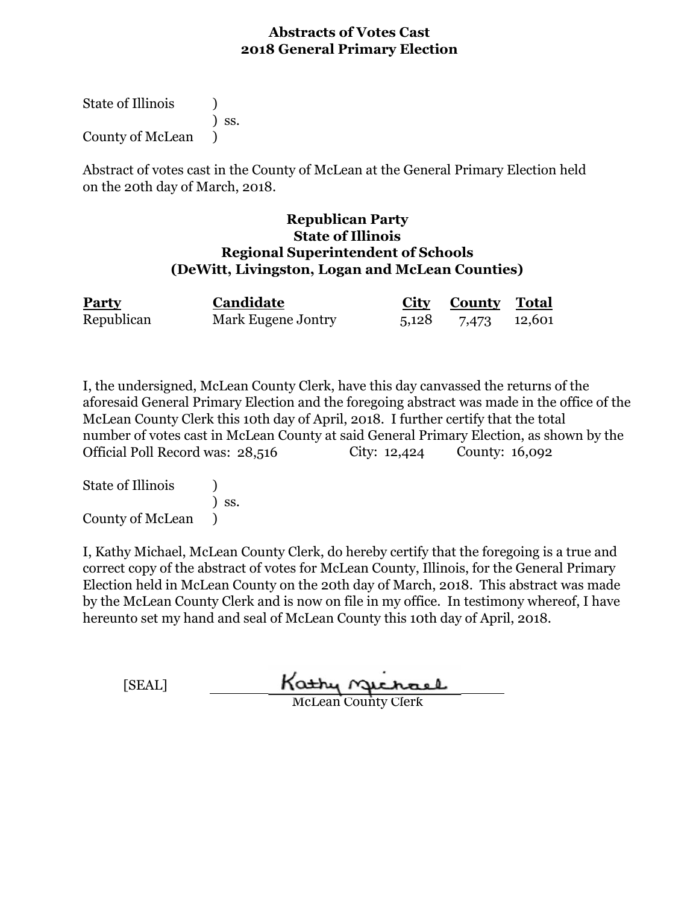# Abstracts of Votes Cast
# 2018 General Primary Election

State of Illinois )
) ss.
County of McLean )

Abstract of votes cast in the County of McLean at the General Primary Election held on the 20th day of March, 2018.

### Republican Party
### State of Illinois
### Regional Superintendent of Schools
### (DeWitt, Livingston, Logan and McLean Counties)

| Party | Candidate | City | County | Total |
|---|---|---|---|---|
| Republican | Mark Eugene Jontry | 5,128 | 7,473 | 12,601 |

I, the undersigned, McLean County Clerk, have this day canvassed the returns of the aforesaid General Primary Election and the foregoing abstract was made in the office of the McLean County Clerk this 10th day of April, 2018. I further certify that the total number of votes cast in McLean County at said General Primary Election, as shown by the Official Poll Record was: 28,516 City: 12,424 County: 16,092

State of Illinois )
) ss.
County of McLean )

I, Kathy Michael, McLean County Clerk, do hereby certify that the foregoing is a true and correct copy of the abstract of votes for McLean County, Illinois, for the General Primary Election held in McLean County on the 20th day of March, 2018. This abstract was made by the McLean County Clerk and is now on file in my office. In testimony whereof, I have hereunto set my hand and seal of McLean County this 10th day of April, 2018.

[SEAL] Kathy Michael
McLean County Clerk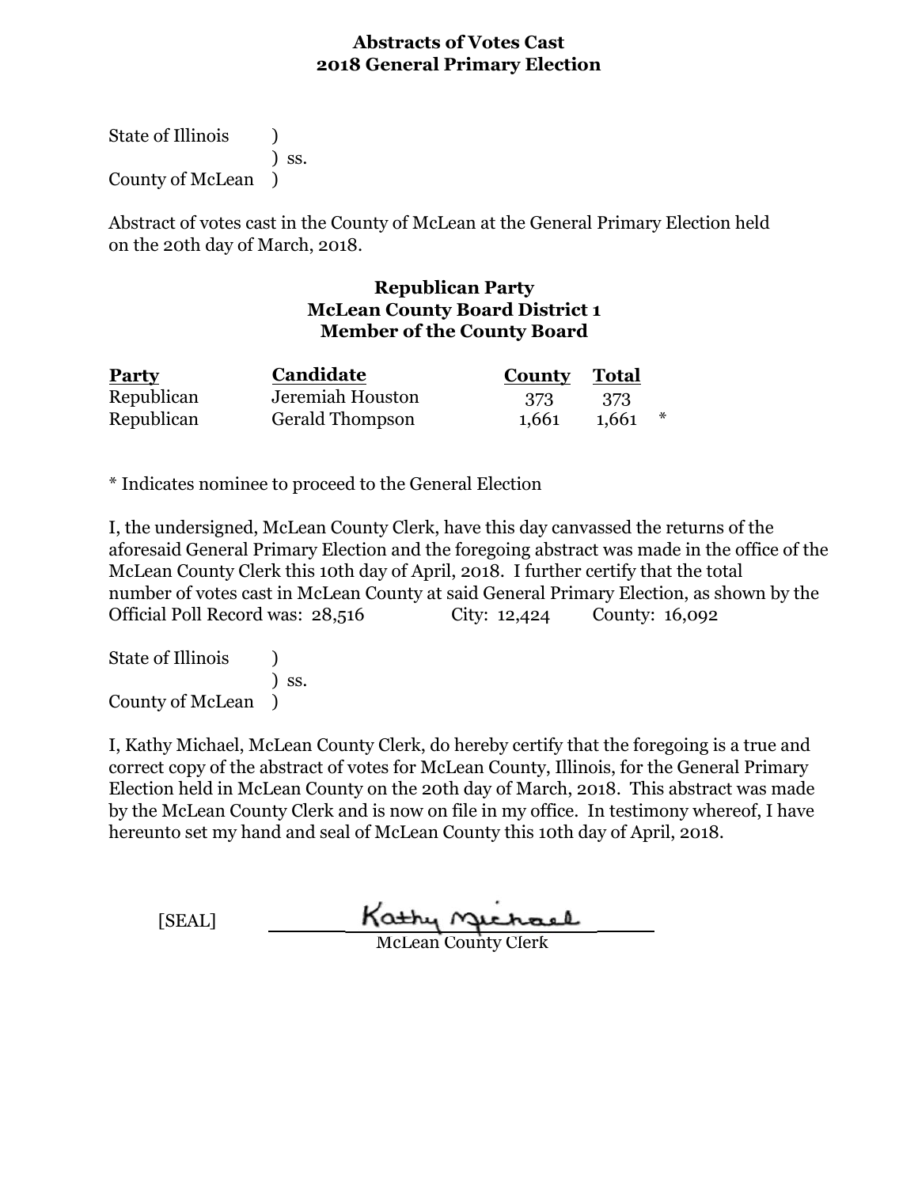# Abstracts of Votes Cast
## 2018 General Primary Election

State of Illinois )
) ss.
County of McLean )

Abstract of votes cast in the County of McLean at the General Primary Election held on the 20th day of March, 2018.

### Republican Party
### McLean County Board District 1
### Member of the County Board

| Party | Candidate | County | Total | |
|---|---|---|---|---|
| Republican | Jeremiah Houston | 373 | 373 | |
| Republican | Gerald Thompson | 1,661 | 1,661 | * |

* Indicates nominee to proceed to the General Election

I, the undersigned, McLean County Clerk, have this day canvassed the returns of the aforesaid General Primary Election and the foregoing abstract was made in the office of the McLean County Clerk this 10th day of April, 2018. I further certify that the total number of votes cast in McLean County at said General Primary Election, as shown by the Official Poll Record was: 28,516 City: 12,424 County: 16,092

State of Illinois )
) ss.
County of McLean )

I, Kathy Michael, McLean County Clerk, do hereby certify that the foregoing is a true and correct copy of the abstract of votes for McLean County, Illinois, for the General Primary Election held in McLean County on the 20th day of March, 2018. This abstract was made by the McLean County Clerk and is now on file in my office. In testimony whereof, I have hereunto set my hand and seal of McLean County this 10th day of April, 2018.

[SEAL] Kathy Michael
McLean County Clerk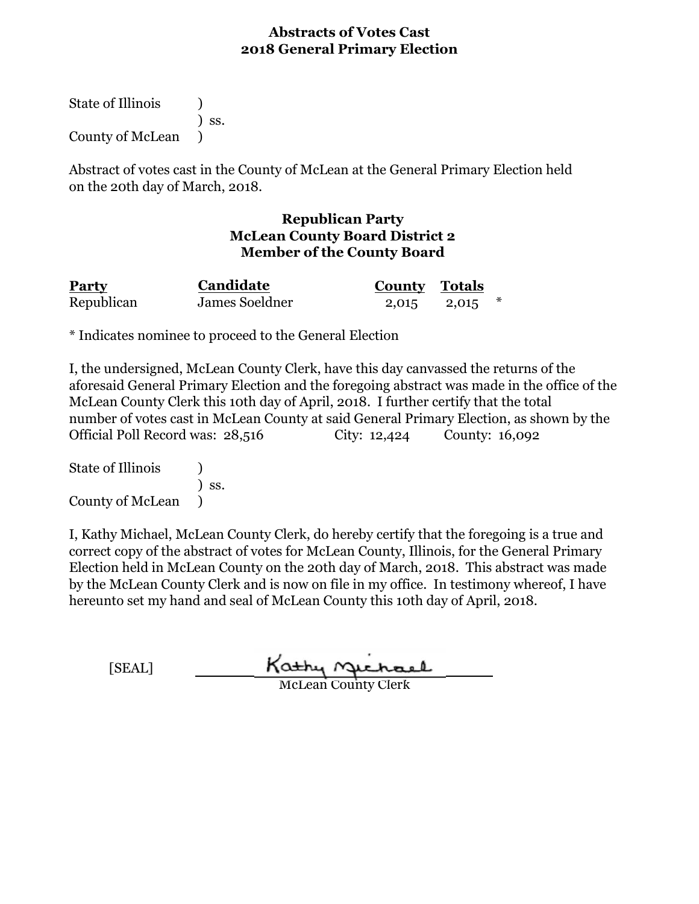# Abstracts of Votes Cast
## 2018 General Primary Election

State of Illinois )
) ss.
County of McLean )

Abstract of votes cast in the County of McLean at the General Primary Election held on the 20th day of March, 2018.

### Republican Party
### McLean County Board District 2
### Member of the County Board

| Party | Candidate | County | Totals | |
|---|---|---|---|---|
| Republican | James Soeldner | 2,015 | 2,015 | * |

* Indicates nominee to proceed to the General Election

I, the undersigned, McLean County Clerk, have this day canvassed the returns of the aforesaid General Primary Election and the foregoing abstract was made in the office of the McLean County Clerk this 10th day of April, 2018. I further certify that the total number of votes cast in McLean County at said General Primary Election, as shown by the Official Poll Record was: 28,516 City: 12,424 County: 16,092

State of Illinois )
) ss.
County of McLean )

I, Kathy Michael, McLean County Clerk, do hereby certify that the foregoing is a true and correct copy of the abstract of votes for McLean County, Illinois, for the General Primary Election held in McLean County on the 20th day of March, 2018. This abstract was made by the McLean County Clerk and is now on file in my office. In testimony whereof, I have hereunto set my hand and seal of McLean County this 10th day of April, 2018.

[SEAL] Kathy Michael
McLean County Clerk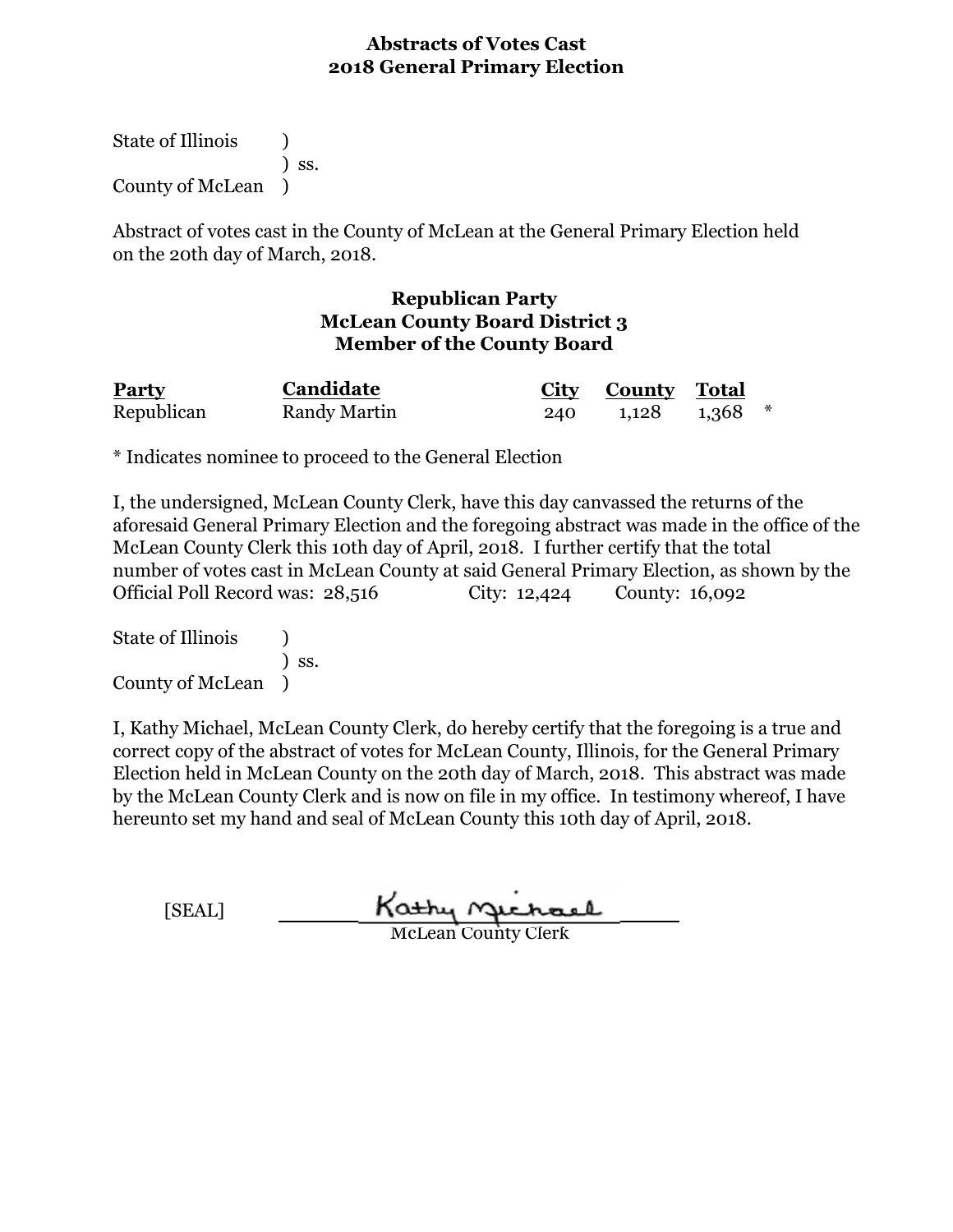**Abstracts of Votes Cast**
**2018 General Primary Election**

State of Illinois )
) ss.
County of McLean )

Abstract of votes cast in the County of McLean at the General Primary Election held on the 20th day of March, 2018.

**Republican Party**
**McLean County Board District 3**
**Member of the County Board**

| Party | Candidate | City | County | Total | |
|---|---|---|---|---|---|
| Republican | Randy Martin | 240 | 1,128 | 1,368 | * |

* Indicates nominee to proceed to the General Election

I, the undersigned, McLean County Clerk, have this day canvassed the returns of the aforesaid General Primary Election and the foregoing abstract was made in the office of the McLean County Clerk this 10th day of April, 2018. I further certify that the total number of votes cast in McLean County at said General Primary Election, as shown by the Official Poll Record was: 28,516 City: 12,424 County: 16,092

State of Illinois )
) ss.
County of McLean )

I, Kathy Michael, McLean County Clerk, do hereby certify that the foregoing is a true and correct copy of the abstract of votes for McLean County, Illinois, for the General Primary Election held in McLean County on the 20th day of March, 2018. This abstract was made by the McLean County Clerk and is now on file in my office. In testimony whereof, I have hereunto set my hand and seal of McLean County this 10th day of April, 2018.

[SEAL] Kathy Michael
McLean County Clerk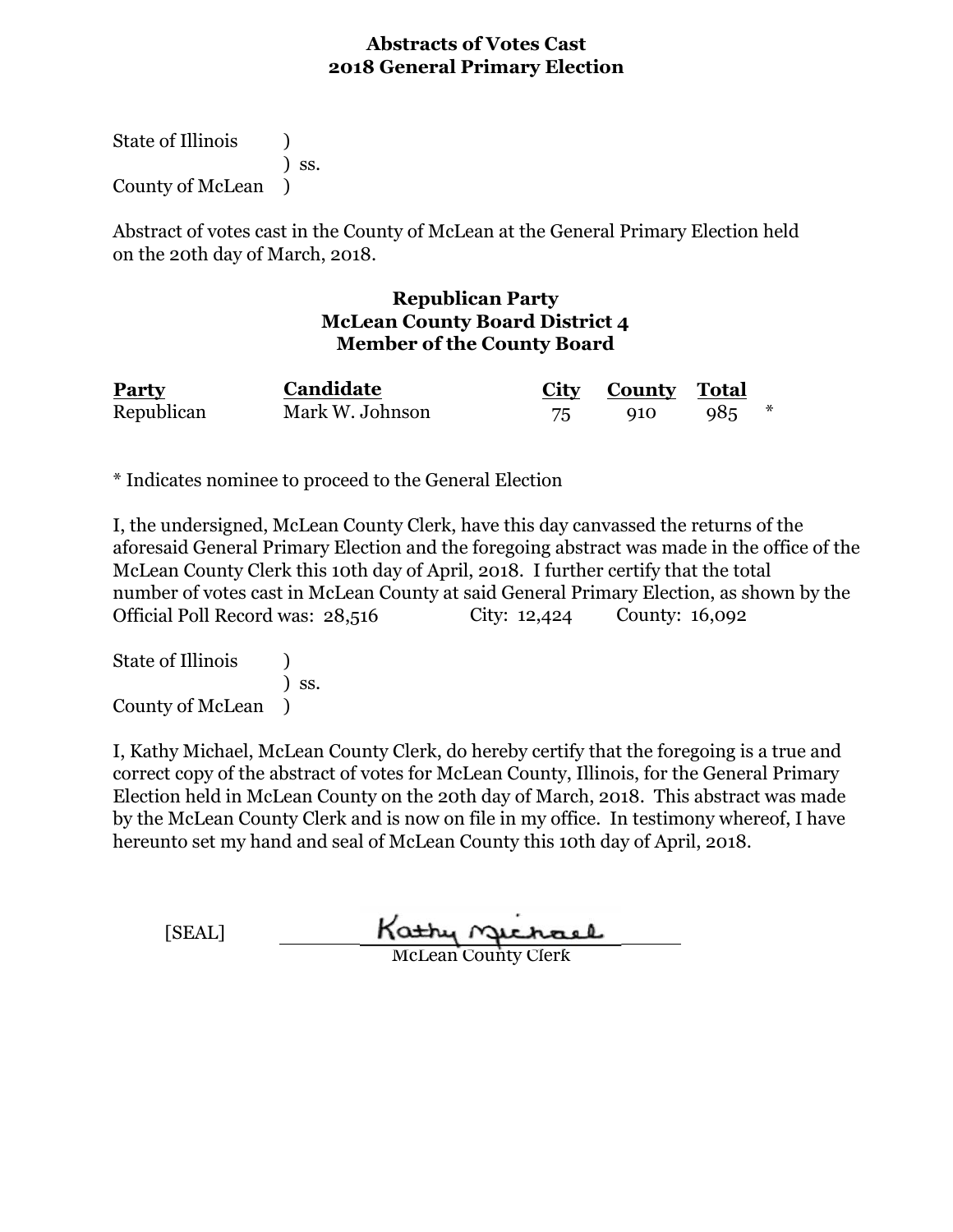# Abstracts of Votes Cast
## 2018 General Primary Election

State of Illinois )
) ss.
County of McLean )

Abstract of votes cast in the County of McLean at the General Primary Election held on the 20th day of March, 2018.

### Republican Party
### McLean County Board District 4
### Member of the County Board

| Party | Candidate | City | County | Total | |
|---|---|---|---|---|---|
| Republican | Mark W. Johnson | 75 | 910 | 985 | * |

* Indicates nominee to proceed to the General Election

I, the undersigned, McLean County Clerk, have this day canvassed the returns of the aforesaid General Primary Election and the foregoing abstract was made in the office of the McLean County Clerk this 10th day of April, 2018. I further certify that the total number of votes cast in McLean County at said General Primary Election, as shown by the Official Poll Record was: 28,516 City: 12,424 County: 16,092

State of Illinois )
) ss.
County of McLean )

I, Kathy Michael, McLean County Clerk, do hereby certify that the foregoing is a true and correct copy of the abstract of votes for McLean County, Illinois, for the General Primary Election held in McLean County on the 20th day of March, 2018. This abstract was made by the McLean County Clerk and is now on file in my office. In testimony whereof, I have hereunto set my hand and seal of McLean County this 10th day of April, 2018.

[SEAL] Kathy Michael
McLean County Clerk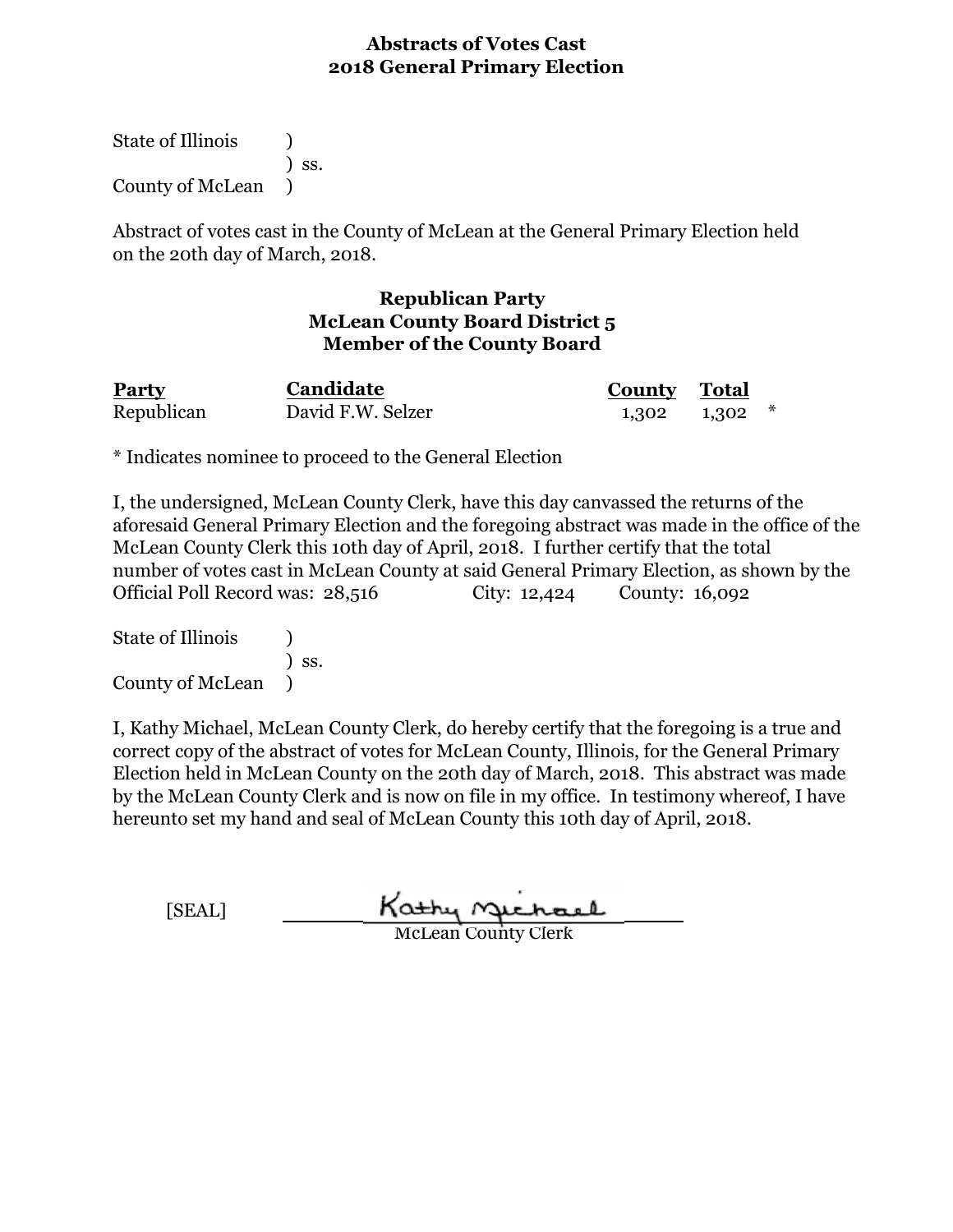# Abstracts of Votes Cast
## 2018 General Primary Election

State of Illinois )
) ss.
County of McLean )

Abstract of votes cast in the County of McLean at the General Primary Election held on the 20th day of March, 2018.

### Republican Party
### McLean County Board District 5
### Member of the County Board

| Party | Candidate | County | Total | |
|---|---|---|---|---|
| Republican | David F.W. Selzer | 1,302 | 1,302 | * |

* Indicates nominee to proceed to the General Election

I, the undersigned, McLean County Clerk, have this day canvassed the returns of the aforesaid General Primary Election and the foregoing abstract was made in the office of the McLean County Clerk this 10th day of April, 2018. I further certify that the total number of votes cast in McLean County at said General Primary Election, as shown by the Official Poll Record was: 28,516 City: 12,424 County: 16,092

State of Illinois )
) ss.
County of McLean )

I, Kathy Michael, McLean County Clerk, do hereby certify that the foregoing is a true and correct copy of the abstract of votes for McLean County, Illinois, for the General Primary Election held in McLean County on the 20th day of March, 2018. This abstract was made by the McLean County Clerk and is now on file in my office. In testimony whereof, I have hereunto set my hand and seal of McLean County this 10th day of April, 2018.

[SEAL] Kathy Michael
McLean County Clerk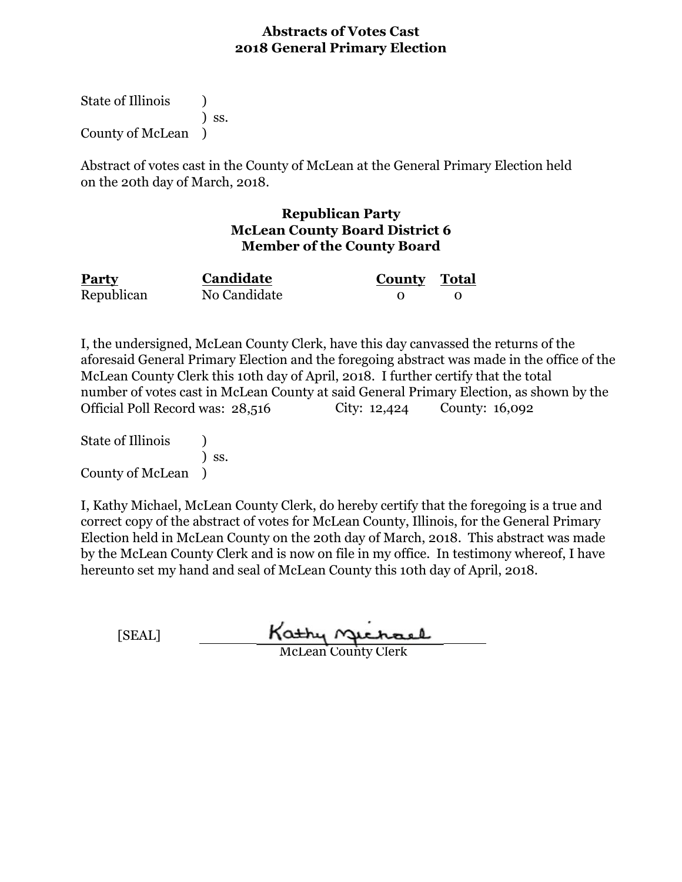# Abstracts of Votes Cast
# 2018 General Primary Election

State of Illinois )
) ss.
County of McLean )

Abstract of votes cast in the County of McLean at the General Primary Election held on the 20th day of March, 2018.

## Republican Party
## McLean County Board District 6
## Member of the County Board

| Party | Candidate | County | Total |
|---|---|---|---|
| Republican | No Candidate | 0 | 0 |

I, the undersigned, McLean County Clerk, have this day canvassed the returns of the aforesaid General Primary Election and the foregoing abstract was made in the office of the McLean County Clerk this 10th day of April, 2018. I further certify that the total number of votes cast in McLean County at said General Primary Election, as shown by the Official Poll Record was: 28,516 City: 12,424 County: 16,092

State of Illinois )
) ss.
County of McLean )

I, Kathy Michael, McLean County Clerk, do hereby certify that the foregoing is a true and correct copy of the abstract of votes for McLean County, Illinois, for the General Primary Election held in McLean County on the 20th day of March, 2018. This abstract was made by the McLean County Clerk and is now on file in my office. In testimony whereof, I have hereunto set my hand and seal of McLean County this 10th day of April, 2018.

[SEAL] Kathy Michael

McLean County Clerk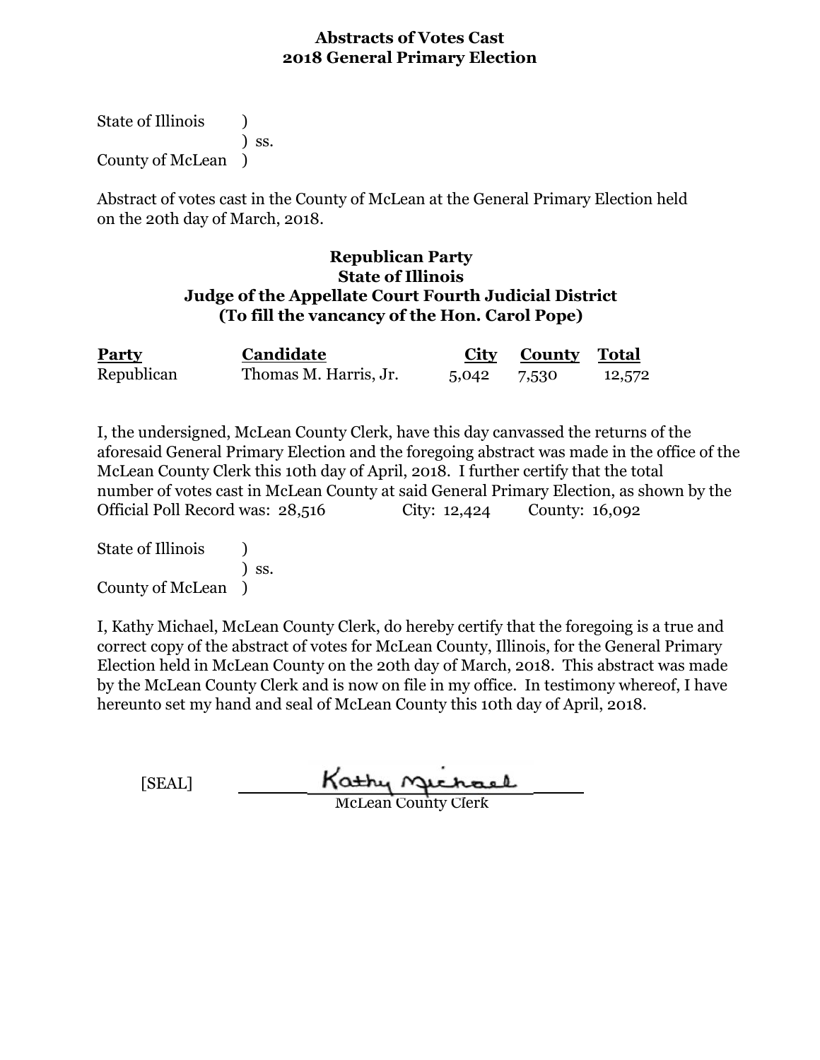**Abstracts of Votes Cast**
**2018 General Primary Election**

State of Illinois )
) ss.
County of McLean )

Abstract of votes cast in the County of McLean at the General Primary Election held on the 20th day of March, 2018.

**Republican Party**
**State of Illinois**
**Judge of the Appellate Court Fourth Judicial District**
**(To fill the vancancy of the Hon. Carol Pope)**

| Party | Candidate | City | County | Total |
|---|---|---|---|---|
| Republican | Thomas M. Harris, Jr. | 5,042 | 7,530 | 12,572 |

I, the undersigned, McLean County Clerk, have this day canvassed the returns of the aforesaid General Primary Election and the foregoing abstract was made in the office of the McLean County Clerk this 10th day of April, 2018. I further certify that the total number of votes cast in McLean County at said General Primary Election, as shown by the Official Poll Record was: 28,516 City: 12,424 County: 16,092

State of Illinois )
) ss.
County of McLean )

I, Kathy Michael, McLean County Clerk, do hereby certify that the foregoing is a true and correct copy of the abstract of votes for McLean County, Illinois, for the General Primary Election held in McLean County on the 20th day of March, 2018. This abstract was made by the McLean County Clerk and is now on file in my office. In testimony whereof, I have hereunto set my hand and seal of McLean County this 10th day of April, 2018.

[SEAL] Kathy Michael
McLean County Clerk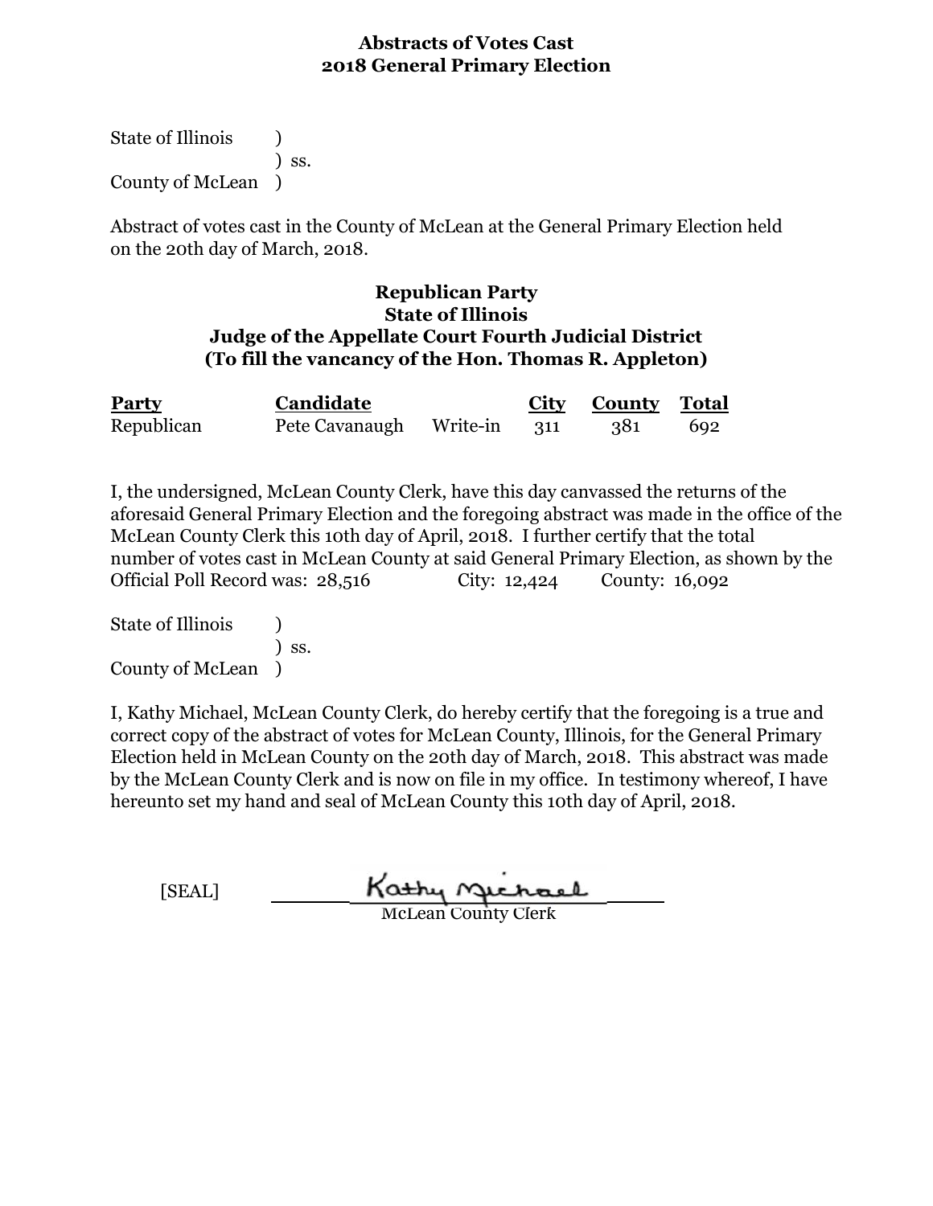## Abstracts of Votes Cast
## 2018 General Primary Election

State of Illinois )
) ss.
County of McLean )

Abstract of votes cast in the County of McLean at the General Primary Election held on the 20th day of March, 2018.

### Republican Party
### State of Illinois
### Judge of the Appellate Court Fourth Judicial District
### (To fill the vancancy of the Hon. Thomas R. Appleton)

| Party | Candidate | | City | County | Total |
|---|---|---|---|---|---|
| Republican | Pete Cavanaugh | Write-in | 311 | 381 | 692 |

I, the undersigned, McLean County Clerk, have this day canvassed the returns of the aforesaid General Primary Election and the foregoing abstract was made in the office of the McLean County Clerk this 10th day of April, 2018. I further certify that the total number of votes cast in McLean County at said General Primary Election, as shown by the Official Poll Record was: 28,516 City: 12,424 County: 16,092

State of Illinois )
) ss.
County of McLean )

I, Kathy Michael, McLean County Clerk, do hereby certify that the foregoing is a true and correct copy of the abstract of votes for McLean County, Illinois, for the General Primary Election held in McLean County on the 20th day of March, 2018. This abstract was made by the McLean County Clerk and is now on file in my office. In testimony whereof, I have hereunto set my hand and seal of McLean County this 10th day of April, 2018.

[SEAL] Kathy Michael
McLean County Clerk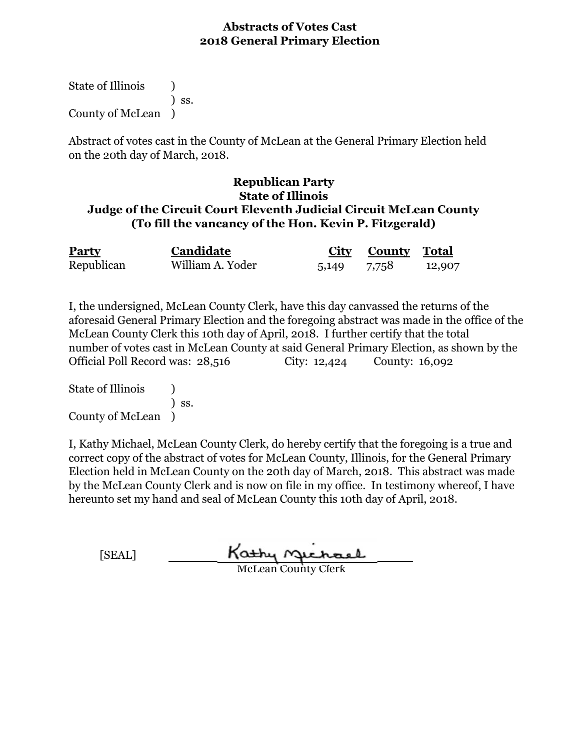**Abstracts of Votes Cast**
**2018 General Primary Election**

State of Illinois )
) ss.
County of McLean )

Abstract of votes cast in the County of McLean at the General Primary Election held on the 20th day of March, 2018.

**Republican Party**
**State of Illinois**
**Judge of the Circuit Court Eleventh Judicial Circuit McLean County**
**(To fill the vancancy of the Hon. Kevin P. Fitzgerald)**

| Party | Candidate | City | County | Total |
|---|---|---|---|---|
| Republican | William A. Yoder | 5,149 | 7,758 | 12,907 |

I, the undersigned, McLean County Clerk, have this day canvassed the returns of the aforesaid General Primary Election and the foregoing abstract was made in the office of the McLean County Clerk this 10th day of April, 2018. I further certify that the total number of votes cast in McLean County at said General Primary Election, as shown by the Official Poll Record was: 28,516 City: 12,424 County: 16,092

State of Illinois )
) ss.
County of McLean )

I, Kathy Michael, McLean County Clerk, do hereby certify that the foregoing is a true and correct copy of the abstract of votes for McLean County, Illinois, for the General Primary Election held in McLean County on the 20th day of March, 2018. This abstract was made by the McLean County Clerk and is now on file in my office. In testimony whereof, I have hereunto set my hand and seal of McLean County this 10th day of April, 2018.

[SEAL] Kathy Michael
McLean County Clerk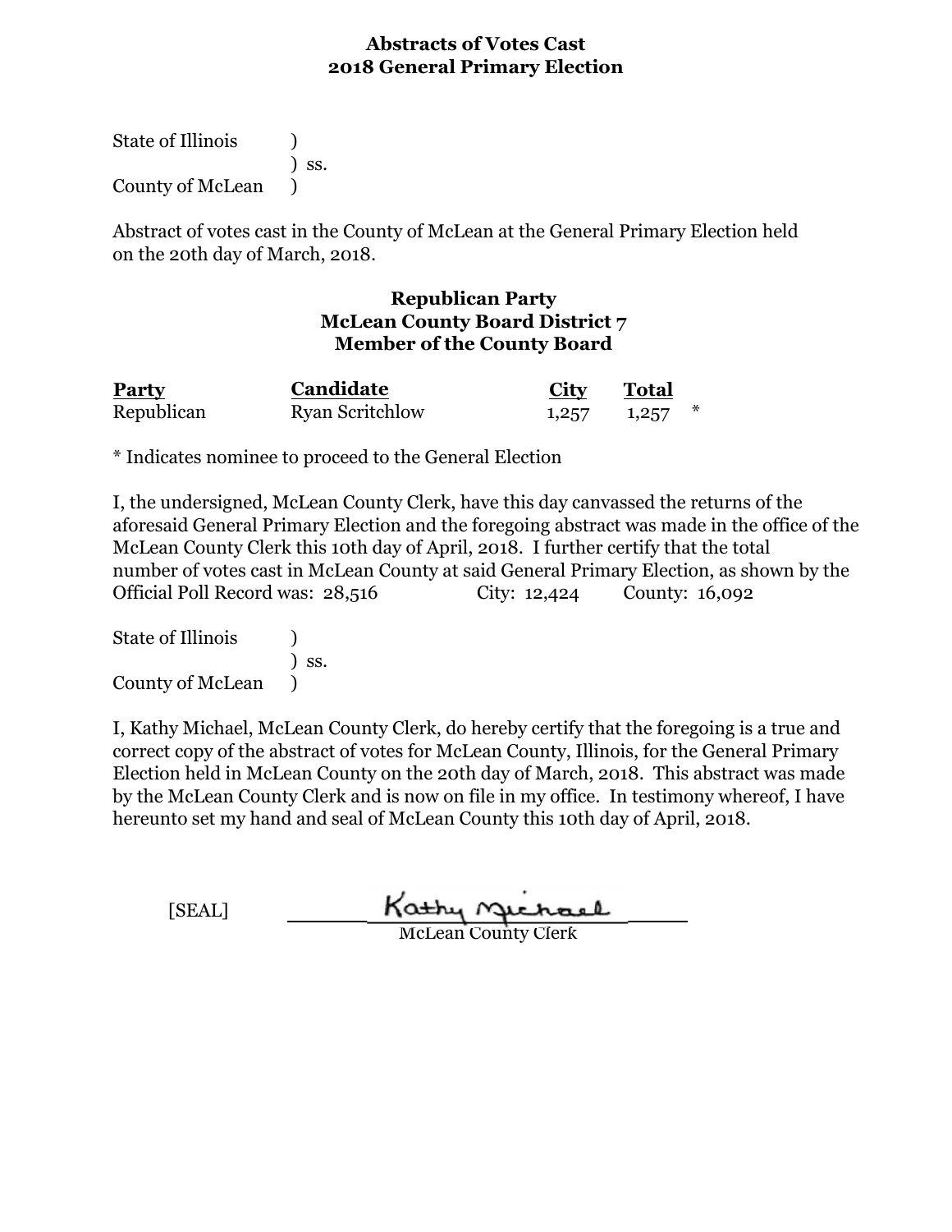## Abstracts of Votes Cast
## 2018 General Primary Election

State of Illinois )
) ss.
County of McLean )

Abstract of votes cast in the County of McLean at the General Primary Election held on the 20th day of March, 2018.

### Republican Party
### McLean County Board District 7
### Member of the County Board

| Party | Candidate | City | Total | |
|---|---|---|---|---|
| Republican | Ryan Scritchlow | 1,257 | 1,257 | * |

* Indicates nominee to proceed to the General Election

I, the undersigned, McLean County Clerk, have this day canvassed the returns of the aforesaid General Primary Election and the foregoing abstract was made in the office of the McLean County Clerk this 10th day of April, 2018. I further certify that the total number of votes cast in McLean County at said General Primary Election, as shown by the Official Poll Record was: 28,516 City: 12,424 County: 16,092

State of Illinois )
) ss.
County of McLean )

I, Kathy Michael, McLean County Clerk, do hereby certify that the foregoing is a true and correct copy of the abstract of votes for McLean County, Illinois, for the General Primary Election held in McLean County on the 20th day of March, 2018. This abstract was made by the McLean County Clerk and is now on file in my office. In testimony whereof, I have hereunto set my hand and seal of McLean County this 10th day of April, 2018.

[SEAL] Kathy Michael
McLean County Clerk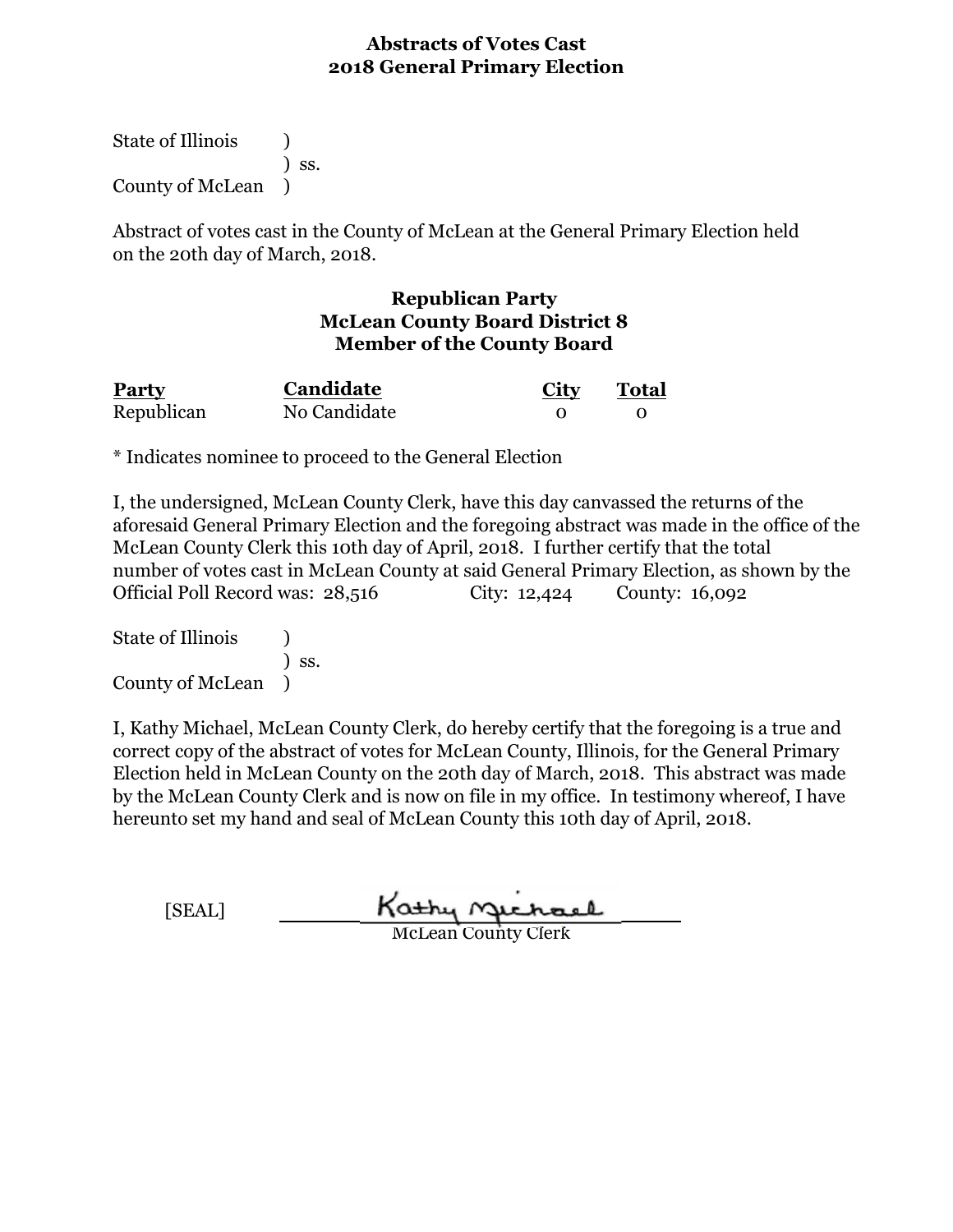**Abstracts of Votes Cast**
**2018 General Primary Election**

State of Illinois )
) ss.
County of McLean )

Abstract of votes cast in the County of McLean at the General Primary Election held on the 20th day of March, 2018.

**Republican Party**
**McLean County Board District 8**
**Member of the County Board**

| Party | Candidate | City | Total |
|---|---|---|---|
| Republican | No Candidate | 0 | 0 |

* Indicates nominee to proceed to the General Election

I, the undersigned, McLean County Clerk, have this day canvassed the returns of the aforesaid General Primary Election and the foregoing abstract was made in the office of the McLean County Clerk this 10th day of April, 2018. I further certify that the total number of votes cast in McLean County at said General Primary Election, as shown by the Official Poll Record was: 28,516 City: 12,424 County: 16,092

State of Illinois )
) ss.
County of McLean )

I, Kathy Michael, McLean County Clerk, do hereby certify that the foregoing is a true and correct copy of the abstract of votes for McLean County, Illinois, for the General Primary Election held in McLean County on the 20th day of March, 2018. This abstract was made by the McLean County Clerk and is now on file in my office. In testimony whereof, I have hereunto set my hand and seal of McLean County this 10th day of April, 2018.

[SEAL] Kathy Michael
McLean County Clerk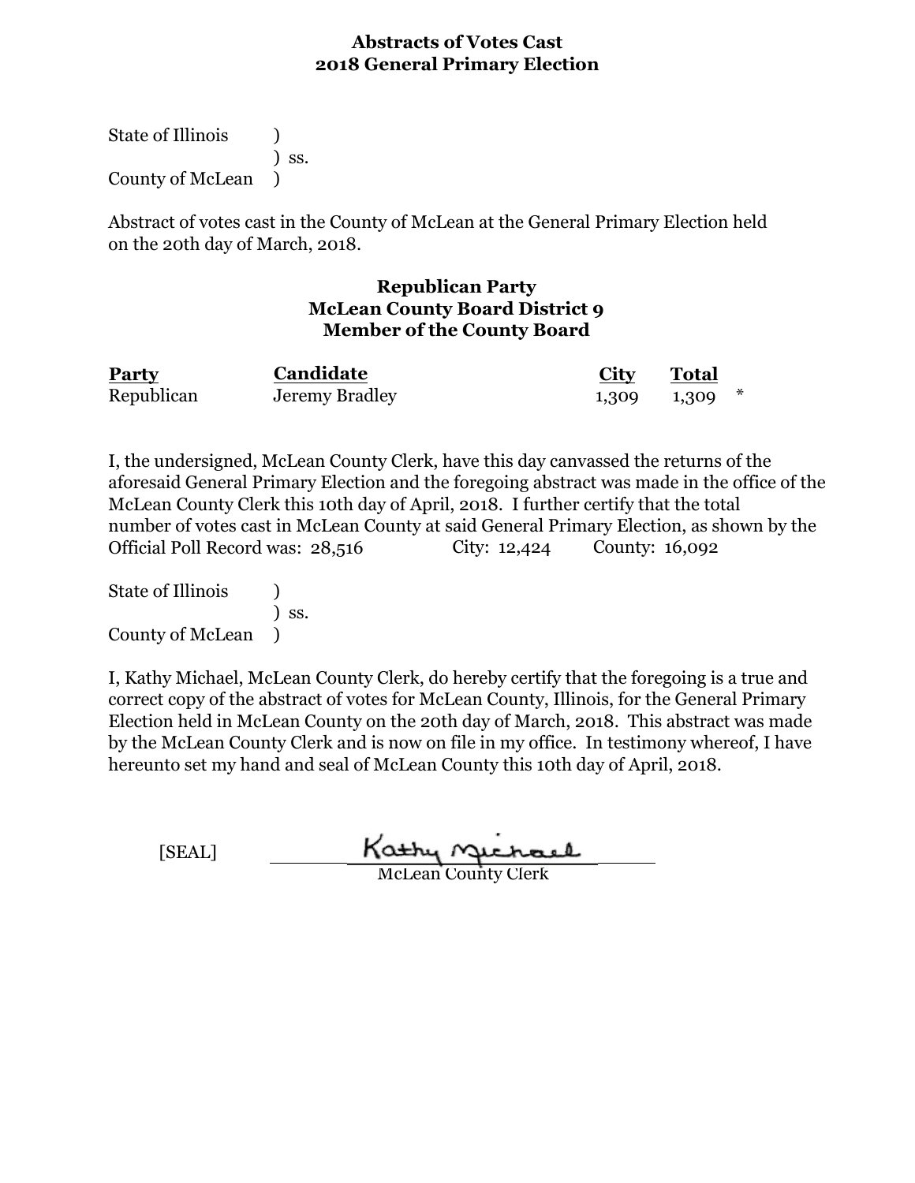## Abstracts of Votes Cast
## 2018 General Primary Election

State of Illinois )
) ss.
County of McLean )

Abstract of votes cast in the County of McLean at the General Primary Election held on the 20th day of March, 2018.

### Republican Party
### McLean County Board District 9
### Member of the County Board

| Party | Candidate | City | Total | |
|---|---|---|---|---|
| Republican | Jeremy Bradley | 1,309 | 1,309 | * |

I, the undersigned, McLean County Clerk, have this day canvassed the returns of the aforesaid General Primary Election and the foregoing abstract was made in the office of the McLean County Clerk this 10th day of April, 2018. I further certify that the total number of votes cast in McLean County at said General Primary Election, as shown by the Official Poll Record was: 28,516 City: 12,424 County: 16,092

State of Illinois )
) ss.
County of McLean )

I, Kathy Michael, McLean County Clerk, do hereby certify that the foregoing is a true and correct copy of the abstract of votes for McLean County, Illinois, for the General Primary Election held in McLean County on the 20th day of March, 2018. This abstract was made by the McLean County Clerk and is now on file in my office. In testimony whereof, I have hereunto set my hand and seal of McLean County this 10th day of April, 2018.

[SEAL] Kathy Michael
McLean County Clerk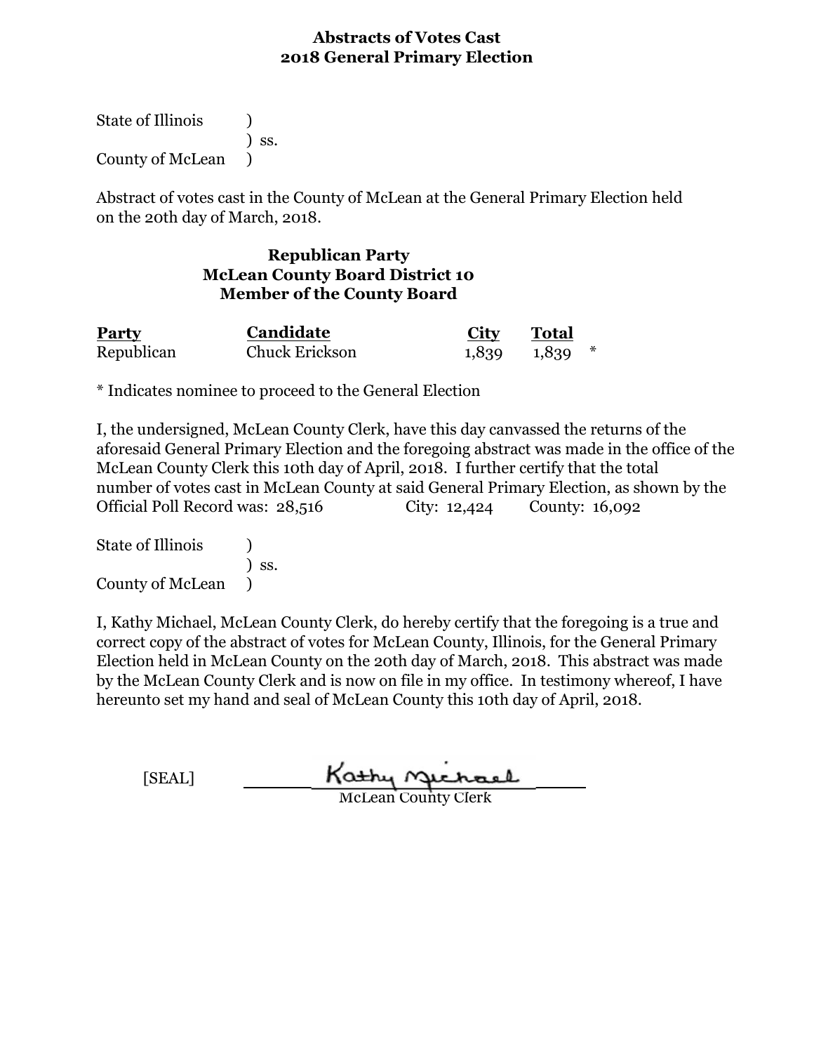## Abstracts of Votes Cast
## 2018 General Primary Election

State of Illinois )
) ss.
County of McLean )

Abstract of votes cast in the County of McLean at the General Primary Election held on the 20th day of March, 2018.

### Republican Party
### McLean County Board District 10
### Member of the County Board

| Party | Candidate | City | Total | |
|---|---|---|---|---|
| Republican | Chuck Erickson | 1,839 | 1,839 | * |

* Indicates nominee to proceed to the General Election

I, the undersigned, McLean County Clerk, have this day canvassed the returns of the aforesaid General Primary Election and the foregoing abstract was made in the office of the McLean County Clerk this 10th day of April, 2018. I further certify that the total number of votes cast in McLean County at said General Primary Election, as shown by the Official Poll Record was: 28,516 City: 12,424 County: 16,092

State of Illinois )
) ss.
County of McLean )

I, Kathy Michael, McLean County Clerk, do hereby certify that the foregoing is a true and correct copy of the abstract of votes for McLean County, Illinois, for the General Primary Election held in McLean County on the 20th day of March, 2018. This abstract was made by the McLean County Clerk and is now on file in my office. In testimony whereof, I have hereunto set my hand and seal of McLean County this 10th day of April, 2018.

[SEAL] Kathy Michael
McLean County Clerk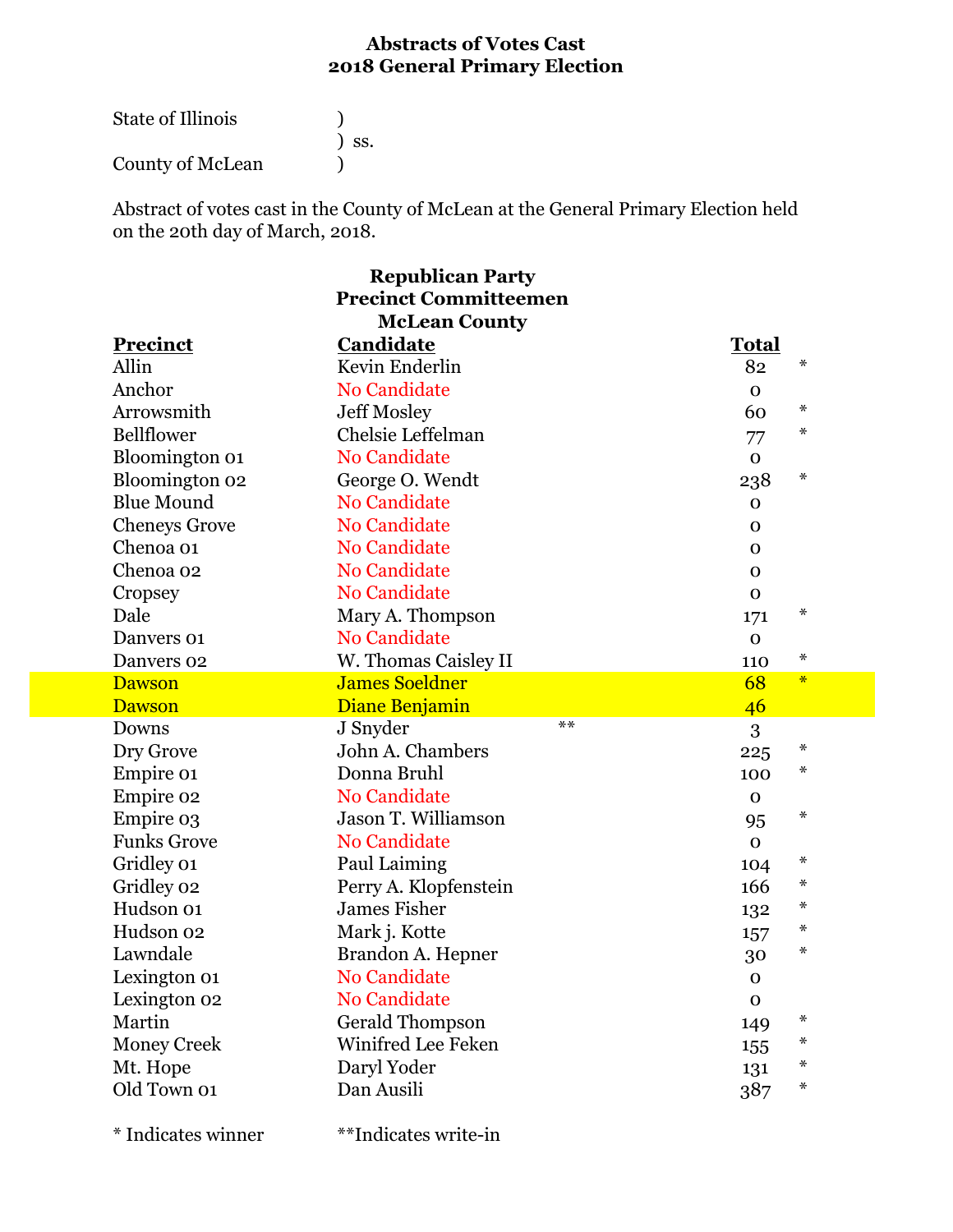**Abstracts of Votes Cast**
**2018 General Primary Election**

State of Illinois )
) ss.
County of McLean )

Abstract of votes cast in the County of McLean at the General Primary Election held on the 20th day of March, 2018.

**Republican Party**
**Precinct Committeemen**
**McLean County**

| Precinct | Candidate | | Total | |
|---|---|---|---|---|
| Allin | Kevin Enderlin | | 82 | * |
| Anchor | No Candidate | | 0 | |
| Arrowsmith | Jeff Mosley | | 60 | * |
| Bellflower | Chelsie Leffelman | | 77 | * |
| Bloomington 01 | No Candidate | | 0 | |
| Bloomington 02 | George O. Wendt | | 238 | * |
| Blue Mound | No Candidate | | 0 | |
| Cheneys Grove | No Candidate | | 0 | |
| Chenoa 01 | No Candidate | | 0 | |
| Chenoa 02 | No Candidate | | 0 | |
| Cropsey | No Candidate | | 0 | |
| Dale | Mary A. Thompson | | 171 | * |
| Danvers 01 | No Candidate | | 0 | |
| Danvers 02 | W. Thomas Caisley II | | 110 | * |
| Dawson | James Soeldner | | 68 | * |
| Dawson | Diane Benjamin | | 46 | |
| Downs | J Snyder | ** | 3 | |
| Dry Grove | John A. Chambers | | 225 | * |
| Empire 01 | Donna Bruhl | | 100 | * |
| Empire 02 | No Candidate | | 0 | |
| Empire 03 | Jason T. Williamson | | 95 | * |
| Funks Grove | No Candidate | | 0 | |
| Gridley 01 | Paul Laiming | | 104 | * |
| Gridley 02 | Perry A. Klopfenstein | | 166 | * |
| Hudson 01 | James Fisher | | 132 | * |
| Hudson 02 | Mark j. Kotte | | 157 | * |
| Lawndale | Brandon A. Hepner | | 30 | * |
| Lexington 01 | No Candidate | | 0 | |
| Lexington 02 | No Candidate | | 0 | |
| Martin | Gerald Thompson | | 149 | * |
| Money Creek | Winifred Lee Feken | | 155 | * |
| Mt. Hope | Daryl Yoder | | 131 | * |
| Old Town 01 | Dan Ausili | | 387 | * |

* Indicates winner **Indicates write-in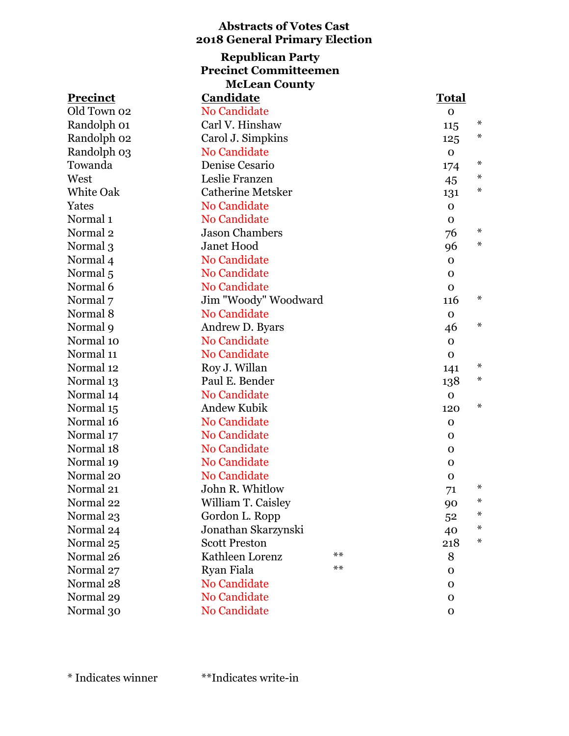**Abstracts of Votes Cast**
**2018 General Primary Election**

**Republican Party**
**Precinct Committeemen**
**McLean County**

| Precinct | Candidate | | Total | |
|---|---|---|---|---|
| Old Town 02 | No Candidate | | 0 | |
| Randolph 01 | Carl V. Hinshaw | | 115 | * |
| Randolph 02 | Carol J. Simpkins | | 125 | * |
| Randolph 03 | No Candidate | | 0 | |
| Towanda | Denise Cesario | | 174 | * |
| West | Leslie Franzen | | 45 | * |
| White Oak | Catherine Metsker | | 131 | * |
| Yates | No Candidate | | 0 | |
| Normal 1 | No Candidate | | 0 | |
| Normal 2 | Jason Chambers | | 76 | * |
| Normal 3 | Janet Hood | | 96 | * |
| Normal 4 | No Candidate | | 0 | |
| Normal 5 | No Candidate | | 0 | |
| Normal 6 | No Candidate | | 0 | |
| Normal 7 | Jim "Woody" Woodward | | 116 | * |
| Normal 8 | No Candidate | | 0 | |
| Normal 9 | Andrew D. Byars | | 46 | * |
| Normal 10 | No Candidate | | 0 | |
| Normal 11 | No Candidate | | 0 | |
| Normal 12 | Roy J. Willan | | 141 | * |
| Normal 13 | Paul E. Bender | | 138 | * |
| Normal 14 | No Candidate | | 0 | |
| Normal 15 | Andew Kubik | | 120 | * |
| Normal 16 | No Candidate | | 0 | |
| Normal 17 | No Candidate | | 0 | |
| Normal 18 | No Candidate | | 0 | |
| Normal 19 | No Candidate | | 0 | |
| Normal 20 | No Candidate | | 0 | |
| Normal 21 | John R. Whitlow | | 71 | * |
| Normal 22 | William T. Caisley | | 90 | * |
| Normal 23 | Gordon L. Ropp | | 52 | * |
| Normal 24 | Jonathan Skarzynski | | 40 | * |
| Normal 25 | Scott Preston | | 218 | * |
| Normal 26 | Kathleen Lorenz | ** | 8 | |
| Normal 27 | Ryan Fiala | ** | 0 | |
| Normal 28 | No Candidate | | 0 | |
| Normal 29 | No Candidate | | 0 | |
| Normal 30 | No Candidate | | 0 | |

* Indicates winner **Indicates write-in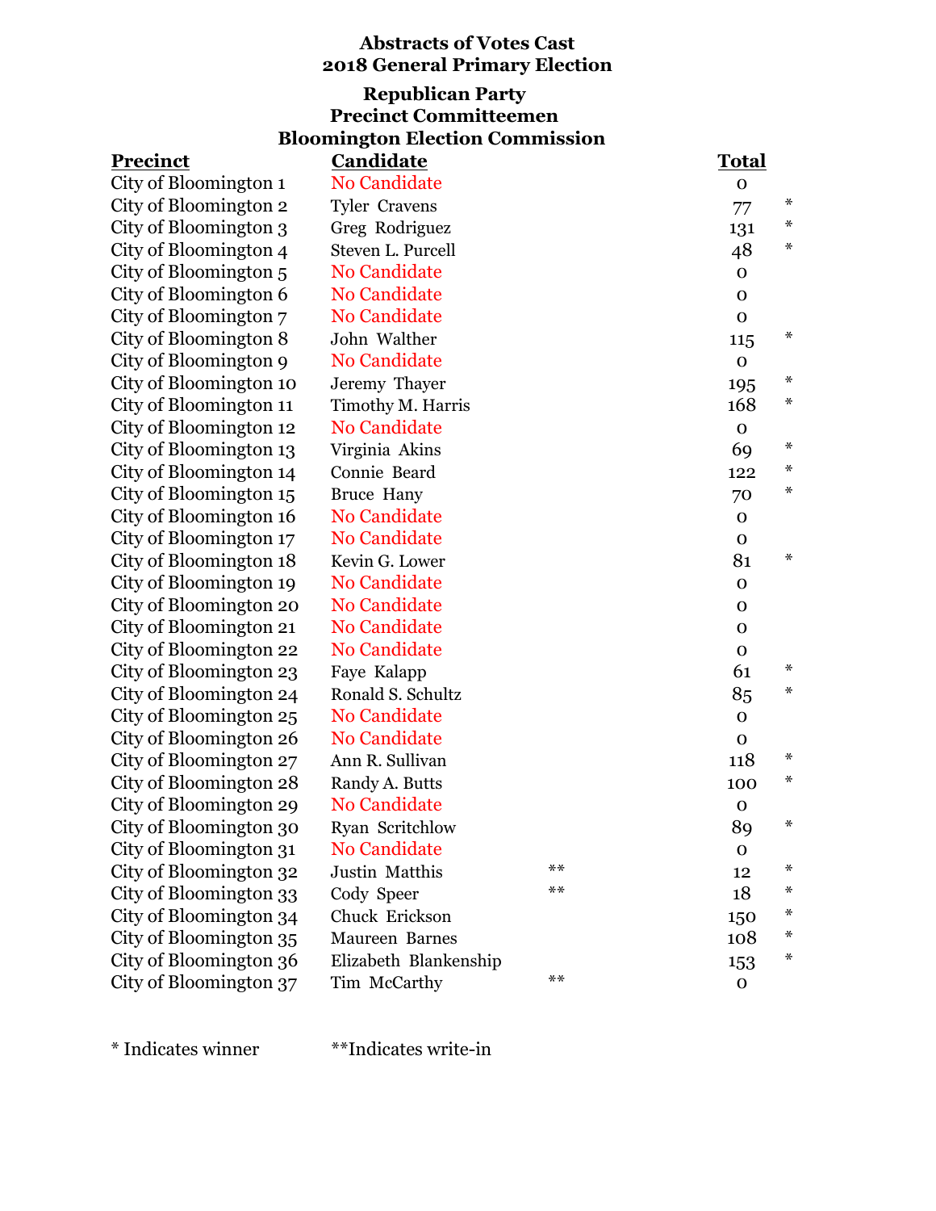**Abstracts of Votes Cast**
**2018 General Primary Election**

**Republican Party**
**Precinct Committeemen**
**Bloomington Election Commission**

| Precinct | Candidate | | Total | |
|---|---|---|---|---|
| City of Bloomington 1 | No Candidate | | 0 | |
| City of Bloomington 2 | Tyler Cravens | | 77 | * |
| City of Bloomington 3 | Greg Rodriguez | | 131 | * |
| City of Bloomington 4 | Steven L. Purcell | | 48 | * |
| City of Bloomington 5 | No Candidate | | 0 | |
| City of Bloomington 6 | No Candidate | | 0 | |
| City of Bloomington 7 | No Candidate | | 0 | |
| City of Bloomington 8 | John Walther | | 115 | * |
| City of Bloomington 9 | No Candidate | | 0 | |
| City of Bloomington 10 | Jeremy Thayer | | 195 | * |
| City of Bloomington 11 | Timothy M. Harris | | 168 | * |
| City of Bloomington 12 | No Candidate | | 0 | |
| City of Bloomington 13 | Virginia Akins | | 69 | * |
| City of Bloomington 14 | Connie Beard | | 122 | * |
| City of Bloomington 15 | Bruce Hany | | 70 | * |
| City of Bloomington 16 | No Candidate | | 0 | |
| City of Bloomington 17 | No Candidate | | 0 | |
| City of Bloomington 18 | Kevin G. Lower | | 81 | * |
| City of Bloomington 19 | No Candidate | | 0 | |
| City of Bloomington 20 | No Candidate | | 0 | |
| City of Bloomington 21 | No Candidate | | 0 | |
| City of Bloomington 22 | No Candidate | | 0 | |
| City of Bloomington 23 | Faye Kalapp | | 61 | * |
| City of Bloomington 24 | Ronald S. Schultz | | 85 | * |
| City of Bloomington 25 | No Candidate | | 0 | |
| City of Bloomington 26 | No Candidate | | 0 | |
| City of Bloomington 27 | Ann R. Sullivan | | 118 | * |
| City of Bloomington 28 | Randy A. Butts | | 100 | * |
| City of Bloomington 29 | No Candidate | | 0 | |
| City of Bloomington 30 | Ryan Scritchlow | | 89 | * |
| City of Bloomington 31 | No Candidate | | 0 | |
| City of Bloomington 32 | Justin Matthis | ** | 12 | * |
| City of Bloomington 33 | Cody Speer | ** | 18 | * |
| City of Bloomington 34 | Chuck Erickson | | 150 | * |
| City of Bloomington 35 | Maureen Barnes | | 108 | * |
| City of Bloomington 36 | Elizabeth Blankenship | | 153 | * |
| City of Bloomington 37 | Tim McCarthy | ** | 0 | |

* Indicates winner **Indicates write-in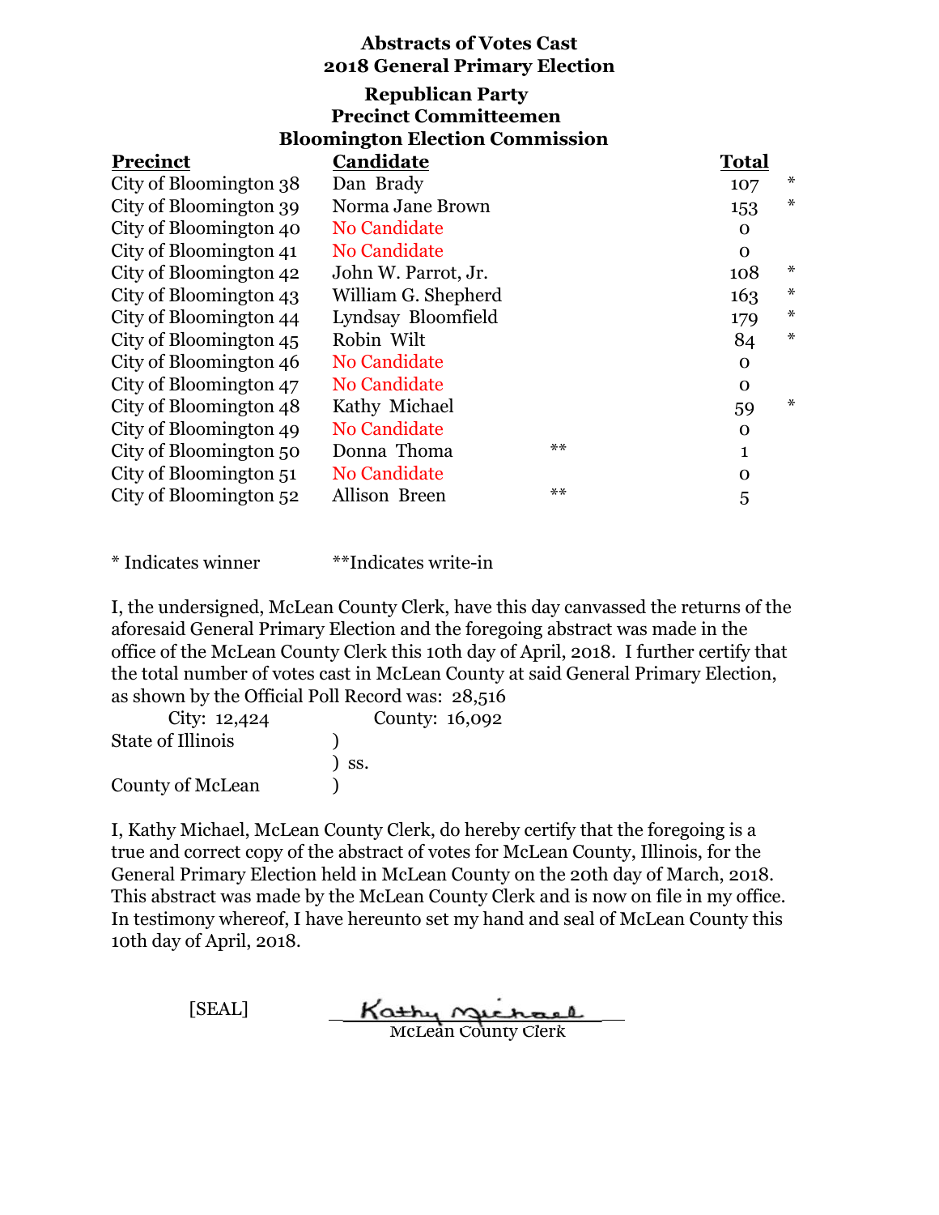**Abstracts of Votes Cast**
**2018 General Primary Election**

**Republican Party**
**Precinct Committeemen**
**Bloomington Election Commission**

| Precinct | Candidate | | Total | |
|---|---|---|---|---|
| City of Bloomington 38 | Dan Brady | | 107 | * |
| City of Bloomington 39 | Norma Jane Brown | | 153 | * |
| City of Bloomington 40 | No Candidate | | 0 | |
| City of Bloomington 41 | No Candidate | | 0 | |
| City of Bloomington 42 | John W. Parrot, Jr. | | 108 | * |
| City of Bloomington 43 | William G. Shepherd | | 163 | * |
| City of Bloomington 44 | Lyndsay Bloomfield | | 179 | * |
| City of Bloomington 45 | Robin Wilt | | 84 | * |
| City of Bloomington 46 | No Candidate | | 0 | |
| City of Bloomington 47 | No Candidate | | 0 | |
| City of Bloomington 48 | Kathy Michael | | 59 | * |
| City of Bloomington 49 | No Candidate | | 0 | |
| City of Bloomington 50 | Donna Thoma | ** | 1 | |
| City of Bloomington 51 | No Candidate | | 0 | |
| City of Bloomington 52 | Allison Breen | ** | 5 | |

* Indicates winner **Indicates write-in

I, the undersigned, McLean County Clerk, have this day canvassed the returns of the aforesaid General Primary Election and the foregoing abstract was made in the office of the McLean County Clerk this 10th day of April, 2018. I further certify that the total number of votes cast in McLean County at said General Primary Election, as shown by the Official Poll Record was: 28,516

City: 12,424 County: 16,092

State of Illinois )
) ss.
County of McLean )

I, Kathy Michael, McLean County Clerk, do hereby certify that the foregoing is a true and correct copy of the abstract of votes for McLean County, Illinois, for the General Primary Election held in McLean County on the 20th day of March, 2018. This abstract was made by the McLean County Clerk and is now on file in my office. In testimony whereof, I have hereunto set my hand and seal of McLean County this 10th day of April, 2018.

[SEAL] Kathy Michael
McLean County Clerk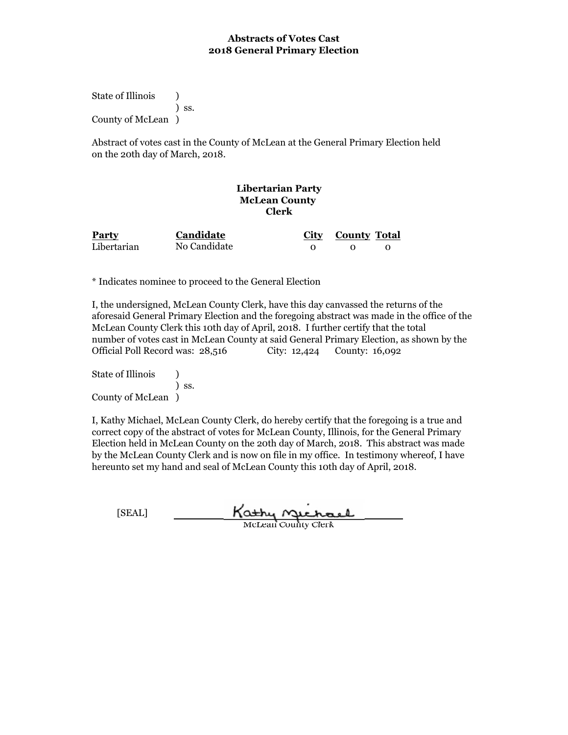**Abstracts of Votes Cast**
**2018 General Primary Election**

State of Illinois )
) ss.
County of McLean )

Abstract of votes cast in the County of McLean at the General Primary Election held on the 20th day of March, 2018.

**Libertarian Party**
**McLean County**
**Clerk**

| Party | Candidate | City | County | Total |
|---|---|---|---|---|
| Libertarian | No Candidate | 0 | 0 | 0 |

* Indicates nominee to proceed to the General Election

I, the undersigned, McLean County Clerk, have this day canvassed the returns of the aforesaid General Primary Election and the foregoing abstract was made in the office of the McLean County Clerk this 10th day of April, 2018. I further certify that the total number of votes cast in McLean County at said General Primary Election, as shown by the Official Poll Record was: 28,516 City: 12,424 County: 16,092

State of Illinois )
) ss.
County of McLean )

I, Kathy Michael, McLean County Clerk, do hereby certify that the foregoing is a true and correct copy of the abstract of votes for McLean County, Illinois, for the General Primary Election held in McLean County on the 20th day of March, 2018. This abstract was made by the McLean County Clerk and is now on file in my office. In testimony whereof, I have hereunto set my hand and seal of McLean County this 10th day of April, 2018.

[SEAL] Kathy Michael
McLean County Clerk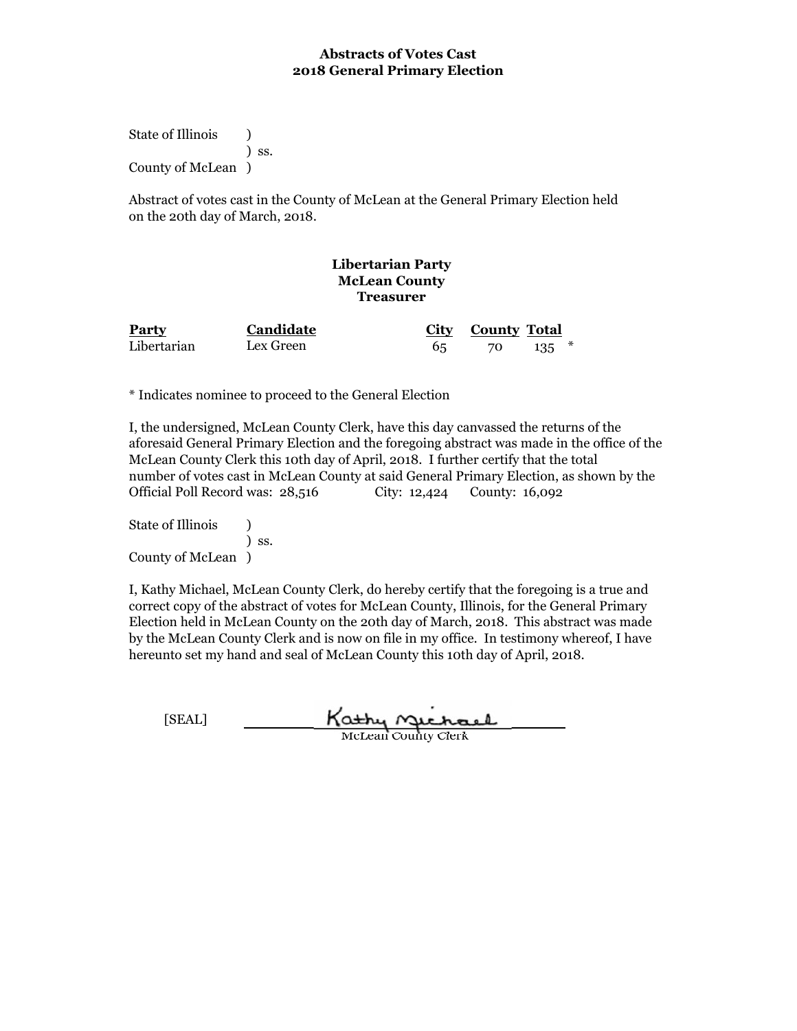**Abstracts of Votes Cast**
**2018 General Primary Election**

State of Illinois )
) ss.
County of McLean )

Abstract of votes cast in the County of McLean at the General Primary Election held on the 20th day of March, 2018.

**Libertarian Party**
**McLean County**
**Treasurer**

| Party | Candidate | City | County | Total | |
|---|---|---|---|---|---|
| Libertarian | Lex Green | 65 | 70 | 135 | * |

* Indicates nominee to proceed to the General Election

I, the undersigned, McLean County Clerk, have this day canvassed the returns of the aforesaid General Primary Election and the foregoing abstract was made in the office of the McLean County Clerk this 10th day of April, 2018. I further certify that the total number of votes cast in McLean County at said General Primary Election, as shown by the Official Poll Record was: 28,516 City: 12,424 County: 16,092

State of Illinois )
) ss.
County of McLean )

I, Kathy Michael, McLean County Clerk, do hereby certify that the foregoing is a true and correct copy of the abstract of votes for McLean County, Illinois, for the General Primary Election held in McLean County on the 20th day of March, 2018. This abstract was made by the McLean County Clerk and is now on file in my office. In testimony whereof, I have hereunto set my hand and seal of McLean County this 10th day of April, 2018.

[SEAL] Kathy Michael
McLean County Clerk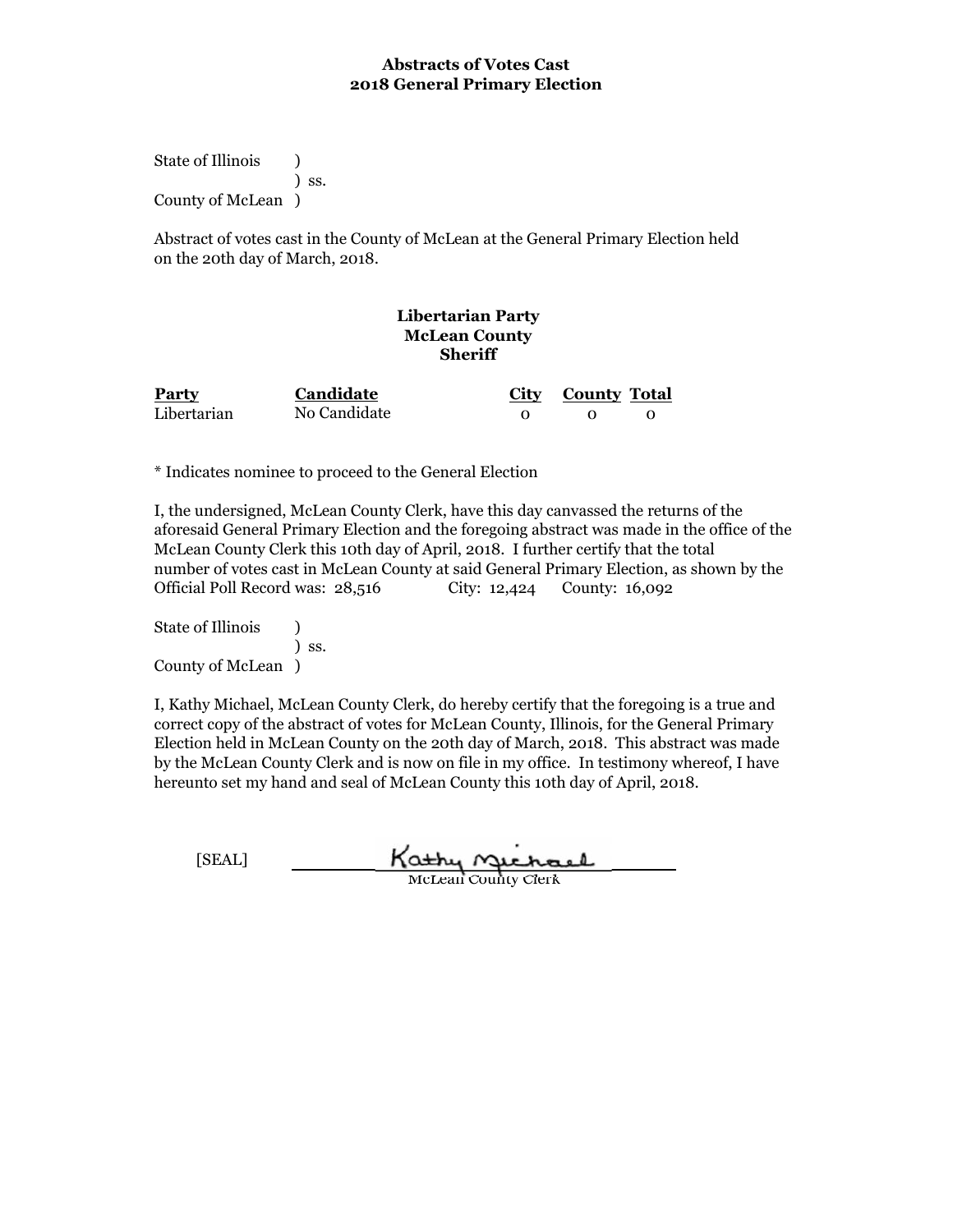**Abstracts of Votes Cast**
**2018 General Primary Election**

State of Illinois )
) ss.
County of McLean )

Abstract of votes cast in the County of McLean at the General Primary Election held on the 20th day of March, 2018.

**Libertarian Party**
**McLean County**
**Sheriff**

| Party | Candidate | City | County | Total |
|---|---|---|---|---|
| Libertarian | No Candidate | 0 | 0 | 0 |

* Indicates nominee to proceed to the General Election

I, the undersigned, McLean County Clerk, have this day canvassed the returns of the aforesaid General Primary Election and the foregoing abstract was made in the office of the McLean County Clerk this 10th day of April, 2018. I further certify that the total number of votes cast in McLean County at said General Primary Election, as shown by the Official Poll Record was: 28,516 City: 12,424 County: 16,092

State of Illinois )
) ss.
County of McLean )

I, Kathy Michael, McLean County Clerk, do hereby certify that the foregoing is a true and correct copy of the abstract of votes for McLean County, Illinois, for the General Primary Election held in McLean County on the 20th day of March, 2018. This abstract was made by the McLean County Clerk and is now on file in my office. In testimony whereof, I have hereunto set my hand and seal of McLean County this 10th day of April, 2018.

[SEAL] Kathy Michael
McLean County Clerk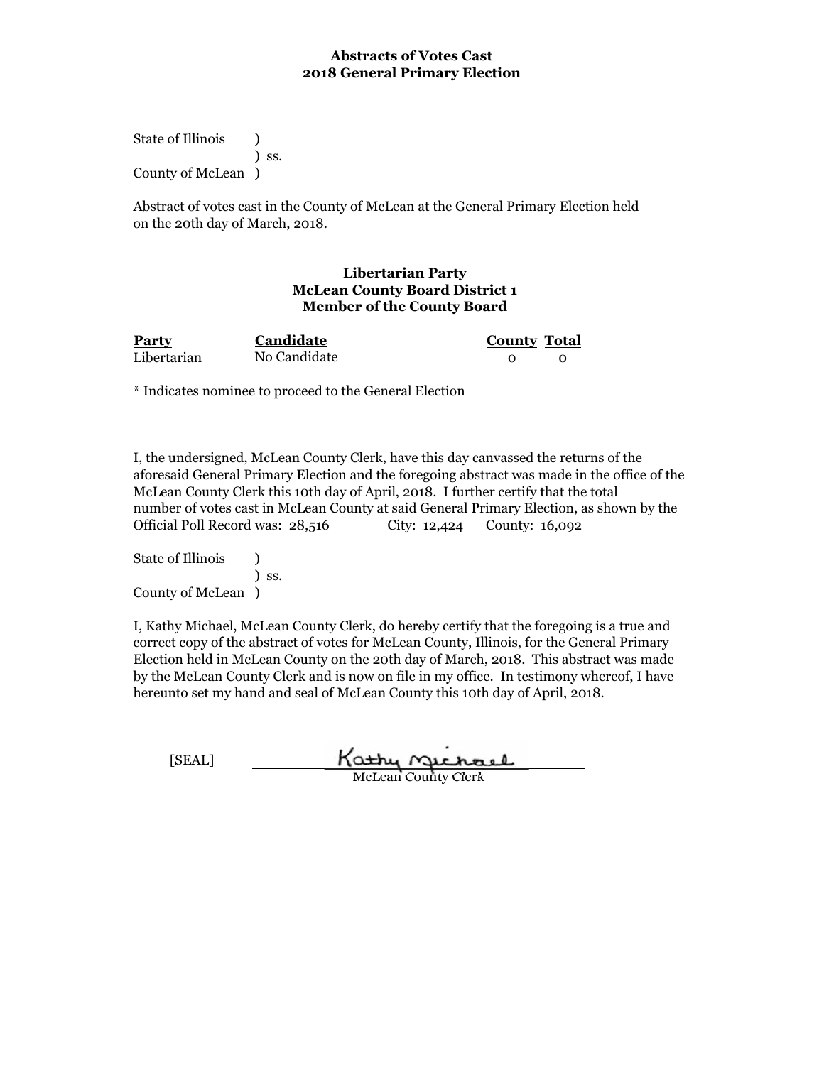**Abstracts of Votes Cast**
**2018 General Primary Election**

State of Illinois )
) ss.
County of McLean )

Abstract of votes cast in the County of McLean at the General Primary Election held on the 20th day of March, 2018.

**Libertarian Party**
**McLean County Board District 1**
**Member of the County Board**

| Party | Candidate | County | Total |
|---|---|---|---|
| Libertarian | No Candidate | 0 | 0 |

* Indicates nominee to proceed to the General Election

I, the undersigned, McLean County Clerk, have this day canvassed the returns of the aforesaid General Primary Election and the foregoing abstract was made in the office of the McLean County Clerk this 10th day of April, 2018. I further certify that the total number of votes cast in McLean County at said General Primary Election, as shown by the Official Poll Record was: 28,516 City: 12,424 County: 16,092

State of Illinois )
) ss.
County of McLean )

I, Kathy Michael, McLean County Clerk, do hereby certify that the foregoing is a true and correct copy of the abstract of votes for McLean County, Illinois, for the General Primary Election held in McLean County on the 20th day of March, 2018. This abstract was made by the McLean County Clerk and is now on file in my office. In testimony whereof, I have hereunto set my hand and seal of McLean County this 10th day of April, 2018.

[SEAL] Kathy Michael
McLean County Clerk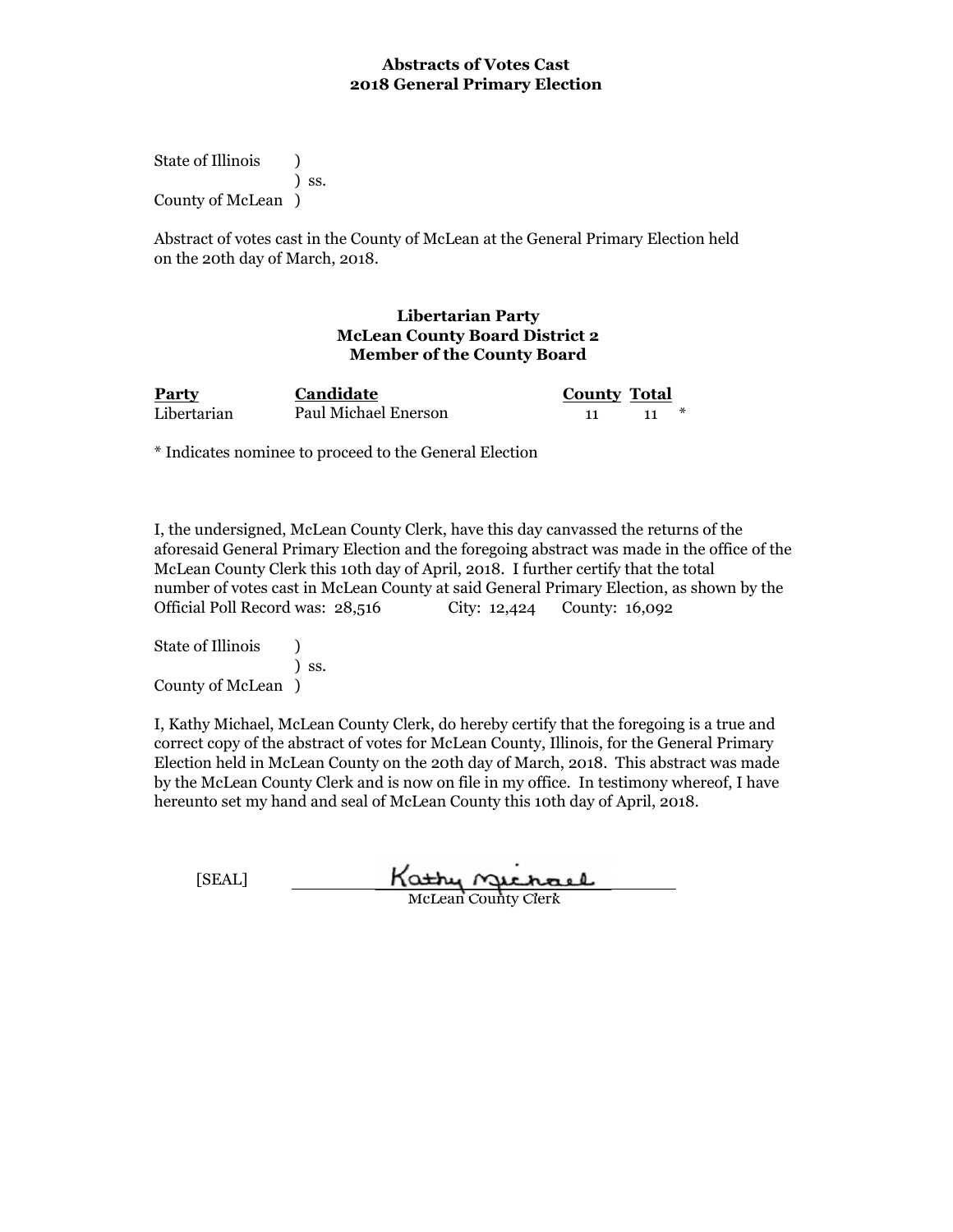**Abstracts of Votes Cast**
**2018 General Primary Election**

State of Illinois )
) ss.
County of McLean )

Abstract of votes cast in the County of McLean at the General Primary Election held on the 20th day of March, 2018.

**Libertarian Party**
**McLean County Board District 2**
**Member of the County Board**

| Party | Candidate | County | Total | |
|---|---|---|---|---|
| Libertarian | Paul Michael Enerson | 11 | 11 | * |

* Indicates nominee to proceed to the General Election

I, the undersigned, McLean County Clerk, have this day canvassed the returns of the aforesaid General Primary Election and the foregoing abstract was made in the office of the McLean County Clerk this 10th day of April, 2018. I further certify that the total number of votes cast in McLean County at said General Primary Election, as shown by the Official Poll Record was: 28,516 City: 12,424 County: 16,092

State of Illinois )
) ss.
County of McLean )

I, Kathy Michael, McLean County Clerk, do hereby certify that the foregoing is a true and correct copy of the abstract of votes for McLean County, Illinois, for the General Primary Election held in McLean County on the 20th day of March, 2018. This abstract was made by the McLean County Clerk and is now on file in my office. In testimony whereof, I have hereunto set my hand and seal of McLean County this 10th day of April, 2018.

[SEAL] Kathy Michael
McLean County Clerk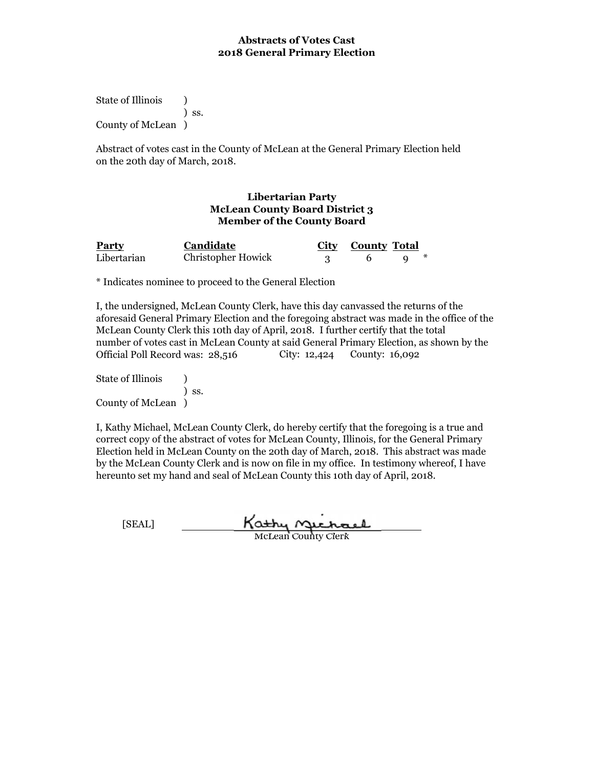**Abstracts of Votes Cast**
**2018 General Primary Election**

State of Illinois )
) ss.
County of McLean )

Abstract of votes cast in the County of McLean at the General Primary Election held on the 20th day of March, 2018.

**Libertarian Party**
**McLean County Board District 3**
**Member of the County Board**

| Party | Candidate | City | County | Total | |
|---|---|---|---|---|---|
| Libertarian | Christopher Howick | 3 | 6 | 9 | * |

* Indicates nominee to proceed to the General Election

I, the undersigned, McLean County Clerk, have this day canvassed the returns of the aforesaid General Primary Election and the foregoing abstract was made in the office of the McLean County Clerk this 10th day of April, 2018. I further certify that the total number of votes cast in McLean County at said General Primary Election, as shown by the Official Poll Record was: 28,516 City: 12,424 County: 16,092

State of Illinois )
) ss.
County of McLean )

I, Kathy Michael, McLean County Clerk, do hereby certify that the foregoing is a true and correct copy of the abstract of votes for McLean County, Illinois, for the General Primary Election held in McLean County on the 20th day of March, 2018. This abstract was made by the McLean County Clerk and is now on file in my office. In testimony whereof, I have hereunto set my hand and seal of McLean County this 10th day of April, 2018.

[SEAL] Kathy Michael
McLean County Clerk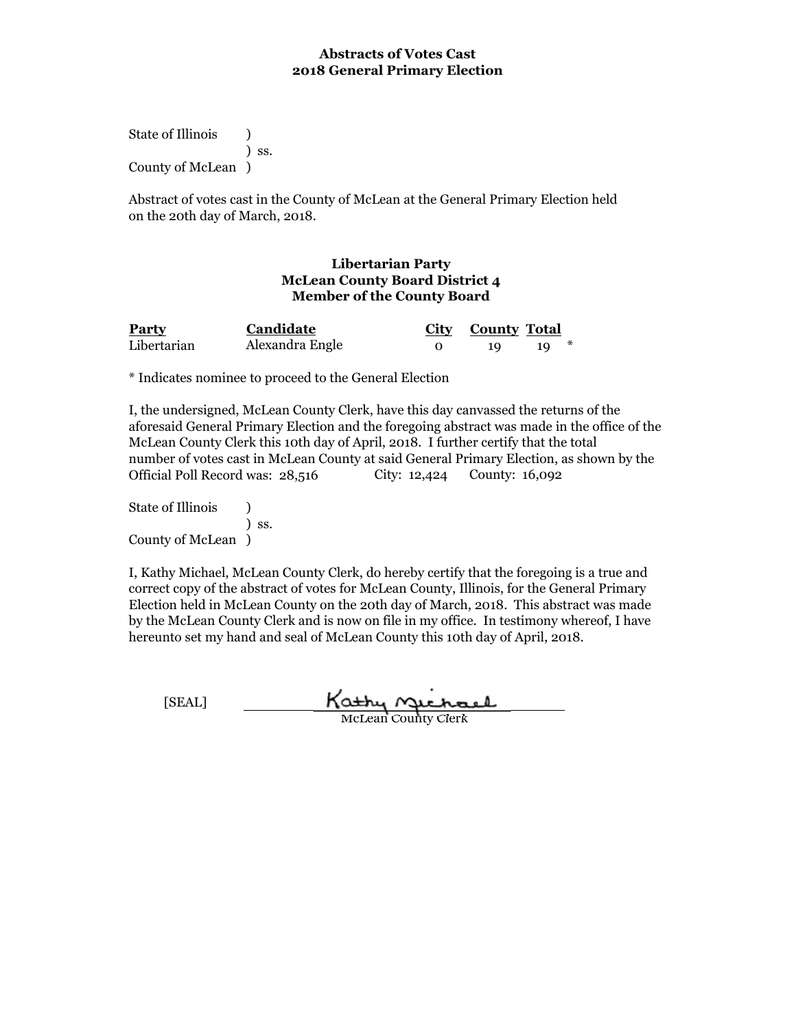**Abstracts of Votes Cast**
**2018 General Primary Election**

State of Illinois )
) ss.
County of McLean )

Abstract of votes cast in the County of McLean at the General Primary Election held on the 20th day of March, 2018.

**Libertarian Party**
**McLean County Board District 4**
**Member of the County Board**

| Party | Candidate | City | County | Total | |
|---|---|---|---|---|---|
| Libertarian | Alexandra Engle | 0 | 19 | 19 | * |

* Indicates nominee to proceed to the General Election

I, the undersigned, McLean County Clerk, have this day canvassed the returns of the aforesaid General Primary Election and the foregoing abstract was made in the office of the McLean County Clerk this 10th day of April, 2018. I further certify that the total number of votes cast in McLean County at said General Primary Election, as shown by the Official Poll Record was: 28,516 City: 12,424 County: 16,092

State of Illinois )
) ss.
County of McLean )

I, Kathy Michael, McLean County Clerk, do hereby certify that the foregoing is a true and correct copy of the abstract of votes for McLean County, Illinois, for the General Primary Election held in McLean County on the 20th day of March, 2018. This abstract was made by the McLean County Clerk and is now on file in my office. In testimony whereof, I have hereunto set my hand and seal of McLean County this 10th day of April, 2018.

[SEAL] Kathy Michael
McLean County Clerk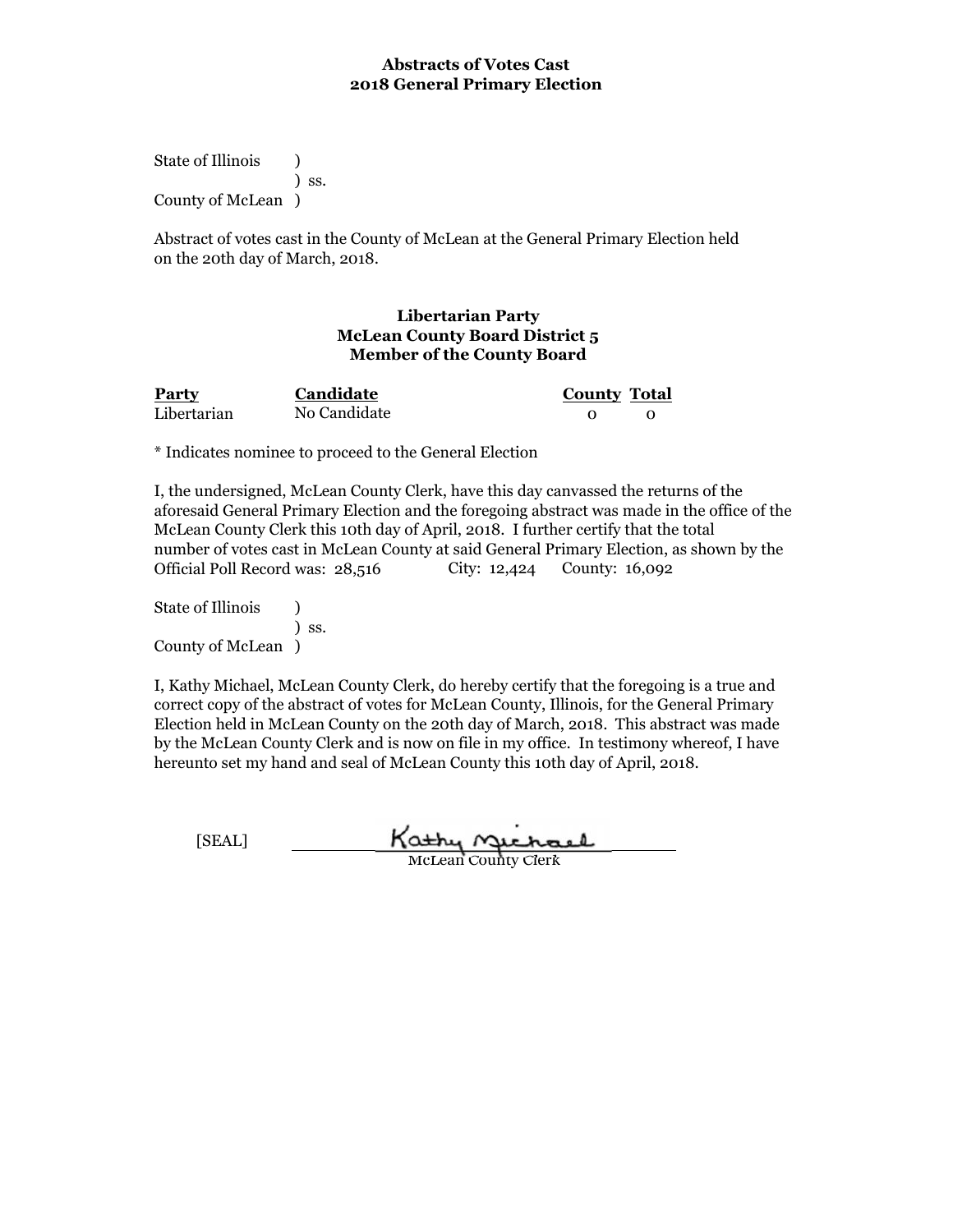**Abstracts of Votes Cast**
**2018 General Primary Election**

State of Illinois )
) ss.
County of McLean )

Abstract of votes cast in the County of McLean at the General Primary Election held on the 20th day of March, 2018.

**Libertarian Party**
**McLean County Board District 5**
**Member of the County Board**

| Party | Candidate | County | Total |
|---|---|---|---|
| Libertarian | No Candidate | 0 | 0 |

* Indicates nominee to proceed to the General Election

I, the undersigned, McLean County Clerk, have this day canvassed the returns of the aforesaid General Primary Election and the foregoing abstract was made in the office of the McLean County Clerk this 10th day of April, 2018. I further certify that the total number of votes cast in McLean County at said General Primary Election, as shown by the Official Poll Record was: 28,516 City: 12,424 County: 16,092

State of Illinois )
) ss.
County of McLean )

I, Kathy Michael, McLean County Clerk, do hereby certify that the foregoing is a true and correct copy of the abstract of votes for McLean County, Illinois, for the General Primary Election held in McLean County on the 20th day of March, 2018. This abstract was made by the McLean County Clerk and is now on file in my office. In testimony whereof, I have hereunto set my hand and seal of McLean County this 10th day of April, 2018.

[SEAL] Kathy Michael
McLean County Clerk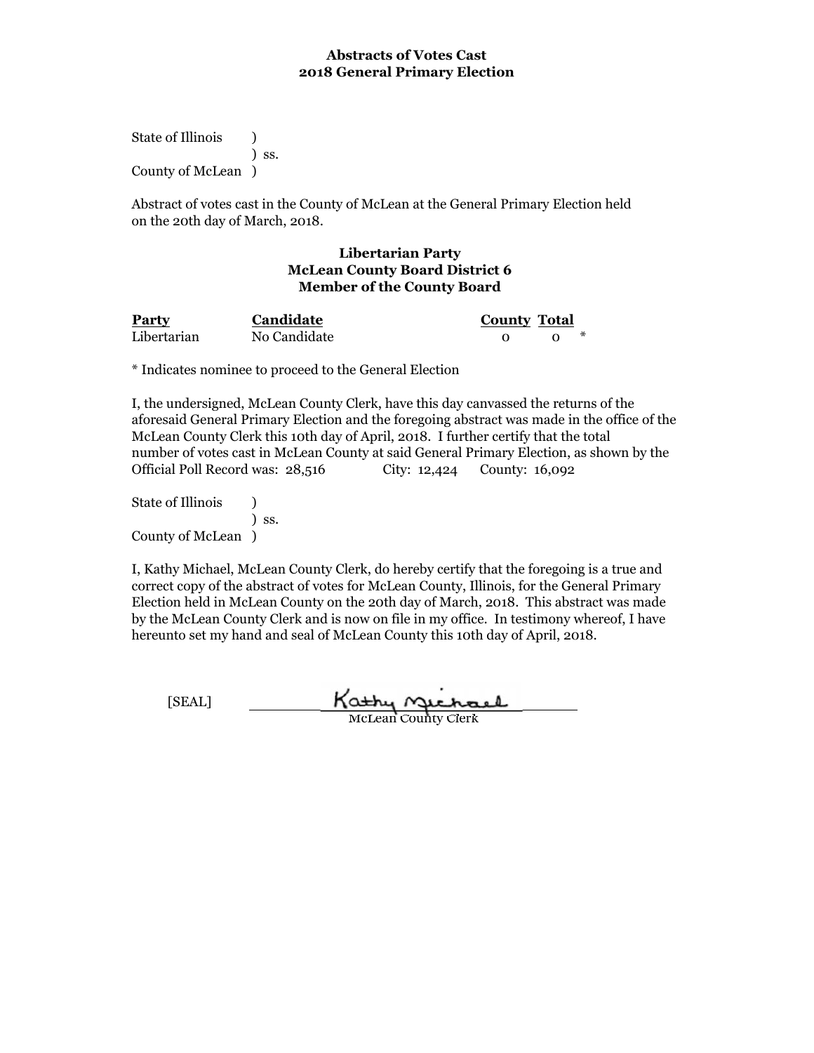**Abstracts of Votes Cast**
**2018 General Primary Election**

State of Illinois )
) ss.
County of McLean )

Abstract of votes cast in the County of McLean at the General Primary Election held on the 20th day of March, 2018.

**Libertarian Party**
**McLean County Board District 6**
**Member of the County Board**

| Party | Candidate | County | Total | |
|---|---|---|---|---|
| Libertarian | No Candidate | 0 | 0 | * |

* Indicates nominee to proceed to the General Election

I, the undersigned, McLean County Clerk, have this day canvassed the returns of the aforesaid General Primary Election and the foregoing abstract was made in the office of the McLean County Clerk this 10th day of April, 2018. I further certify that the total number of votes cast in McLean County at said General Primary Election, as shown by the Official Poll Record was: 28,516 City: 12,424 County: 16,092

State of Illinois )
) ss.
County of McLean )

I, Kathy Michael, McLean County Clerk, do hereby certify that the foregoing is a true and correct copy of the abstract of votes for McLean County, Illinois, for the General Primary Election held in McLean County on the 20th day of March, 2018. This abstract was made by the McLean County Clerk and is now on file in my office. In testimony whereof, I have hereunto set my hand and seal of McLean County this 10th day of April, 2018.

[SEAL] Kathy Michael
McLean County Clerk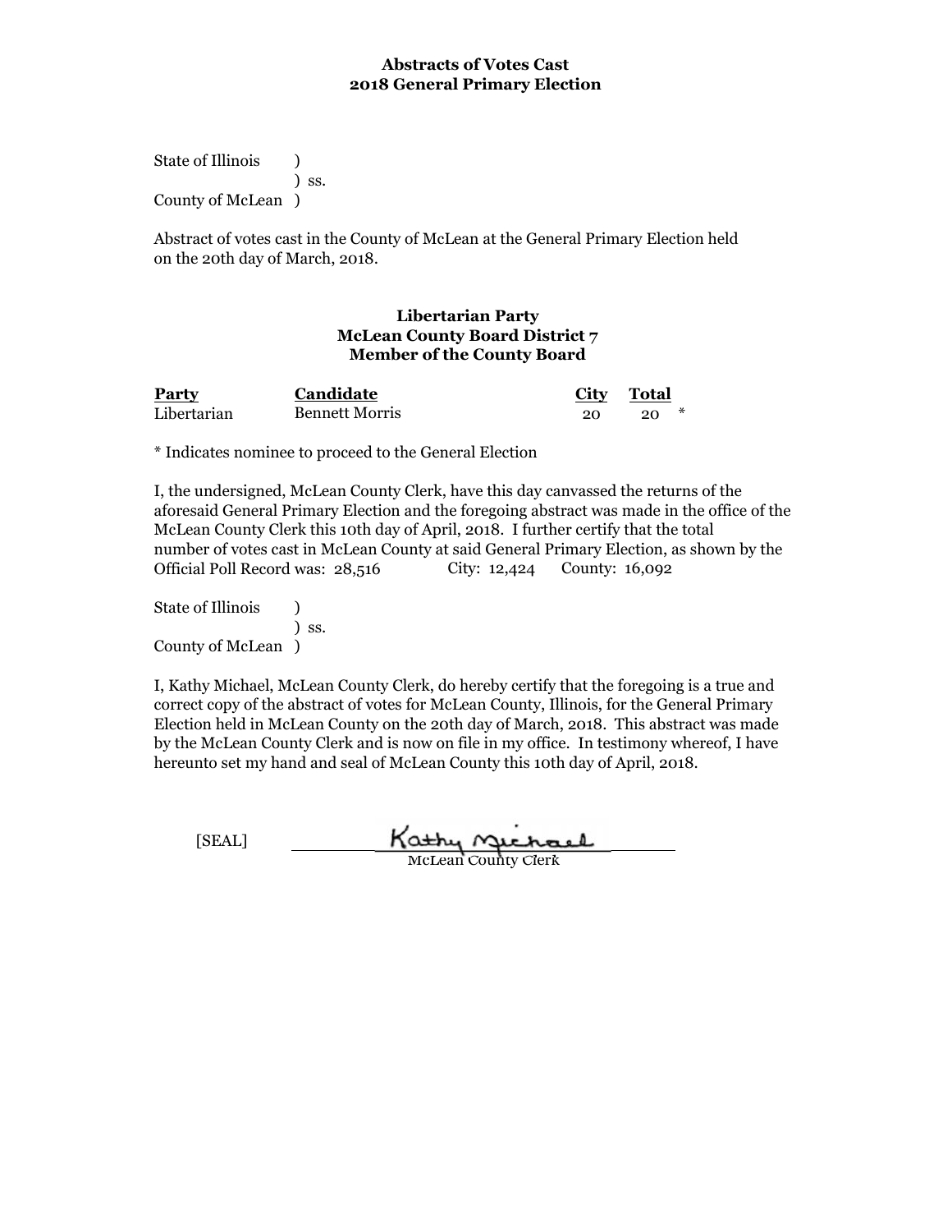**Abstracts of Votes Cast**
**2018 General Primary Election**

State of Illinois )
) ss.
County of McLean )

Abstract of votes cast in the County of McLean at the General Primary Election held on the 20th day of March, 2018.

**Libertarian Party**
**McLean County Board District 7**
**Member of the County Board**

| Party | Candidate | City | Total | |
|---|---|---|---|---|
| Libertarian | Bennett Morris | 20 | 20 | * |

* Indicates nominee to proceed to the General Election

I, the undersigned, McLean County Clerk, have this day canvassed the returns of the aforesaid General Primary Election and the foregoing abstract was made in the office of the McLean County Clerk this 10th day of April, 2018. I further certify that the total number of votes cast in McLean County at said General Primary Election, as shown by the Official Poll Record was: 28,516 City: 12,424 County: 16,092

State of Illinois )
) ss.
County of McLean )

I, Kathy Michael, McLean County Clerk, do hereby certify that the foregoing is a true and correct copy of the abstract of votes for McLean County, Illinois, for the General Primary Election held in McLean County on the 20th day of March, 2018. This abstract was made by the McLean County Clerk and is now on file in my office. In testimony whereof, I have hereunto set my hand and seal of McLean County this 10th day of April, 2018.

[SEAL] Kathy Michael
McLean County Clerk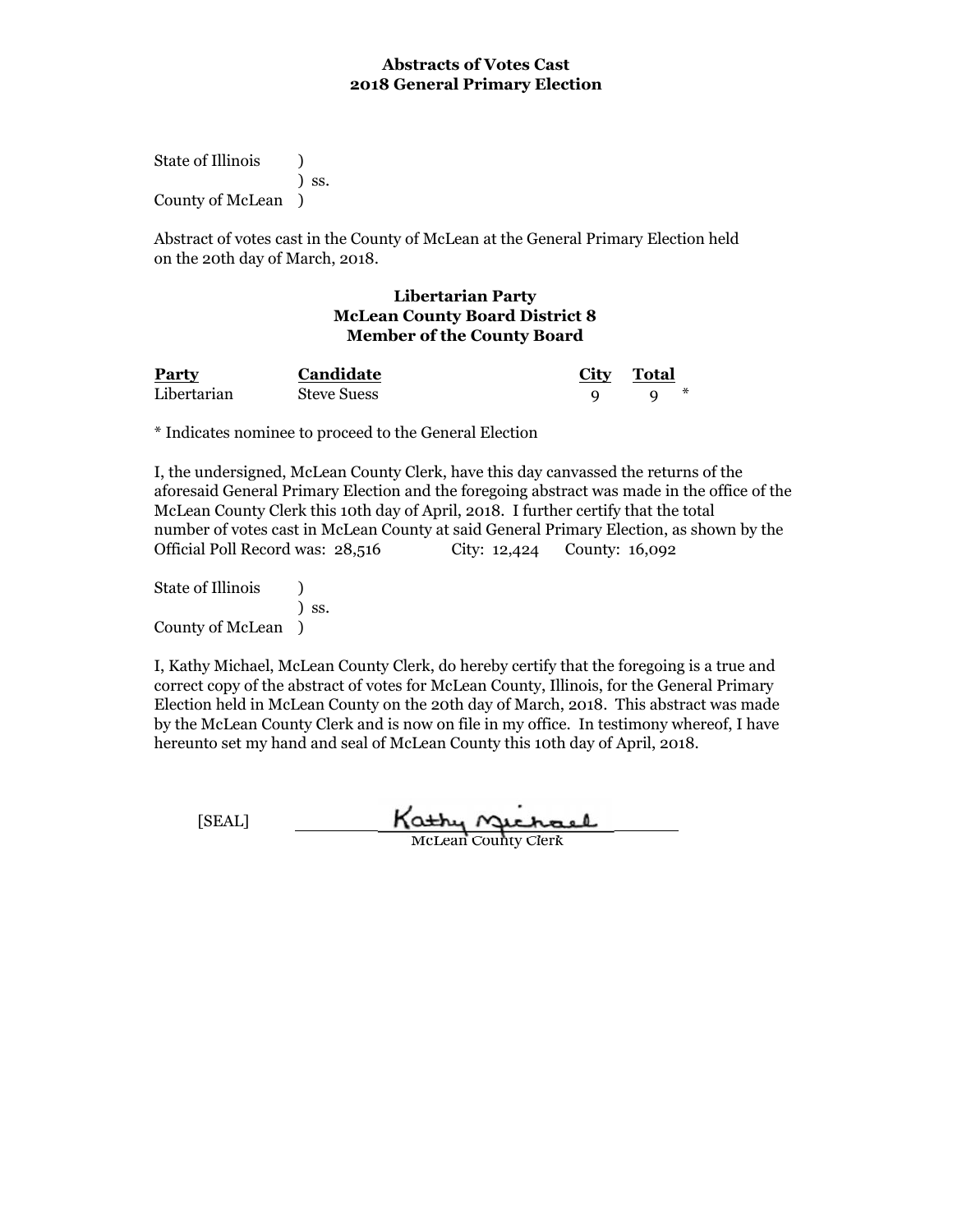**Abstracts of Votes Cast**
**2018 General Primary Election**

State of Illinois )
) ss.
County of McLean )

Abstract of votes cast in the County of McLean at the General Primary Election held on the 20th day of March, 2018.

**Libertarian Party**
**McLean County Board District 8**
**Member of the County Board**

| Party | Candidate | City | Total | |
|---|---|---|---|---|
| Libertarian | Steve Suess | 9 | 9 | * |

* Indicates nominee to proceed to the General Election

I, the undersigned, McLean County Clerk, have this day canvassed the returns of the aforesaid General Primary Election and the foregoing abstract was made in the office of the McLean County Clerk this 10th day of April, 2018. I further certify that the total number of votes cast in McLean County at said General Primary Election, as shown by the Official Poll Record was: 28,516 City: 12,424 County: 16,092

State of Illinois )
) ss.
County of McLean )

I, Kathy Michael, McLean County Clerk, do hereby certify that the foregoing is a true and correct copy of the abstract of votes for McLean County, Illinois, for the General Primary Election held in McLean County on the 20th day of March, 2018. This abstract was made by the McLean County Clerk and is now on file in my office. In testimony whereof, I have hereunto set my hand and seal of McLean County this 10th day of April, 2018.

[SEAL] Kathy Michael
McLean County Clerk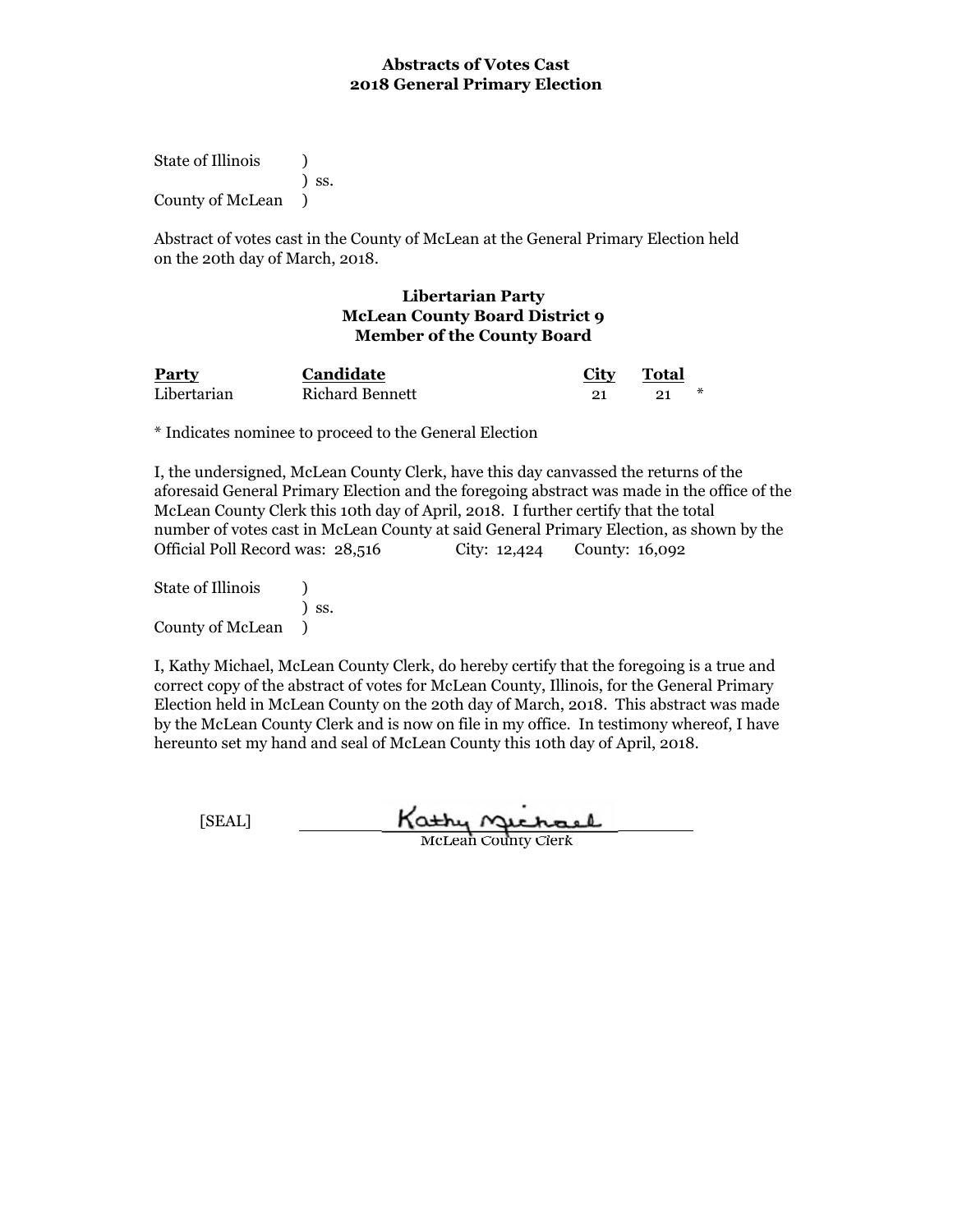**Abstracts of Votes Cast**
**2018 General Primary Election**

State of Illinois )
) ss.
County of McLean )

Abstract of votes cast in the County of McLean at the General Primary Election held on the 20th day of March, 2018.

**Libertarian Party**
**McLean County Board District 9**
**Member of the County Board**

| Party | Candidate | City | Total | |
|---|---|---|---|---|
| Libertarian | Richard Bennett | 21 | 21 | * |

* Indicates nominee to proceed to the General Election

I, the undersigned, McLean County Clerk, have this day canvassed the returns of the aforesaid General Primary Election and the foregoing abstract was made in the office of the McLean County Clerk this 10th day of April, 2018. I further certify that the total number of votes cast in McLean County at said General Primary Election, as shown by the Official Poll Record was: 28,516 City: 12,424 County: 16,092

State of Illinois )
) ss.
County of McLean )

I, Kathy Michael, McLean County Clerk, do hereby certify that the foregoing is a true and correct copy of the abstract of votes for McLean County, Illinois, for the General Primary Election held in McLean County on the 20th day of March, 2018. This abstract was made by the McLean County Clerk and is now on file in my office. In testimony whereof, I have hereunto set my hand and seal of McLean County this 10th day of April, 2018.

[SEAL] Kathy Michael
McLean County Clerk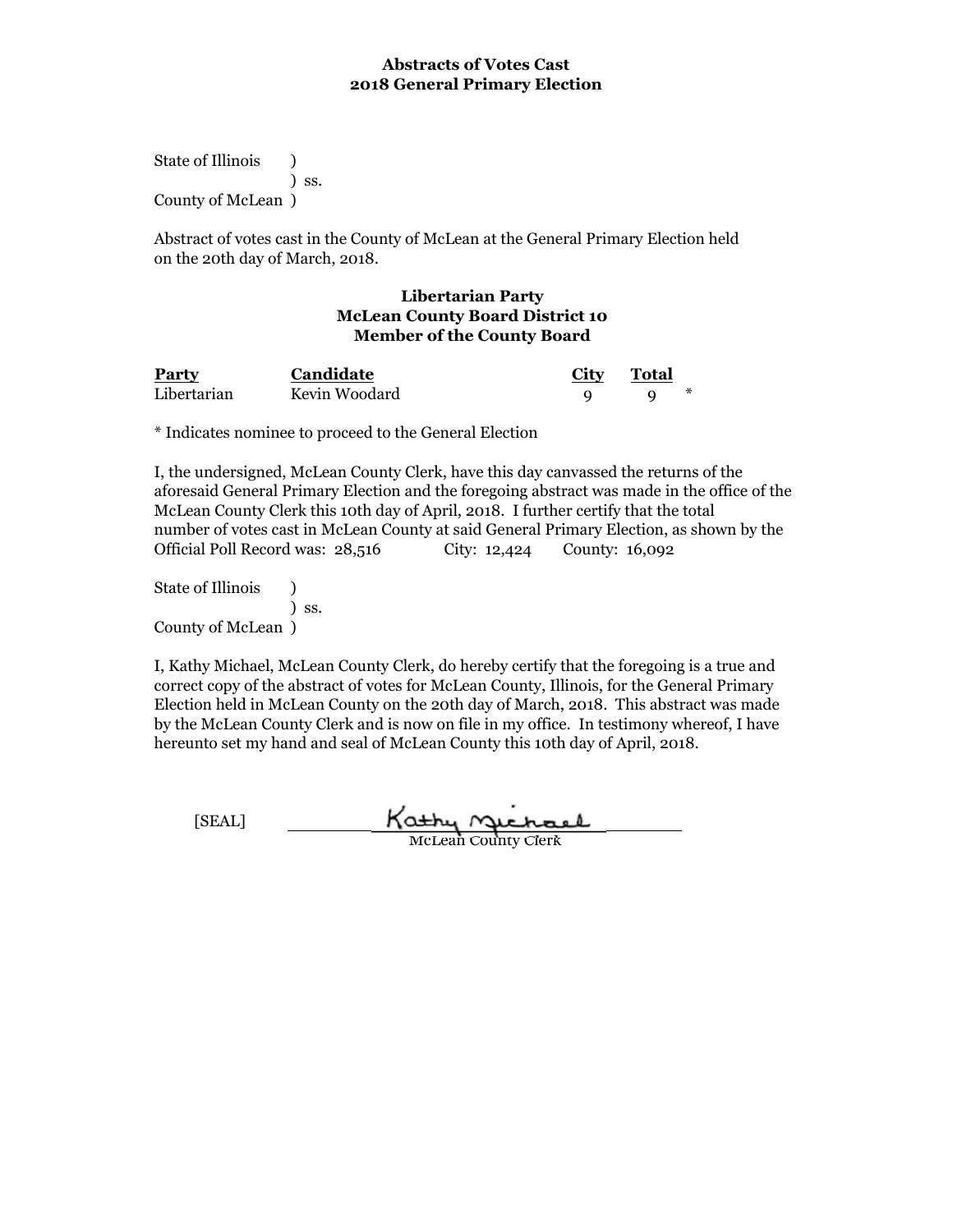**Abstracts of Votes Cast**
**2018 General Primary Election**

State of Illinois )
) ss.
County of McLean )

Abstract of votes cast in the County of McLean at the General Primary Election held on the 20th day of March, 2018.

**Libertarian Party**
**McLean County Board District 10**
**Member of the County Board**

| Party | Candidate | City | Total | |
|---|---|---|---|---|
| Libertarian | Kevin Woodard | 9 | 9 | * |

* Indicates nominee to proceed to the General Election

I, the undersigned, McLean County Clerk, have this day canvassed the returns of the aforesaid General Primary Election and the foregoing abstract was made in the office of the McLean County Clerk this 10th day of April, 2018. I further certify that the total number of votes cast in McLean County at said General Primary Election, as shown by the Official Poll Record was: 28,516 City: 12,424 County: 16,092

State of Illinois )
) ss.
County of McLean )

I, Kathy Michael, McLean County Clerk, do hereby certify that the foregoing is a true and correct copy of the abstract of votes for McLean County, Illinois, for the General Primary Election held in McLean County on the 20th day of March, 2018. This abstract was made by the McLean County Clerk and is now on file in my office. In testimony whereof, I have hereunto set my hand and seal of McLean County this 10th day of April, 2018.

[SEAL] Kathy Michael
McLean County Clerk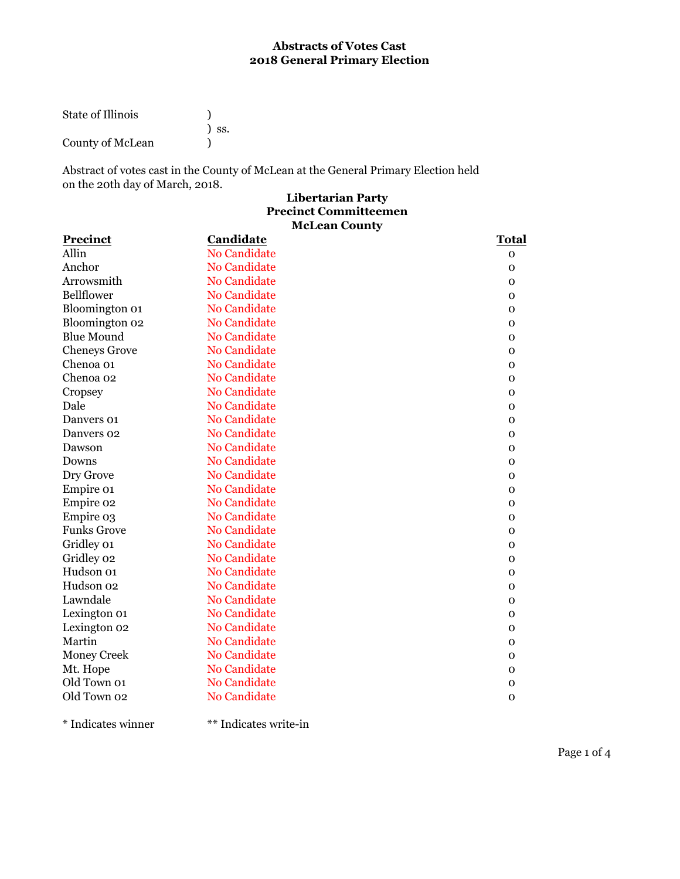**Abstracts of Votes Cast**
**2018 General Primary Election**

State of Illinois )
) ss.
County of McLean )

Abstract of votes cast in the County of McLean at the General Primary Election held on the 20th day of March, 2018.

**Libertarian Party**
**Precinct Committeemen**
**McLean County**

| Precinct | Candidate | Total |
|---|---|---|
| Allin | No Candidate | 0 |
| Anchor | No Candidate | 0 |
| Arrowsmith | No Candidate | 0 |
| Bellflower | No Candidate | 0 |
| Bloomington 01 | No Candidate | 0 |
| Bloomington 02 | No Candidate | 0 |
| Blue Mound | No Candidate | 0 |
| Cheneys Grove | No Candidate | 0 |
| Chenoa 01 | No Candidate | 0 |
| Chenoa 02 | No Candidate | 0 |
| Cropsey | No Candidate | 0 |
| Dale | No Candidate | 0 |
| Danvers 01 | No Candidate | 0 |
| Danvers 02 | No Candidate | 0 |
| Dawson | No Candidate | 0 |
| Downs | No Candidate | 0 |
| Dry Grove | No Candidate | 0 |
| Empire 01 | No Candidate | 0 |
| Empire 02 | No Candidate | 0 |
| Empire 03 | No Candidate | 0 |
| Funks Grove | No Candidate | 0 |
| Gridley 01 | No Candidate | 0 |
| Gridley 02 | No Candidate | 0 |
| Hudson 01 | No Candidate | 0 |
| Hudson 02 | No Candidate | 0 |
| Lawndale | No Candidate | 0 |
| Lexington 01 | No Candidate | 0 |
| Lexington 02 | No Candidate | 0 |
| Martin | No Candidate | 0 |
| Money Creek | No Candidate | 0 |
| Mt. Hope | No Candidate | 0 |
| Old Town 01 | No Candidate | 0 |
| Old Town 02 | No Candidate | 0 |

* Indicates winner ** Indicates write-in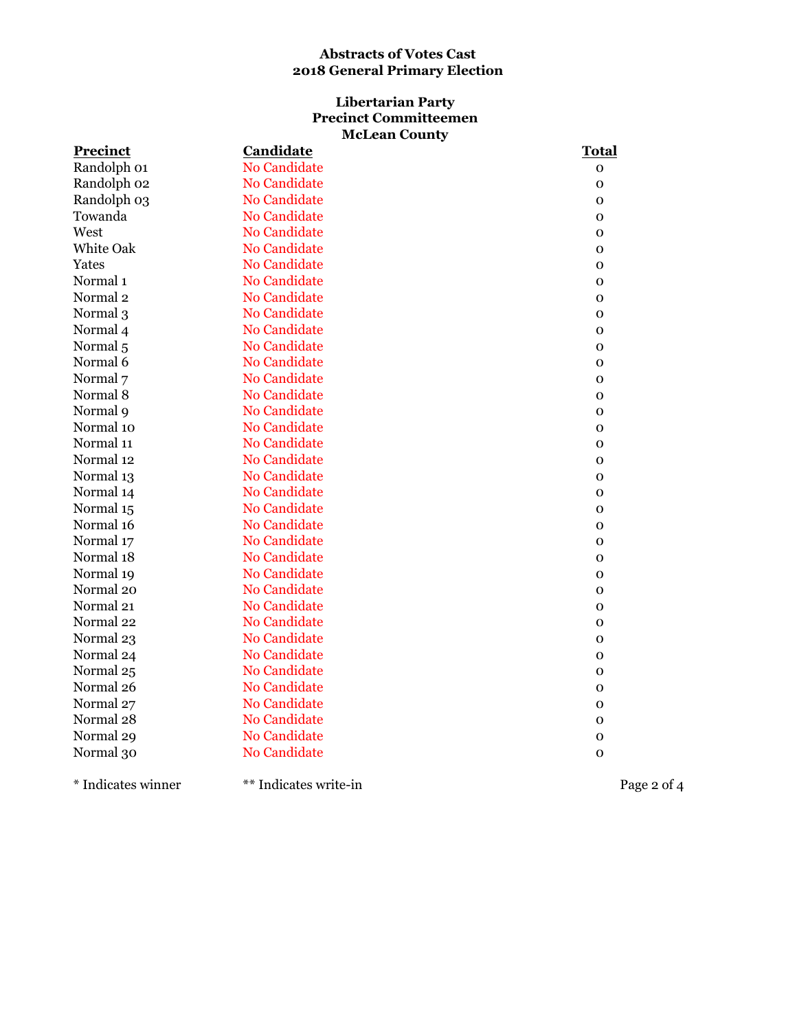**Abstracts of Votes Cast**
**2018 General Primary Election**

**Libertarian Party**
**Precinct Committeemen**
**McLean County**

| Precinct | Candidate | Total |
|---|---|---|
| Randolph 01 | No Candidate | 0 |
| Randolph 02 | No Candidate | 0 |
| Randolph 03 | No Candidate | 0 |
| Towanda | No Candidate | 0 |
| West | No Candidate | 0 |
| White Oak | No Candidate | 0 |
| Yates | No Candidate | 0 |
| Normal 1 | No Candidate | 0 |
| Normal 2 | No Candidate | 0 |
| Normal 3 | No Candidate | 0 |
| Normal 4 | No Candidate | 0 |
| Normal 5 | No Candidate | 0 |
| Normal 6 | No Candidate | 0 |
| Normal 7 | No Candidate | 0 |
| Normal 8 | No Candidate | 0 |
| Normal 9 | No Candidate | 0 |
| Normal 10 | No Candidate | 0 |
| Normal 11 | No Candidate | 0 |
| Normal 12 | No Candidate | 0 |
| Normal 13 | No Candidate | 0 |
| Normal 14 | No Candidate | 0 |
| Normal 15 | No Candidate | 0 |
| Normal 16 | No Candidate | 0 |
| Normal 17 | No Candidate | 0 |
| Normal 18 | No Candidate | 0 |
| Normal 19 | No Candidate | 0 |
| Normal 20 | No Candidate | 0 |
| Normal 21 | No Candidate | 0 |
| Normal 22 | No Candidate | 0 |
| Normal 23 | No Candidate | 0 |
| Normal 24 | No Candidate | 0 |
| Normal 25 | No Candidate | 0 |
| Normal 26 | No Candidate | 0 |
| Normal 27 | No Candidate | 0 |
| Normal 28 | No Candidate | 0 |
| Normal 29 | No Candidate | 0 |
| Normal 30 | No Candidate | 0 |

\* Indicates winner　　** Indicates write-in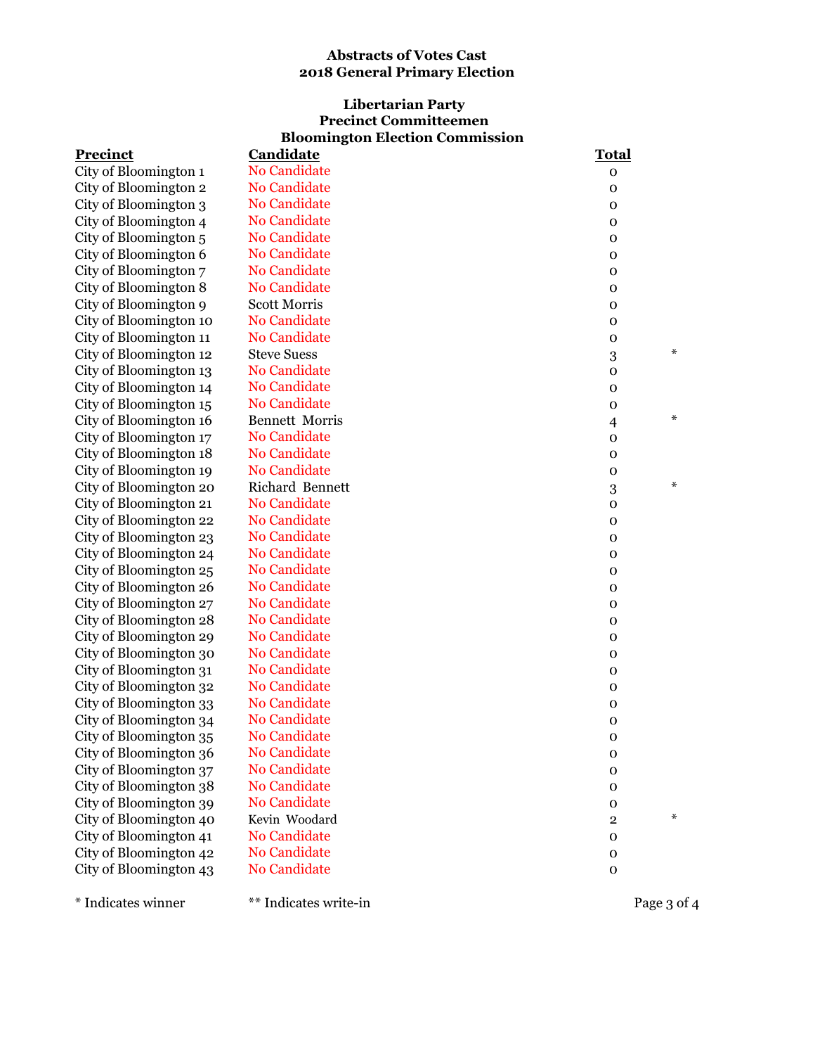**Abstracts of Votes Cast**
**2018 General Primary Election**

**Libertarian Party**
**Precinct Committeemen**
**Bloomington Election Commission**

| Precinct | Candidate | Total | |
|---|---|---|---|
| City of Bloomington 1 | No Candidate | 0 | |
| City of Bloomington 2 | No Candidate | 0 | |
| City of Bloomington 3 | No Candidate | 0 | |
| City of Bloomington 4 | No Candidate | 0 | |
| City of Bloomington 5 | No Candidate | 0 | |
| City of Bloomington 6 | No Candidate | 0 | |
| City of Bloomington 7 | No Candidate | 0 | |
| City of Bloomington 8 | No Candidate | 0 | |
| City of Bloomington 9 | Scott Morris | 0 | |
| City of Bloomington 10 | No Candidate | 0 | |
| City of Bloomington 11 | No Candidate | 0 | |
| City of Bloomington 12 | Steve Suess | 3 | * |
| City of Bloomington 13 | No Candidate | 0 | |
| City of Bloomington 14 | No Candidate | 0 | |
| City of Bloomington 15 | No Candidate | 0 | |
| City of Bloomington 16 | Bennett Morris | 4 | * |
| City of Bloomington 17 | No Candidate | 0 | |
| City of Bloomington 18 | No Candidate | 0 | |
| City of Bloomington 19 | No Candidate | 0 | |
| City of Bloomington 20 | Richard Bennett | 3 | * |
| City of Bloomington 21 | No Candidate | 0 | |
| City of Bloomington 22 | No Candidate | 0 | |
| City of Bloomington 23 | No Candidate | 0 | |
| City of Bloomington 24 | No Candidate | 0 | |
| City of Bloomington 25 | No Candidate | 0 | |
| City of Bloomington 26 | No Candidate | 0 | |
| City of Bloomington 27 | No Candidate | 0 | |
| City of Bloomington 28 | No Candidate | 0 | |
| City of Bloomington 29 | No Candidate | 0 | |
| City of Bloomington 30 | No Candidate | 0 | |
| City of Bloomington 31 | No Candidate | 0 | |
| City of Bloomington 32 | No Candidate | 0 | |
| City of Bloomington 33 | No Candidate | 0 | |
| City of Bloomington 34 | No Candidate | 0 | |
| City of Bloomington 35 | No Candidate | 0 | |
| City of Bloomington 36 | No Candidate | 0 | |
| City of Bloomington 37 | No Candidate | 0 | |
| City of Bloomington 38 | No Candidate | 0 | |
| City of Bloomington 39 | No Candidate | 0 | |
| City of Bloomington 40 | Kevin Woodard | 2 | * |
| City of Bloomington 41 | No Candidate | 0 | |
| City of Bloomington 42 | No Candidate | 0 | |
| City of Bloomington 43 | No Candidate | 0 | |

* Indicates winner ** Indicates write-in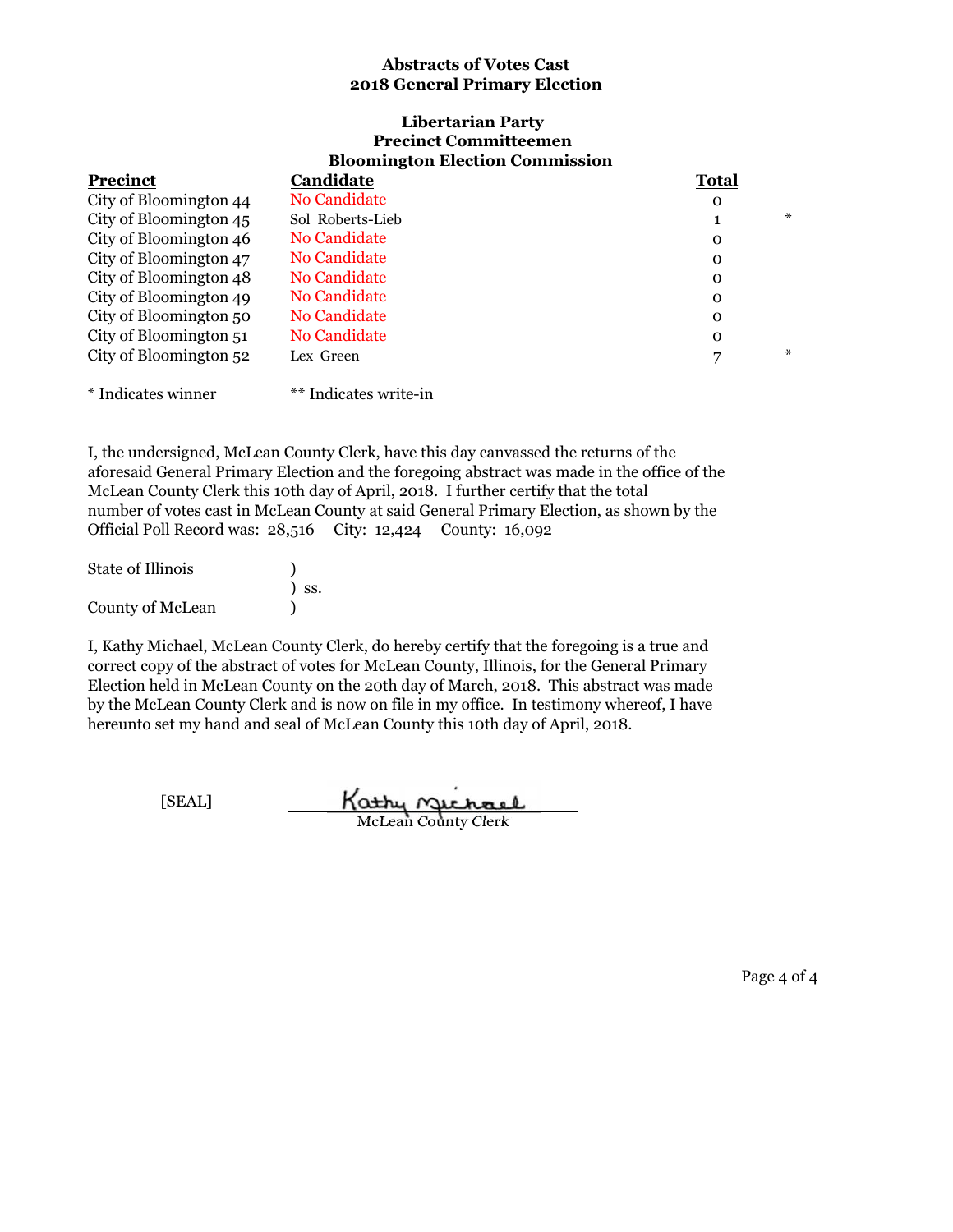**Abstracts of Votes Cast**
**2018 General Primary Election**

**Libertarian Party**
**Precinct Committeemen**
**Bloomington Election Commission**

| Precinct | Candidate | Total | |
|---|---|---|---|
| City of Bloomington 44 | No Candidate | 0 | |
| City of Bloomington 45 | Sol Roberts-Lieb | 1 | * |
| City of Bloomington 46 | No Candidate | 0 | |
| City of Bloomington 47 | No Candidate | 0 | |
| City of Bloomington 48 | No Candidate | 0 | |
| City of Bloomington 49 | No Candidate | 0 | |
| City of Bloomington 50 | No Candidate | 0 | |
| City of Bloomington 51 | No Candidate | 0 | |
| City of Bloomington 52 | Lex Green | 7 | * |

* Indicates winner ** Indicates write-in

I, the undersigned, McLean County Clerk, have this day canvassed the returns of the aforesaid General Primary Election and the foregoing abstract was made in the office of the McLean County Clerk this 10th day of April, 2018. I further certify that the total number of votes cast in McLean County at said General Primary Election, as shown by the Official Poll Record was: 28,516 City: 12,424 County: 16,092

State of Illinois )
) ss.
County of McLean )

I, Kathy Michael, McLean County Clerk, do hereby certify that the foregoing is a true and correct copy of the abstract of votes for McLean County, Illinois, for the General Primary Election held in McLean County on the 20th day of March, 2018. This abstract was made by the McLean County Clerk and is now on file in my office. In testimony whereof, I have hereunto set my hand and seal of McLean County this 10th day of April, 2018.

[SEAL] Kathy Michael
McLean County Clerk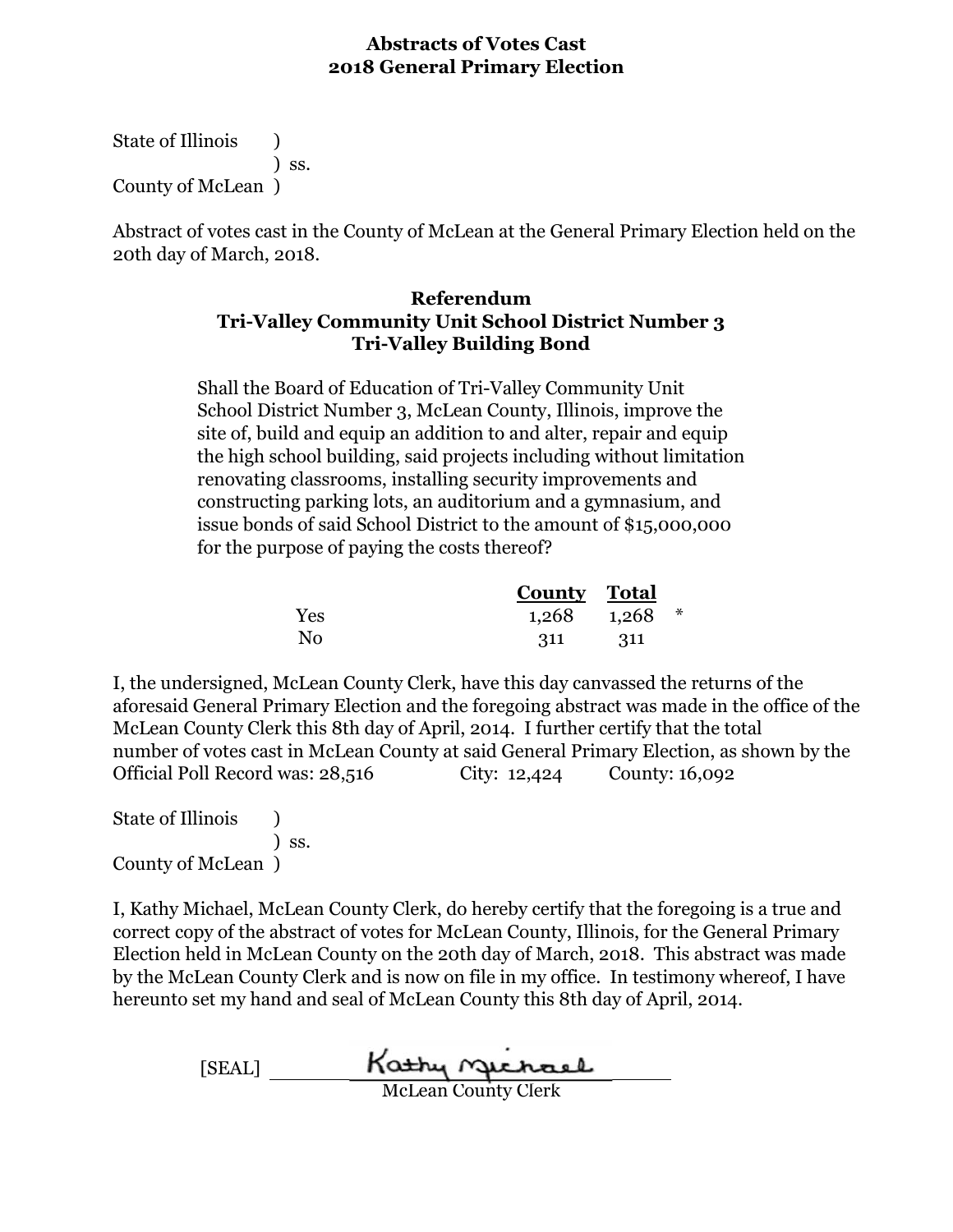## Abstracts of Votes Cast
## 2018 General Primary Election

State of Illinois )
) ss.
County of McLean )

Abstract of votes cast in the County of McLean at the General Primary Election held on the 20th day of March, 2018.

### Referendum
### Tri-Valley Community Unit School District Number 3
### Tri-Valley Building Bond

Shall the Board of Education of Tri-Valley Community Unit School District Number 3, McLean County, Illinois, improve the site of, build and equip an addition to and alter, repair and equip the high school building, said projects including without limitation renovating classrooms, installing security improvements and constructing parking lots, an auditorium and a gymnasium, and issue bonds of said School District to the amount of $15,000,000 for the purpose of paying the costs thereof?

| | County | Total | |
|---|---|---|---|
| Yes | 1,268 | 1,268 | * |
| No | 311 | 311 | |

I, the undersigned, McLean County Clerk, have this day canvassed the returns of the aforesaid General Primary Election and the foregoing abstract was made in the office of the McLean County Clerk this 8th day of April, 2014. I further certify that the total number of votes cast in McLean County at said General Primary Election, as shown by the Official Poll Record was: 28,516 City: 12,424 County: 16,092

State of Illinois )
) ss.
County of McLean )

I, Kathy Michael, McLean County Clerk, do hereby certify that the foregoing is a true and correct copy of the abstract of votes for McLean County, Illinois, for the General Primary Election held in McLean County on the 20th day of March, 2018. This abstract was made by the McLean County Clerk and is now on file in my office. In testimony whereof, I have hereunto set my hand and seal of McLean County this 8th day of April, 2014.

[SEAL] Kathy Michael
McLean County Clerk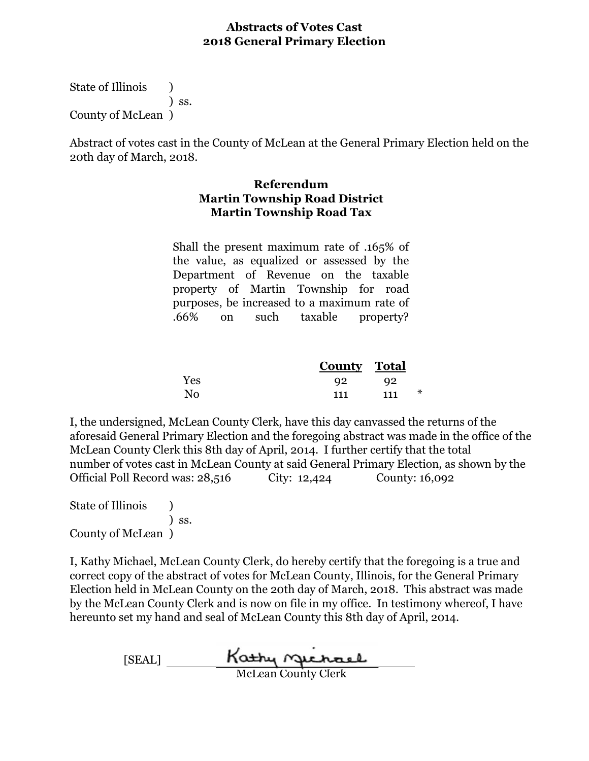# Abstracts of Votes Cast
# 2018 General Primary Election

State of Illinois )
) ss.
County of McLean )

Abstract of votes cast in the County of McLean at the General Primary Election held on the 20th day of March, 2018.

### Referendum
### Martin Township Road District
### Martin Township Road Tax

Shall the present maximum rate of .165% of the value, as equalized or assessed by the Department of Revenue on the taxable property of Martin Township for road purposes, be increased to a maximum rate of .66% on such taxable property?

| | County | Total | |
|---|---|---|---|
| Yes | 92 | 92 | |
| No | 111 | 111 | * |

I, the undersigned, McLean County Clerk, have this day canvassed the returns of the aforesaid General Primary Election and the foregoing abstract was made in the office of the McLean County Clerk this 8th day of April, 2014. I further certify that the total number of votes cast in McLean County at said General Primary Election, as shown by the Official Poll Record was: 28,516 City: 12,424 County: 16,092

State of Illinois )
) ss.
County of McLean )

I, Kathy Michael, McLean County Clerk, do hereby certify that the foregoing is a true and correct copy of the abstract of votes for McLean County, Illinois, for the General Primary Election held in McLean County on the 20th day of March, 2018. This abstract was made by the McLean County Clerk and is now on file in my office. In testimony whereof, I have hereunto set my hand and seal of McLean County this 8th day of April, 2014.

[SEAL] Kathy Michael
McLean County Clerk